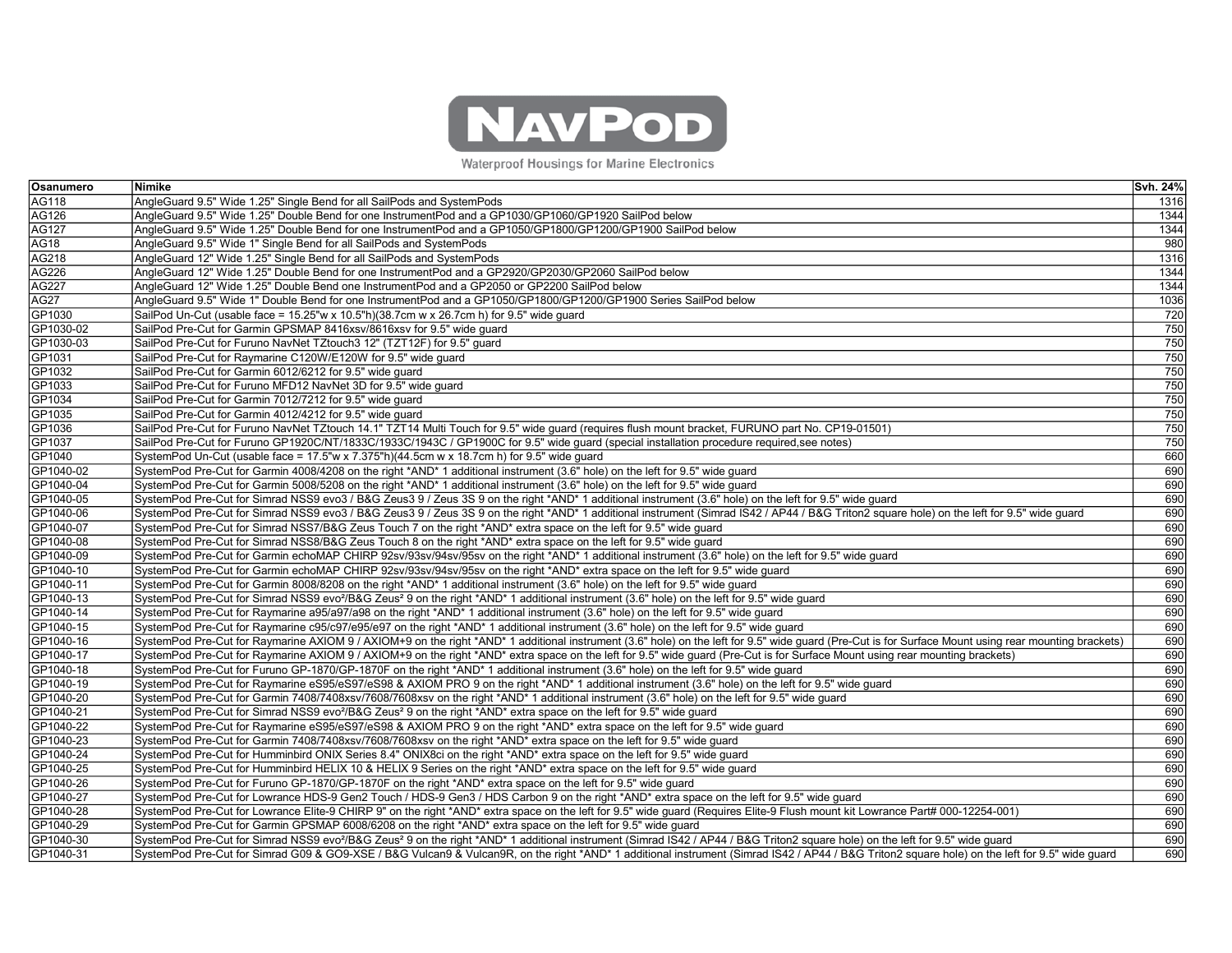# NAVPOD

Waterproof Housings for Marine Electronics

| Osanumero | Nimike | Svh. 24% |
|---|---|---|
| AG118 | AngleGuard 9.5" Wide 1.25" Single Bend for all SailPods and SystemPods | 1316 |
| AG126 | AngleGuard 9.5" Wide 1.25" Double Bend for one InstrumentPod and a GP1030/GP1060/GP1920 SailPod below | 1344 |
| AG127 | AngleGuard 9.5" Wide 1.25" Double Bend for one InstrumentPod and a GP1050/GP1800/GP1200/GP1900 SailPod below | 1344 |
| AG18 | AngleGuard 9.5" Wide 1" Single Bend for all SailPods and SystemPods | 980 |
| AG218 | AngleGuard 12" Wide 1.25" Single Bend for all SailPods and SystemPods | 1316 |
| AG226 | AngleGuard 12" Wide 1.25" Double Bend for one InstrumentPod and a GP2920/GP2030/GP2060 SailPod below | 1344 |
| AG227 | AngleGuard 12" Wide 1.25" Double Bend one InstrumentPod and a GP2050 or GP2200 SailPod below | 1344 |
| AG27 | AngleGuard 9.5" Wide 1" Double Bend for one InstrumentPod and a GP1050/GP1800/GP1200/GP1900 Series SailPod below | 1036 |
| GP1030 | SailPod Un-Cut (usable face = 15.25"w x 10.5"h)(38.7cm w x 26.7cm h) for 9.5" wide guard | 720 |
| GP1030-02 | SailPod Pre-Cut for Garmin GPSMAP 8416xsv/8616xsv for 9.5" wide guard | 750 |
| GP1030-03 | SailPod Pre-Cut for Furuno NavNet TZtouch3 12" (TZT12F) for 9.5" guard | 750 |
| GP1031 | SailPod Pre-Cut for Raymarine C120W/E120W for 9.5" wide guard | 750 |
| GP1032 | SailPod Pre-Cut for Garmin 6012/6212 for 9.5" wide guard | 750 |
| GP1033 | SailPod Pre-Cut for Furuno MFD12 NavNet 3D for 9.5" wide guard | 750 |
| GP1034 | SailPod Pre-Cut for Garmin 7012/7212 for 9.5" wide guard | 750 |
| GP1035 | SailPod Pre-Cut for Garmin 4012/4212 for 9.5" wide guard | 750 |
| GP1036 | SailPod Pre-Cut for Furuno NavNet TZtouch 14.1" TZT14 Multi Touch for 9.5" wide guard (requires flush mount bracket, FURUNO part No. CP19-01501) | 750 |
| GP1037 | SailPod Pre-Cut for Furuno GP1920C/NT/1833C/1933C/1943C / GP1900C for 9.5" wide guard (special installation procedure required,see notes) | 750 |
| GP1040 | SystemPod Un-Cut (usable face = 17.5"w x 7.375"h)(44.5cm w x 18.7cm h) for 9.5" wide guard | 660 |
| GP1040-02 | SystemPod Pre-Cut for Garmin 4008/4208 on the right *AND* 1 additional instrument (3.6" hole) on the left for 9.5" wide guard | 690 |
| GP1040-04 | SystemPod Pre-Cut for Garmin 5008/5208 on the right *AND* 1 additional instrument (3.6" hole) on the left for 9.5" wide guard | 690 |
| GP1040-05 | SystemPod Pre-Cut for Simrad NSS9 evo3 / B&G Zeus3 9 / Zeus 3S 9 on the right *AND* 1 additional instrument (3.6" hole) on the left for 9.5" wide guard | 690 |
| GP1040-06 | SystemPod Pre-Cut for Simrad NSS9 evo3 / B&G Zeus3 9 / Zeus 3S 9 on the right *AND* 1 additional instrument (Simrad IS42 / AP44 / B&G Triton2 square hole) on the left for 9.5" wide guard | 690 |
| GP1040-07 | SystemPod Pre-Cut for Simrad NSS7/B&G Zeus Touch 7 on the right *AND* extra space on the left for 9.5" wide guard | 690 |
| GP1040-08 | SystemPod Pre-Cut for Simrad NSS8/B&G Zeus Touch 8 on the right *AND* extra space on the left for 9.5" wide guard | 690 |
| GP1040-09 | SystemPod Pre-Cut for Garmin echoMAP CHIRP 92sv/93sv/94sv/95sv on the right *AND* 1 additional instrument (3.6" hole) on the left for 9.5" wide guard | 690 |
| GP1040-10 | SystemPod Pre-Cut for Garmin echoMAP CHIRP 92sv/93sv/94sv/95sv on the right *AND* extra space on the left for 9.5" wide guard | 690 |
| GP1040-11 | SystemPod Pre-Cut for Garmin 8008/8208 on the right *AND* 1 additional instrument (3.6" hole) on the left for 9.5" wide guard | 690 |
| GP1040-13 | SystemPod Pre-Cut for Simrad NSS9 evo²/B&G Zeus² 9 on the right *AND* 1 additional instrument (3.6" hole) on the left for 9.5" wide guard | 690 |
| GP1040-14 | SystemPod Pre-Cut for Raymarine a95/a97/a98 on the right *AND* 1 additional instrument (3.6" hole) on the left for 9.5" wide guard | 690 |
| GP1040-15 | SystemPod Pre-Cut for Raymarine c95/c97/e95/e97 on the right *AND* 1 additional instrument (3.6" hole) on the left for 9.5" wide guard | 690 |
| GP1040-16 | SystemPod Pre-Cut for Raymarine AXIOM 9 / AXIOM+9 on the right *AND* 1 additional instrument (3.6" hole) on the left for 9.5" wide guard (Pre-Cut is for Surface Mount using rear mounting brackets) | 690 |
| GP1040-17 | SystemPod Pre-Cut for Raymarine AXIOM 9 / AXIOM+9 on the right *AND* extra space on the left for 9.5" wide guard (Pre-Cut is for Surface Mount using rear mounting brackets) | 690 |
| GP1040-18 | SystemPod Pre-Cut for Furuno GP-1870/GP-1870F on the right *AND* 1 additional instrument (3.6" hole) on the left for 9.5" wide guard | 690 |
| GP1040-19 | SystemPod Pre-Cut for Raymarine eS95/eS97/eS98 & AXIOM PRO 9 on the right *AND* 1 additional instrument (3.6" hole) on the left for 9.5" wide guard | 690 |
| GP1040-20 | SystemPod Pre-Cut for Garmin 7408/7408xsv/7608/7608xsv on the right *AND* 1 additional instrument (3.6" hole) on the left for 9.5" wide guard | 690 |
| GP1040-21 | SystemPod Pre-Cut for Simrad NSS9 evo²/B&G Zeus² 9 on the right *AND* extra space on the left for 9.5" wide guard | 690 |
| GP1040-22 | SystemPod Pre-Cut for Raymarine eS95/eS97/eS98 & AXIOM PRO 9 on the right *AND* extra space on the left for 9.5" wide guard | 690 |
| GP1040-23 | SystemPod Pre-Cut for Garmin 7408/7408xsv/7608/7608xsv on the right *AND* extra space on the left for 9.5" wide guard | 690 |
| GP1040-24 | SystemPod Pre-Cut for Humminbird ONIX Series 8.4" ONIX8ci on the right *AND* extra space on the left for 9.5" wide guard | 690 |
| GP1040-25 | SystemPod Pre-Cut for Humminbird HELIX 10 & HELIX 9 Series on the right *AND* extra space on the left for 9.5" wide guard | 690 |
| GP1040-26 | SystemPod Pre-Cut for Furuno GP-1870/GP-1870F on the right *AND* extra space on the left for 9.5" wide guard | 690 |
| GP1040-27 | SystemPod Pre-Cut for Lowrance HDS-9 Gen2 Touch / HDS-9 Gen3 / HDS Carbon 9 on the right *AND* extra space on the left for 9.5" wide guard | 690 |
| GP1040-28 | SystemPod Pre-Cut for Lowrance Elite-9 CHIRP 9" on the right *AND* extra space on the left for 9.5" wide guard (Requires Elite-9 Flush mount kit Lowrance Part# 000-12254-001) | 690 |
| GP1040-29 | SystemPod Pre-Cut for Garmin GPSMAP 6008/6208 on the right *AND* extra space on the left for 9.5" wide guard | 690 |
| GP1040-30 | SystemPod Pre-Cut for Simrad NSS9 evo²/B&G Zeus² 9 on the right *AND* 1 additional instrument (Simrad IS42 / AP44 / B&G Triton2 square hole) on the left for 9.5" wide guard | 690 |
| GP1040-31 | SystemPod Pre-Cut for Simrad G09 & GO9-XSE / B&G Vulcan9 & Vulcan9R, on the right *AND* 1 additional instrument (Simrad IS42 / AP44 / B&G Triton2 square hole) on the left for 9.5" wide guard | 690 |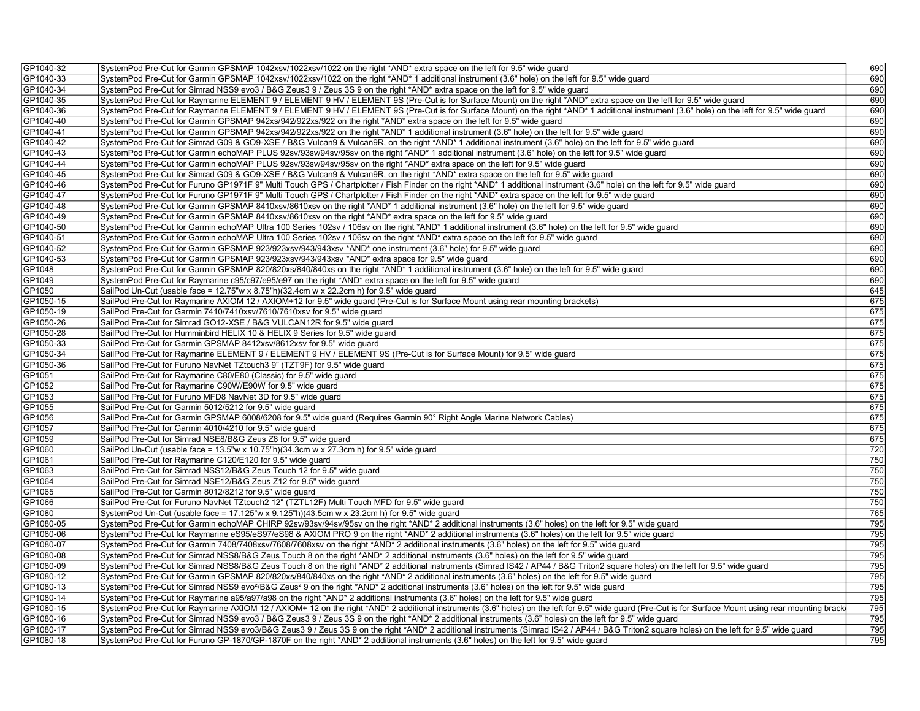| | | |
|---|---|---|
| GP1040-32 | SystemPod Pre-Cut for Garmin GPSMAP 1042xsv/1022xsv/1022 on the right *AND* extra space on the left for 9.5" wide guard | 690 |
| GP1040-33 | SystemPod Pre-Cut for Garmin GPSMAP 1042xsv/1022xsv/1022 on the right *AND* 1 additional instrument (3.6" hole) on the left for 9.5" wide guard | 690 |
| GP1040-34 | SystemPod Pre-Cut for Simrad NSS9 evo3 / B&G Zeus3 9 / Zeus 3S 9 on the right *AND* extra space on the left for 9.5" wide guard | 690 |
| GP1040-35 | SystemPod Pre-Cut for Raymarine ELEMENT 9 / ELEMENT 9 HV / ELEMENT 9S (Pre-Cut is for Surface Mount) on the right *AND* extra space on the left for 9.5" wide guard | 690 |
| GP1040-36 | SystemPod Pre-Cut for Raymarine ELEMENT 9 / ELEMENT 9 HV / ELEMENT 9S (Pre-Cut is for Surface Mount) on the right *AND* 1 additional instrument (3.6" hole) on the left for 9.5" wide guard | 690 |
| GP1040-40 | SystemPod Pre-Cut for Garmin GPSMAP 942xs/942/922xs/922 on the right *AND* extra space on the left for 9.5" wide guard | 690 |
| GP1040-41 | SystemPod Pre-Cut for Garmin GPSMAP 942xs/942/922xs/922 on the right *AND* 1 additional instrument (3.6" hole) on the left for 9.5" wide guard | 690 |
| GP1040-42 | SystemPod Pre-Cut for Simrad G09 & GO9-XSE / B&G Vulcan9 & Vulcan9R, on the right *AND* 1 additional instrument (3.6" hole) on the left for 9.5" wide guard | 690 |
| GP1040-43 | SystemPod Pre-Cut for Garmin echoMAP PLUS 92sv/93sv/94sv/95sv on the right *AND* 1 additional instrument (3.6" hole) on the left for 9.5" wide guard | 690 |
| GP1040-44 | SystemPod Pre-Cut for Garmin echoMAP PLUS 92sv/93sv/94sv/95sv on the right *AND* extra space on the left for 9.5" wide guard | 690 |
| GP1040-45 | SystemPod Pre-Cut for Simrad G09 & GO9-XSE / B&G Vulcan9 & Vulcan9R, on the right *AND* extra space on the left for 9.5" wide guard | 690 |
| GP1040-46 | SystemPod Pre-Cut for Furuno GP1971F 9" Multi Touch GPS / Chartplotter / Fish Finder on the right *AND* 1 additional instrument (3.6" hole) on the left for 9.5" wide guard | 690 |
| GP1040-47 | SystemPod Pre-Cut for Furuno GP1971F 9" Multi Touch GPS / Chartplotter / Fish Finder on the right *AND* extra space on the left for 9.5" wide guard | 690 |
| GP1040-48 | SystemPod Pre-Cut for Garmin GPSMAP 8410xsv/8610xsv on the right *AND* 1 additional instrument (3.6" hole) on the left for 9.5" wide guard | 690 |
| GP1040-49 | SystemPod Pre-Cut for Garmin GPSMAP 8410xsv/8610xsv on the right *AND* extra space on the left for 9.5" wide guard | 690 |
| GP1040-50 | SystemPod Pre-Cut for Garmin echoMAP Ultra 100 Series 102sv / 106sv on the right *AND* 1 additional instrument (3.6" hole) on the left for 9.5" wide guard | 690 |
| GP1040-51 | SystemPod Pre-Cut for Garmin echoMAP Ultra 100 Series 102sv / 106sv on the right *AND* extra space on the left for 9.5" wide guard | 690 |
| GP1040-52 | SystemPod Pre-Cut for Garmin GPSMAP 923/923xsv/943/943xsv *AND* one instrument (3.6" hole) for 9.5" wide guard | 690 |
| GP1040-53 | SystemPod Pre-Cut for Garmin GPSMAP 923/923xsv/943/943xsv *AND* extra space for 9.5" wide guard | 690 |
| GP1048 | SystemPod Pre-Cut for Garmin GPSMAP 820/820xs/840/840xs on the right *AND* 1 additional instrument (3.6" hole) on the left for 9.5" wide guard | 690 |
| GP1049 | SystemPod Pre-Cut for Raymarine c95/c97/e95/e97 on the right *AND* extra space on the left for 9.5" wide guard | 690 |
| GP1050 | SailPod Un-Cut (usable face = 12.75"w x 8.75"h)(32.4cm w x 22.2cm h) for 9.5" wide guard | 645 |
| GP1050-15 | SailPod Pre-Cut for Raymarine AXIOM 12 / AXIOM+12 for 9.5" wide guard (Pre-Cut is for Surface Mount using rear mounting brackets) | 675 |
| GP1050-19 | SailPod Pre-Cut for Garmin 7410/7410xsv/7610/7610xsv for 9.5" wide guard | 675 |
| GP1050-26 | SailPod Pre-Cut for Simrad GO12-XSE / B&G VULCAN12R for 9.5" wide guard | 675 |
| GP1050-28 | SailPod Pre-Cut for Humminbird HELIX 10 & HELIX 9 Series for 9.5" wide guard | 675 |
| GP1050-33 | SailPod Pre-Cut for Garmin GPSMAP 8412xsv/8612xsv for 9.5" wide guard | 675 |
| GP1050-34 | SailPod Pre-Cut for Raymarine ELEMENT 9 / ELEMENT 9 HV / ELEMENT 9S (Pre-Cut is for Surface Mount) for 9.5" wide guard | 675 |
| GP1050-36 | SailPod Pre-Cut for Furuno NavNet TZtouch3 9" (TZT9F) for 9.5" wide guard | 675 |
| GP1051 | SailPod Pre-Cut for Raymarine C80/E80 (Classic) for 9.5" wide guard | 675 |
| GP1052 | SailPod Pre-Cut for Raymarine C90W/E90W for 9.5" wide guard | 675 |
| GP1053 | SailPod Pre-Cut for Furuno MFD8 NavNet 3D for 9.5" wide guard | 675 |
| GP1055 | SailPod Pre-Cut for Garmin 5012/5212 for 9.5" wide guard | 675 |
| GP1056 | SailPod Pre-Cut for Garmin GPSMAP 6008/6208 for 9.5" wide guard (Requires Garmin 90° Right Angle Marine Network Cables) | 675 |
| GP1057 | SailPod Pre-Cut for Garmin 4010/4210 for 9.5" wide guard | 675 |
| GP1059 | SailPod Pre-Cut for Simrad NSE8/B&G Zeus Z8 for 9.5" wide guard | 675 |
| GP1060 | SailPod Un-Cut (usable face = 13.5"w x 10.75"h)(34.3cm w x 27.3cm h) for 9.5" wide guard | 720 |
| GP1061 | SailPod Pre-Cut for Raymarine C120/E120 for 9.5" wide guard | 750 |
| GP1063 | SailPod Pre-Cut for Simrad NSS12/B&G Zeus Touch 12 for 9.5" wide guard | 750 |
| GP1064 | SailPod Pre-Cut for Simrad NSE12/B&G Zeus Z12 for 9.5" wide guard | 750 |
| GP1065 | SailPod Pre-Cut for Garmin 8012/8212 for 9.5" wide guard | 750 |
| GP1066 | SailPod Pre-Cut for Furuno NavNet TZtouch2 12" (TZTL12F) Multi Touch MFD for 9.5" wide guard | 750 |
| GP1080 | SystemPod Un-Cut (usable face = 17.125"w x 9.125"h)(43.5cm w x 23.2cm h) for 9.5" wide guard | 765 |
| GP1080-05 | SystemPod Pre-Cut for Garmin echoMAP CHIRP 92sv/93sv/94sv/95sv on the right *AND* 2 additional instruments (3.6" holes) on the left for 9.5" wide guard | 795 |
| GP1080-06 | SystemPod Pre-Cut for Raymarine eS95/eS97/eS98 & AXIOM PRO 9 on the right *AND* 2 additional instruments (3.6" holes) on the left for 9.5" wide guard | 795 |
| GP1080-07 | SystemPod Pre-Cut for Garmin 7408/7408xsv/7608/7608xsv on the right *AND* 2 additional instruments (3.6" holes) on the left for 9.5" wide guard | 795 |
| GP1080-08 | SystemPod Pre-Cut for Simrad NSS8/B&G Zeus Touch 8 on the right *AND* 2 additional instruments (3.6" holes) on the left for 9.5" wide guard | 795 |
| GP1080-09 | SystemPod Pre-Cut for Simrad NSS8/B&G Zeus Touch 8 on the right *AND* 2 additional instruments (Simrad IS42 / AP44 / B&G Triton2 square holes) on the left for 9.5" wide guard | 795 |
| GP1080-12 | SystemPod Pre-Cut for Garmin GPSMAP 820/820xs/840/840xs on the right *AND* 2 additional instruments (3.6" holes) on the left for 9.5" wide guard | 795 |
| GP1080-13 | SystemPod Pre-Cut for Simrad NSS9 evo²/B&G Zeus² 9 on the right *AND* 2 additional instruments (3.6" holes) on the left for 9.5" wide guard | 795 |
| GP1080-14 | SystemPod Pre-Cut for Raymarine a95/a97/a98 on the right *AND* 2 additional instruments (3.6" holes) on the left for 9.5" wide guard | 795 |
| GP1080-15 | SystemPod Pre-Cut for Raymarine AXIOM 12 / AXIOM+ 12 on the right *AND* 2 additional instruments (3.6" holes) on the left for 9.5" wide guard (Pre-Cut is for Surface Mount using rear mounting brack | 795 |
| GP1080-16 | SystemPod Pre-Cut for Simrad NSS9 evo3 / B&G Zeus3 9 / Zeus 3S 9 on the right *AND* 2 additional instruments (3.6" holes) on the left for 9.5" wide guard | 795 |
| GP1080-17 | SystemPod Pre-Cut for Simrad NSS9 evo3/B&G Zeus3 9 / Zeus 3S 9 on the right *AND* 2 additional instruments (Simrad IS42 / AP44 / B&G Triton2 square holes) on the left for 9.5" wide guard | 795 |
| GP1080-18 | SystemPod Pre-Cut for Furuno GP-1870/GP-1870F on the right *AND* 2 additional instruments (3.6" holes) on the left for 9.5" wide guard | 795 |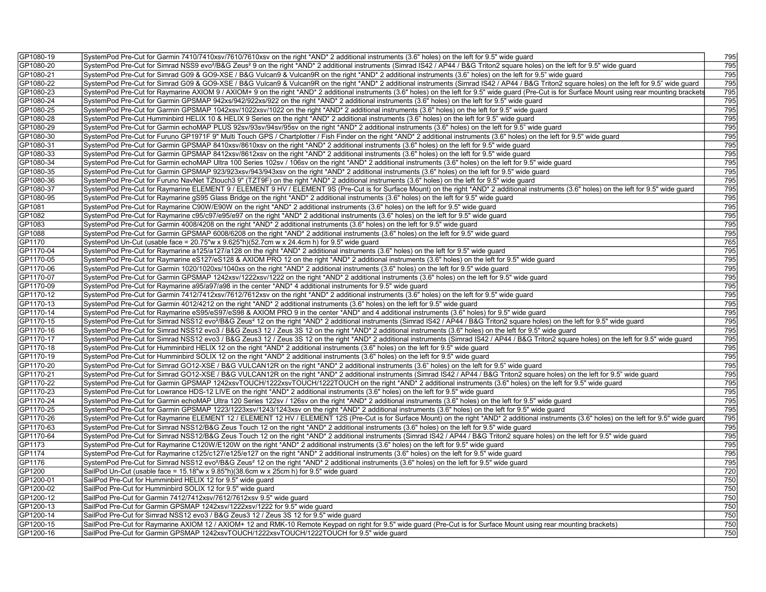| | | |
|---|---|---|
| GP1080-19 | SystemPod Pre-Cut for Garmin 7410/7410xsv/7610/7610xsv on the right *AND* 2 additional instruments (3.6" holes) on the left for 9.5" wide guard | 795 |
| GP1080-20 | SystemPod Pre-Cut for Simrad NSS9 evo²/B&G Zeus² 9 on the right *AND* 2 additional instruments (Simrad IS42 / AP44 / B&G Triton2 square holes) on the left for 9.5" wide guard | 795 |
| GP1080-21 | SystemPod Pre-Cut for Simrad G09 & GO9-XSE / B&G Vulcan9 & Vulcan9R on the right *AND* 2 additional instruments (3.6" holes) on the left for 9.5" wide guard | 795 |
| GP1080-22 | SystemPod Pre-Cut for Simrad G09 & GO9-XSE / B&G Vulcan9 & Vulcan9R on the right *AND* 2 additional instruments (Simrad IS42 / AP44 / B&G Triton2 square holes) on the left for 9.5" wide guard | 795 |
| GP1080-23 | SystemPod Pre-Cut for Raymarine AXIOM 9 / AXIOM+ 9 on the right *AND* 2 additional instruments (3.6" holes) on the left for 9.5" wide guard (Pre-Cut is for Surface Mount using rear mounting brackets | 795 |
| GP1080-24 | SystemPod Pre-Cut for Garmin GPSMAP 942xs/942/922xs/922 on the right *AND* 2 additional instruments (3.6" holes) on the left for 9.5" wide guard | 795 |
| GP1080-25 | SystemPod Pre-Cut for Garmin GPSMAP 1042xsv/1022xsv/1022 on the right *AND* 2 additional instruments (3.6" holes) on the left for 9.5" wide guard | 795 |
| GP1080-28 | SystemPod Pre-Cut Humminbird HELIX 10 & HELIX 9 Series on the right *AND* 2 additional instruments (3.6" holes) on the left for 9.5" wide guard | 795 |
| GP1080-29 | SystemPod Pre-Cut for Garmin echoMAP PLUS 92sv/93sv/94sv/95sv on the right *AND* 2 additional instruments (3.6" holes) on the left for 9.5" wide guard | 795 |
| GP1080-30 | SystemPod Pre-Cut for Furuno GP1971F 9" Multi Touch GPS / Chartplotter / Fish Finder on the right *AND* 2 additional instruments (3.6" holes) on the left for 9.5" wide guard | 795 |
| GP1080-31 | SystemPod Pre-Cut for Garmin GPSMAP 8410xsv/8610xsv on the right *AND* 2 additional instruments (3.6" holes) on the left for 9.5" wide guard | 795 |
| GP1080-33 | SystemPod Pre-Cut for Garmin GPSMAP 8412xsv/8612xsv on the right *AND* 2 additional instruments (3.6" holes) on the left for 9.5" wide guard | 795 |
| GP1080-34 | SystemPod Pre-Cut for Garmin echoMAP Ultra 100 Series 102sv / 106sv on the right *AND* 2 additional instruments (3.6" holes) on the left for 9.5" wide guard | 795 |
| GP1080-35 | SystemPod Pre-Cut for Garmin GPSMAP 923/923xsv/943/943xsv on the right *AND* 2 additional instruments (3.6" holes) on the left for 9.5" wide guard | 795 |
| GP1080-36 | SystemPod Pre-Cut for Furuno NavNet TZtouch3 9" (TZT9F) on the right *AND* 2 additional instruments (3.6" holes) on the left for 9.5" wide guard | 795 |
| GP1080-37 | SystemPod Pre-Cut for Raymarine ELEMENT 9 / ELEMENT 9 HV / ELEMENT 9S (Pre-Cut is for Surface Mount) on the right *AND* 2 additional instruments (3.6" holes) on the left for 9.5" wide guard | 795 |
| GP1080-95 | SystemPod Pre-Cut for Raymarine gS95 Glass Bridge on the right *AND* 2 additional instruments (3.6" holes) on the left for 9.5" wide guard | 795 |
| GP1081 | SystemPod Pre-Cut for Raymarine C90W/E90W on the right *AND* 2 additional instruments (3.6" holes) on the left for 9.5" wide guard | 795 |
| GP1082 | SystemPod Pre-Cut for Raymarine c95/c97/e95/e97 on the right *AND* 2 additional instruments (3.6" holes) on the left for 9.5" wide guard | 795 |
| GP1083 | SystemPod Pre-Cut for Garmin 4008/4208 on the right *AND* 2 additional instruments (3.6" holes) on the left for 9.5" wide guard | 795 |
| GP1088 | SystemPod Pre-Cut for Garmin GPSMAP 6008/6208 on the right *AND* 2 additional instruments (3.6" holes) on the left for 9.5" wide guard | 795 |
| GP1170 | SystemPod Un-Cut (usable face = 20.75"w x 9.625"h)(52.7cm w x 24.4cm h) for 9.5" wide guard | 765 |
| GP1170-04 | SystemPod Pre-Cut for Raymarine a125/a127/a128 on the right *AND* 2 additional instruments (3.6" holes) on the left for 9.5" wide guard | 795 |
| GP1170-05 | SystemPod Pre-Cut for Raymarine eS127/eS128 & AXIOM PRO 12 on the right *AND* 2 additional instruments (3.6" holes) on the left for 9.5" wide guard | 795 |
| GP1170-06 | SystemPod Pre-Cut for Garmin 1020/1020xs/1040xs on the right *AND* 2 additional instruments (3.6" holes) on the left for 9.5" wide guard | 795 |
| GP1170-07 | SystemPod Pre-Cut for Garmin GPSMAP 1242xsv/1222xsv/1222 on the right *AND* 2 additional instruments (3.6" holes) on the left for 9.5" wide guard | 795 |
| GP1170-09 | SystemPod Pre-Cut for Raymarine a95/a97/a98 in the center *AND* 4 additional instruments for 9.5" wide guard | 795 |
| GP1170-12 | SystemPod Pre-Cut for Garmin 7412/7412xsv/7612/7612xsv on the right *AND* 2 additional instruments (3.6" holes) on the left for 9.5" wide guard | 795 |
| GP1170-13 | SystemPod Pre-Cut for Garmin 4012/4212 on the right *AND* 2 additional instruments (3.6" holes) on the left for 9.5" wide guard | 795 |
| GP1170-14 | SystemPod Pre-Cut for Raymarine eS95/eS97/eS98 & AXIOM PRO 9 in the center *AND* and 4 additional instruments (3.6" holes) for 9.5" wide guard | 795 |
| GP1170-15 | SystemPod Pre-Cut for Simrad NSS12 evo²/B&G Zeus² 12 on the right *AND* 2 additional instruments (Simrad IS42 / AP44 / B&G Triton2 square holes) on the left for 9.5" wide guard | 795 |
| GP1170-16 | SystemPod Pre-Cut for Simrad NSS12 evo3 / B&G Zeus3 12 / Zeus 3S 12 on the right *AND* 2 additional instruments (3.6" holes) on the left for 9.5" wide guard | 795 |
| GP1170-17 | SystemPod Pre-Cut for Simrad NSS12 evo3 / B&G Zeus3 12 / Zeus 3S 12 on the right *AND* 2 additional instruments (Simrad IS42 / AP44 / B&G Triton2 square holes) on the left for 9.5" wide guard | 795 |
| GP1170-18 | SystemPod Pre-Cut for Humminbird HELIX 12 on the right *AND* 2 additional instruments (3.6" holes) on the left for 9.5" wide guard | 795 |
| GP1170-19 | SystemPod Pre-Cut for Humminbird SOLIX 12 on the right *AND* 2 additional instruments (3.6" holes) on the left for 9.5" wide guard | 795 |
| GP1170-20 | SystemPod Pre-Cut for Simrad GO12-XSE / B&G VULCAN12R on the right *AND* 2 additional instruments (3.6" holes) on the left for 9.5" wide guard | 795 |
| GP1170-21 | SystemPod Pre-Cut for Simrad GO12-XSE / B&G VULCAN12R on the right *AND* 2 additional instruments (Simrad IS42 / AP44 / B&G Triton2 square holes) on the left for 9.5" wide guard | 795 |
| GP1170-22 | SystemPod Pre-Cut for Garmin GPSMAP 1242xsvTOUCH/1222xsvTOUCH/1222TOUCH on the right *AND* 2 additional instruments (3.6" holes) on the left for 9.5" wide guard | 795 |
| GP1170-23 | SystemPod Pre-Cut for Lowrance HDS-12 LIVE on the right *AND* 2 additional instruments (3.6" holes) on the left for 9.5" wide guard | 795 |
| GP1170-24 | SystemPod Pre-Cut for Garmin echoMAP Ultra 120 Series 122sv / 126sv on the right *AND* 2 additional instruments (3.6" holes) on the left for 9.5" wide guard | 795 |
| GP1170-25 | SystemPod Pre-Cut for Garmin GPSMAP 1223/1223xsv/1243/1243xsv on the right *AND* 2 additional instruments (3.6" holes) on the left for 9.5" wide guard | 795 |
| GP1170-26 | SystemPod Pre-Cut for Raymarine ELEMENT 12 / ELEMENT 12 HV / ELEMENT 12S (Pre-Cut is for Surface Mount) on the right *AND* 2 additional instruments (3.6" holes) on the left for 9.5" wide guard | 795 |
| GP1170-63 | SystemPod Pre-Cut for Simrad NSS12/B&G Zeus Touch 12 on the right *AND* 2 additional instruments (3.6" holes) on the left for 9.5" wide guard | 795 |
| GP1170-64 | SystemPod Pre-Cut for Simrad NSS12/B&G Zeus Touch 12 on the right *AND* 2 additional instruments (Simrad IS42 / AP44 / B&G Triton2 square holes) on the left for 9.5" wide guard | 795 |
| GP1173 | SystemPod Pre-Cut for Raymarine C120W/E120W on the right *AND* 2 additional instruments (3.6" holes) on the left for 9.5" wide guard | 795 |
| GP1174 | SystemPod Pre-Cut for Raymarine c125/c127/e125/e127 on the right *AND* 2 additional instruments (3.6" holes) on the left for 9.5" wide guard | 795 |
| GP1176 | SystemPod Pre-Cut for Simrad NSS12 evo²/B&G Zeus² 12 on the right *AND* 2 additional instruments (3.6" holes) on the left for 9.5" wide guard | 795 |
| GP1200 | SailPod Un-Cut (usable face = 15.18"w x 9.85"h)(38.6cm w x 25cm h) for 9.5" wide guard | 720 |
| GP1200-01 | SailPod Pre-Cut for Humminbird HELIX 12 for 9.5" wide guard | 750 |
| GP1200-02 | SailPod Pre-Cut for Humminbird SOLIX 12 for 9.5" wide guard | 750 |
| GP1200-12 | SailPod Pre-Cut for Garmin 7412/7412xsv/7612/7612xsv 9.5" wide guard | 750 |
| GP1200-13 | SailPod Pre-Cut for Garmin GPSMAP 1242xsv/1222xsv/1222 for 9.5" wide guard | 750 |
| GP1200-14 | SailPod Pre-Cut for Simrad NSS12 evo3 / B&G Zeus3 12 / Zeus 3S 12 for 9.5" wide guard | 750 |
| GP1200-15 | SailPod Pre-Cut for Raymarine AXIOM 12 / AXIOM+ 12 and RMK-10 Remote Keypad on right for 9.5" wide guard (Pre-Cut is for Surface Mount using rear mounting brackets) | 750 |
| GP1200-16 | SailPod Pre-Cut for Garmin GPSMAP 1242xsvTOUCH/1222xsvTOUCH/1222TOUCH for 9.5" wide guard | 750 |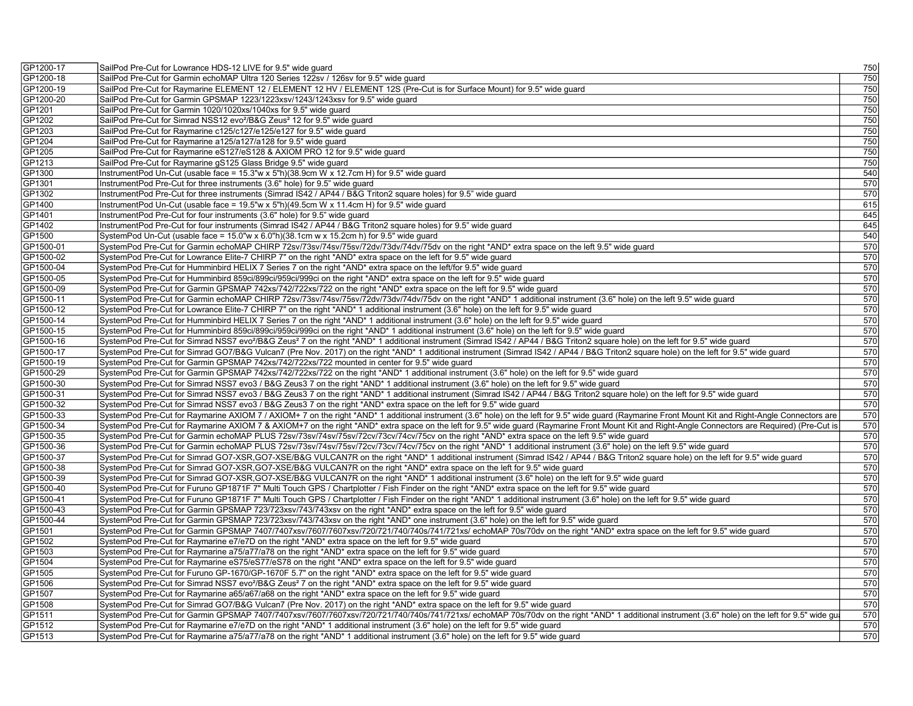| | | |
|---|---|---|
| GP1200-17 | SailPod Pre-Cut for Lowrance HDS-12 LIVE for 9.5" wide guard | 750 |
| GP1200-18 | SailPod Pre-Cut for Garmin echoMAP Ultra 120 Series 122sv / 126sv for 9.5" wide guard | 750 |
| GP1200-19 | SailPod Pre-Cut for Raymarine ELEMENT 12 / ELEMENT 12 HV / ELEMENT 12S (Pre-Cut is for Surface Mount) for 9.5" wide guard | 750 |
| GP1200-20 | SailPod Pre-Cut for Garmin GPSMAP 1223/1223xsv/1243/1243xsv for 9.5" wide guard | 750 |
| GP1201 | SailPod Pre-Cut for Garmin 1020/1020xs/1040xs for 9.5" wide guard | 750 |
| GP1202 | SailPod Pre-Cut for Simrad NSS12 evo²/B&G Zeus² 12 for 9.5" wide guard | 750 |
| GP1203 | SailPod Pre-Cut for Raymarine c125/c127/e125/e127 for 9.5" wide guard | 750 |
| GP1204 | SailPod Pre-Cut for Raymarine a125/a127/a128 for 9.5" wide guard | 750 |
| GP1205 | SailPod Pre-Cut for Raymarine eS127/eS128 & AXIOM PRO 12 for 9.5" wide guard | 750 |
| GP1213 | SailPod Pre-Cut for Raymarine gS125 Glass Bridge 9.5" wide guard | 750 |
| GP1300 | InstrumentPod Un-Cut (usable face = 15.3"w x 5"h)(38.9cm W x 12.7cm H) for 9.5" wide guard | 540 |
| GP1301 | InstrumentPod Pre-Cut for three instruments (3.6" hole) for 9.5" wide guard | 570 |
| GP1302 | InstrumentPod Pre-Cut for three instruments (Simrad IS42 / AP44 / B&G Triton2 square holes) for 9.5" wide guard | 570 |
| GP1400 | InstrumentPod Un-Cut (usable face = 19.5"w x 5"h)(49.5cm W x 11.4cm H) for 9.5" wide guard | 615 |
| GP1401 | InstrumentPod Pre-Cut for four instruments (3.6" hole) for 9.5" wide guard | 645 |
| GP1402 | InstrumentPod Pre-Cut for four instruments (Simrad IS42 / AP44 / B&G Triton2 square holes) for 9.5" wide guard | 645 |
| GP1500 | SystemPod Un-Cut (usable face = 15.0"w x 6.0"h)(38.1cm w x 15.2cm h) for 9.5" wide guard | 540 |
| GP1500-01 | SystemPod Pre-Cut for Garmin echoMAP CHIRP 72sv/73sv/74sv/75sv/72dv/73dv/74dv/75dv on the right *AND* extra space on the left 9.5" wide guard | 570 |
| GP1500-02 | SystemPod Pre-Cut for Lowrance Elite-7 CHIRP 7" on the right *AND* extra space on the left for 9.5" wide guard | 570 |
| GP1500-04 | SystemPod Pre-Cut for Humminbird HELIX 7 Series 7 on the right *AND* extra space on the left/for 9.5" wide guard | 570 |
| GP1500-05 | SystemPod Pre-Cut for Humminbird 859ci/899ci/959ci/999ci on the right *AND* extra space on the left for 9.5" wide guard | 570 |
| GP1500-09 | SystemPod Pre-Cut for Garmin GPSMAP 742xs/742/722xs/722 on the right *AND* extra space on the left for 9.5" wide guard | 570 |
| GP1500-11 | SystemPod Pre-Cut for Garmin echoMAP CHIRP 72sv/73sv/74sv/75sv/72dv/73dv/74dv/75dv on the right *AND* 1 additional instrument (3.6" hole) on the left 9.5" wide guard | 570 |
| GP1500-12 | SystemPod Pre-Cut for Lowrance Elite-7 CHIRP 7" on the right *AND* 1 additional instrument (3.6" hole) on the left for 9.5" wide guard | 570 |
| GP1500-14 | SystemPod Pre-Cut for Humminbird HELIX 7 Series 7 on the right *AND* 1 additional instrument (3.6" hole) on the left for 9.5" wide guard | 570 |
| GP1500-15 | SystemPod Pre-Cut for Humminbird 859ci/899ci/959ci/999ci on the right *AND* 1 additional instrument (3.6" hole) on the left for 9.5" wide guard | 570 |
| GP1500-16 | SystemPod Pre-Cut for Simrad NSS7 evo²/B&G Zeus² 7 on the right *AND* 1 additional instrument (Simrad IS42 / AP44 / B&G Triton2 square hole) on the left for 9.5" wide guard | 570 |
| GP1500-17 | SystemPod Pre-Cut for Simrad GO7/B&G Vulcan7 (Pre Nov. 2017) on the right *AND* 1 additional instrument (Simrad IS42 / AP44 / B&G Triton2 square hole) on the left for 9.5" wide guard | 570 |
| GP1500-19 | SystemPod Pre-Cut for Garmin GPSMAP 742xs/742/722xs/722 mounted in center for 9.5" wide guard | 570 |
| GP1500-29 | SystemPod Pre-Cut for Garmin GPSMAP 742xs/742/722xs/722 on the right *AND* 1 additional instrument (3.6" hole) on the left for 9.5" wide guard | 570 |
| GP1500-30 | SystemPod Pre-Cut for Simrad NSS7 evo3 / B&G Zeus3 7 on the right *AND* 1 additional instrument (3.6" hole) on the left for 9.5" wide guard | 570 |
| GP1500-31 | SystemPod Pre-Cut for Simrad NSS7 evo3 / B&G Zeus3 7 on the right *AND* 1 additional instrument (Simrad IS42 / AP44 / B&G Triton2 square hole) on the left for 9.5" wide guard | 570 |
| GP1500-32 | SystemPod Pre-Cut for Simrad NSS7 evo3 / B&G Zeus3 7 on the right *AND* extra space on the left for 9.5" wide guard | 570 |
| GP1500-33 | SystemPod Pre-Cut for Raymarine AXIOM 7 / AXIOM+ 7 on the right *AND* 1 additional instrument (3.6" hole) on the left for 9.5" wide guard (Raymarine Front Mount Kit and Right-Angle Connectors are | 570 |
| GP1500-34 | SystemPod Pre-Cut for Raymarine AXIOM 7 & AXIOM+7 on the right *AND* extra space on the left for 9.5" wide guard (Raymarine Front Mount Kit and Right-Angle Connectors are Required) (Pre-Cut is | 570 |
| GP1500-35 | SystemPod Pre-Cut for Garmin echoMAP PLUS 72sv/73sv/74sv/75sv/72cv/73cv/74cv/75cv on the right *AND* extra space on the left 9.5" wide guard | 570 |
| GP1500-36 | SystemPod Pre-Cut for Garmin echoMAP PLUS 72sv/73sv/74sv/75sv/72cv/73cv/74cv/75cv on the right *AND* 1 additional instrument (3.6" hole) on the left 9.5" wide guard | 570 |
| GP1500-37 | SystemPod Pre-Cut for Simrad GO7-XSR,GO7-XSE/B&G VULCAN7R on the right *AND* 1 additional instrument (Simrad IS42 / AP44 / B&G Triton2 square hole) on the left for 9.5" wide guard | 570 |
| GP1500-38 | SystemPod Pre-Cut for Simrad GO7-XSR,GO7-XSE/B&G VULCAN7R on the right *AND* extra space on the left for 9.5" wide guard | 570 |
| GP1500-39 | SystemPod Pre-Cut for Simrad GO7-XSR,GO7-XSE/B&G VULCAN7R on the right *AND* 1 additional instrument (3.6" hole) on the left for 9.5" wide guard | 570 |
| GP1500-40 | SystemPod Pre-Cut for Furuno GP1871F 7" Multi Touch GPS / Chartplotter / Fish Finder on the right *AND* extra space on the left for 9.5" wide guard | 570 |
| GP1500-41 | SystemPod Pre-Cut for Furuno GP1871F 7" Multi Touch GPS / Chartplotter / Fish Finder on the right *AND* 1 additional instrument (3.6" hole) on the left for 9.5" wide guard | 570 |
| GP1500-43 | SystemPod Pre-Cut for Garmin GPSMAP 723/723xsv/743/743xsv on the right *AND* extra space on the left for 9.5" wide guard | 570 |
| GP1500-44 | SystemPod Pre-Cut for Garmin GPSMAP 723/723xsv/743/743xsv on the right *AND* one instrument (3.6" hole) on the left for 9.5" wide guard | 570 |
| GP1501 | SystemPod Pre-Cut for Garmin GPSMAP 7407/7407xsv/7607/7607xsv/720/721/740/740s/741/721xs/ echoMAP 70s/70dv on the right *AND* extra space on the left for 9.5" wide guard | 570 |
| GP1502 | SystemPod Pre-Cut for Raymarine e7/e7D on the right *AND* extra space on the left for 9.5" wide guard | 570 |
| GP1503 | SystemPod Pre-Cut for Raymarine a75/a77/a78 on the right *AND* extra space on the left for 9.5" wide guard | 570 |
| GP1504 | SystemPod Pre-Cut for Raymarine eS75/eS77/eS78 on the right *AND* extra space on the left for 9.5" wide guard | 570 |
| GP1505 | SystemPod Pre-Cut for Furuno GP-1670/GP-1670F 5.7" on the right *AND* extra space on the left for 9.5" wide guard | 570 |
| GP1506 | SystemPod Pre-Cut for Simrad NSS7 evo²/B&G Zeus² 7 on the right *AND* extra space on the left for 9.5" wide guard | 570 |
| GP1507 | SystemPod Pre-Cut for Raymarine a65/a67/a68 on the right *AND* extra space on the left for 9.5" wide guard | 570 |
| GP1508 | SystemPod Pre-Cut for Simrad GO7/B&G Vulcan7 (Pre Nov. 2017) on the right *AND* extra space on the left for 9.5" wide guard | 570 |
| GP1511 | SystemPod Pre-Cut for Garmin GPSMAP 7407/7407xsv/7607/7607xsv/720/721/740/740s/741/721xs/ echoMAP 70s/70dv on the right *AND* 1 additional instrument (3.6" hole) on the left for 9.5" wide gu | 570 |
| GP1512 | SystemPod Pre-Cut for Raymarine e7/e7D on the right *AND* 1 additional instrument (3.6" hole) on the left for 9.5" wide guard | 570 |
| GP1513 | SystemPod Pre-Cut for Raymarine a75/a77/a78 on the right *AND* 1 additional instrument (3.6" hole) on the left for 9.5" wide guard | 570 |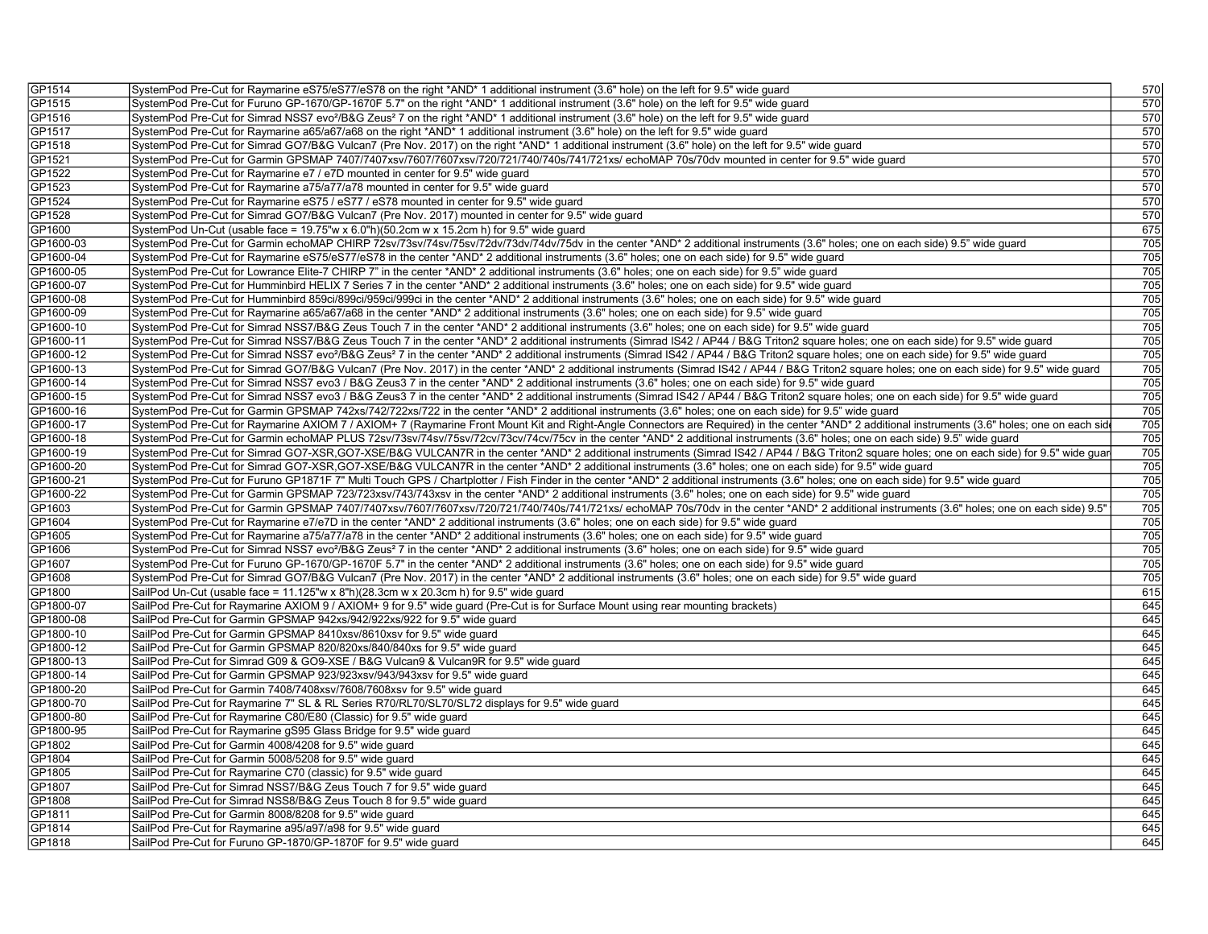| | | |
|---|---|---|
| GP1514 | SystemPod Pre-Cut for Raymarine eS75/eS77/eS78 on the right *AND* 1 additional instrument (3.6" hole) on the left for 9.5" wide guard | 570 |
| GP1515 | SystemPod Pre-Cut for Furuno GP-1670/GP-1670F 5.7" on the right *AND* 1 additional instrument (3.6" hole) on the left for 9.5" wide guard | 570 |
| GP1516 | SystemPod Pre-Cut for Simrad NSS7 evo²/B&G Zeus² 7 on the right *AND* 1 additional instrument (3.6" hole) on the left for 9.5" wide guard | 570 |
| GP1517 | SystemPod Pre-Cut for Raymarine a65/a67/a68 on the right *AND* 1 additional instrument (3.6" hole) on the left for 9.5" wide guard | 570 |
| GP1518 | SystemPod Pre-Cut for Simrad GO7/B&G Vulcan7 (Pre Nov. 2017) on the right *AND* 1 additional instrument (3.6" hole) on the left for 9.5" wide guard | 570 |
| GP1521 | SystemPod Pre-Cut for Garmin GPSMAP 7407/7407xsv/7607/7607xsv/720/721/740/740s/741/721xs/ echoMAP 70s/70dv mounted in center for 9.5" wide guard | 570 |
| GP1522 | SystemPod Pre-Cut for Raymarine e7 / e7D mounted in center for 9.5" wide guard | 570 |
| GP1523 | SystemPod Pre-Cut for Raymarine a75/a77/a78 mounted in center for 9.5" wide guard | 570 |
| GP1524 | SystemPod Pre-Cut for Raymarine eS75 / eS77 / eS78 mounted in center for 9.5" wide guard | 570 |
| GP1528 | SystemPod Pre-Cut for Simrad GO7/B&G Vulcan7 (Pre Nov. 2017) mounted in center for 9.5" wide guard | 570 |
| GP1600 | SystemPod Un-Cut (usable face = 19.75"w x 6.0"h)(50.2cm w x 15.2cm h) for 9.5" wide guard | 675 |
| GP1600-03 | SystemPod Pre-Cut for Garmin echoMAP CHIRP 72sv/73sv/74sv/75sv/72dv/73dv/74dv/75dv in the center *AND* 2 additional instruments (3.6" holes; one on each side) 9.5" wide guard | 705 |
| GP1600-04 | SystemPod Pre-Cut for Raymarine eS75/eS77/eS78 in the center *AND* 2 additional instruments (3.6" holes; one on each side) for 9.5" wide guard | 705 |
| GP1600-05 | SystemPod Pre-Cut for Lowrance Elite-7 CHIRP 7" in the center *AND* 2 additional instruments (3.6" holes; one on each side) for 9.5" wide guard | 705 |
| GP1600-07 | SystemPod Pre-Cut for Humminbird HELIX 7 Series 7 in the center *AND* 2 additional instruments (3.6" holes; one on each side) for 9.5" wide guard | 705 |
| GP1600-08 | SystemPod Pre-Cut for Humminbird 859ci/899ci/959ci/999ci in the center *AND* 2 additional instruments (3.6" holes; one on each side) for 9.5" wide guard | 705 |
| GP1600-09 | SystemPod Pre-Cut for Raymarine a65/a67/a68 in the center *AND* 2 additional instruments (3.6" holes; one on each side) for 9.5" wide guard | 705 |
| GP1600-10 | SystemPod Pre-Cut for Simrad NSS7/B&G Zeus Touch 7 in the center *AND* 2 additional instruments (3.6" holes; one on each side) for 9.5" wide guard | 705 |
| GP1600-11 | SystemPod Pre-Cut for Simrad NSS7/B&G Zeus Touch 7 in the center *AND* 2 additional instruments (Simrad IS42 / AP44 / B&G Triton2 square holes; one on each side) for 9.5" wide guard | 705 |
| GP1600-12 | SystemPod Pre-Cut for Simrad NSS7 evo²/B&G Zeus² 7 in the center *AND* 2 additional instruments (Simrad IS42 / AP44 / B&G Triton2 square holes; one on each side) for 9.5" wide guard | 705 |
| GP1600-13 | SystemPod Pre-Cut for Simrad GO7/B&G Vulcan7 (Pre Nov. 2017) in the center *AND* 2 additional instruments (Simrad IS42 / AP44 / B&G Triton2 square holes; one on each side) for 9.5" wide guard | 705 |
| GP1600-14 | SystemPod Pre-Cut for Simrad NSS7 evo3 / B&G Zeus3 7 in the center *AND* 2 additional instruments (3.6" holes; one on each side) for 9.5" wide guard | 705 |
| GP1600-15 | SystemPod Pre-Cut for Simrad NSS7 evo3 / B&G Zeus3 7 in the center *AND* 2 additional instruments (Simrad IS42 / AP44 / B&G Triton2 square holes; one on each side) for 9.5" wide guard | 705 |
| GP1600-16 | SystemPod Pre-Cut for Garmin GPSMAP 742xs/742/722xs/722 in the center *AND* 2 additional instruments (3.6" holes; one on each side) for 9.5" wide guard | 705 |
| GP1600-17 | SystemPod Pre-Cut for Raymarine AXIOM 7 / AXIOM+ 7 (Raymarine Front Mount Kit and Right-Angle Connectors are Required) in the center *AND* 2 additional instruments (3.6" holes; one on each side | 705 |
| GP1600-18 | SystemPod Pre-Cut for Garmin echoMAP PLUS 72sv/73sv/74sv/75sv/72cv/73cv/74cv/75cv in the center *AND* 2 additional instruments (3.6" holes; one on each side) 9.5" wide guard | 705 |
| GP1600-19 | SystemPod Pre-Cut for Simrad GO7-XSR,GO7-XSE/B&G VULCAN7R in the center *AND* 2 additional instruments (Simrad IS42 / AP44 / B&G Triton2 square holes; one on each side) for 9.5" wide guar | 705 |
| GP1600-20 | SystemPod Pre-Cut for Simrad GO7-XSR,GO7-XSE/B&G VULCAN7R in the center *AND* 2 additional instruments (3.6" holes; one on each side) for 9.5" wide guard | 705 |
| GP1600-21 | SystemPod Pre-Cut for Furuno GP1871F 7" Multi Touch GPS / Chartplotter / Fish Finder in the center *AND* 2 additional instruments (3.6" holes; one on each side) for 9.5" wide guard | 705 |
| GP1600-22 | SystemPod Pre-Cut for Garmin GPSMAP 723/723xsv/743/743xsv in the center *AND* 2 additional instruments (3.6" holes; one on each side) for 9.5" wide guard | 705 |
| GP1603 | SystemPod Pre-Cut for Garmin GPSMAP 7407/7407xsv/7607/7607xsv/720/721/740/740s/741/721xs/ echoMAP 70s/70dv in the center *AND* 2 additional instruments (3.6" holes; one on each side) 9.5" | 705 |
| GP1604 | SystemPod Pre-Cut for Raymarine e7/e7D in the center *AND* 2 additional instruments (3.6" holes; one on each side) for 9.5" wide guard | 705 |
| GP1605 | SystemPod Pre-Cut for Raymarine a75/a77/a78 in the center *AND* 2 additional instruments (3.6" holes; one on each side) for 9.5" wide guard | 705 |
| GP1606 | SystemPod Pre-Cut for Simrad NSS7 evo²/B&G Zeus² 7 in the center *AND* 2 additional instruments (3.6" holes; one on each side) for 9.5" wide guard | 705 |
| GP1607 | SystemPod Pre-Cut for Furuno GP-1670/GP-1670F 5.7" in the center *AND* 2 additional instruments (3.6" holes; one on each side) for 9.5" wide guard | 705 |
| GP1608 | SystemPod Pre-Cut for Simrad GO7/B&G Vulcan7 (Pre Nov. 2017) in the center *AND* 2 additional instruments (3.6" holes; one on each side) for 9.5" wide guard | 705 |
| GP1800 | SailPod Un-Cut (usable face = 11.125"w x 8"h)(28.3cm w x 20.3cm h) for 9.5" wide guard | 615 |
| GP1800-07 | SailPod Pre-Cut for Raymarine AXIOM 9 / AXIOM+ 9 for 9.5" wide guard (Pre-Cut is for Surface Mount using rear mounting brackets) | 645 |
| GP1800-08 | SailPod Pre-Cut for Garmin GPSMAP 942xs/942/922xs/922 for 9.5" wide guard | 645 |
| GP1800-10 | SailPod Pre-Cut for Garmin GPSMAP 8410xsv/8610xsv for 9.5" wide guard | 645 |
| GP1800-12 | SailPod Pre-Cut for Garmin GPSMAP 820/820xs/840/840xs for 9.5" wide guard | 645 |
| GP1800-13 | SailPod Pre-Cut for Simrad G09 & GO9-XSE / B&G Vulcan9 & Vulcan9R for 9.5" wide guard | 645 |
| GP1800-14 | SailPod Pre-Cut for Garmin GPSMAP 923/923xsv/943/943xsv for 9.5" wide guard | 645 |
| GP1800-20 | SailPod Pre-Cut for Garmin 7408/7408xsv/7608/7608xsv for 9.5" wide guard | 645 |
| GP1800-70 | SailPod Pre-Cut for Raymarine 7" SL & RL Series R70/RL70/SL70/SL72 displays for 9.5" wide guard | 645 |
| GP1800-80 | SailPod Pre-Cut for Raymarine C80/E80 (Classic) for 9.5" wide guard | 645 |
| GP1800-95 | SailPod Pre-Cut for Raymarine gS95 Glass Bridge for 9.5" wide guard | 645 |
| GP1802 | SailPod Pre-Cut for Garmin 4008/4208 for 9.5" wide guard | 645 |
| GP1804 | SailPod Pre-Cut for Garmin 5008/5208 for 9.5" wide guard | 645 |
| GP1805 | SailPod Pre-Cut for Raymarine C70 (classic) for 9.5" wide guard | 645 |
| GP1807 | SailPod Pre-Cut for Simrad NSS7/B&G Zeus Touch 7 for 9.5" wide guard | 645 |
| GP1808 | SailPod Pre-Cut for Simrad NSS8/B&G Zeus Touch 8 for 9.5" wide guard | 645 |
| GP1811 | SailPod Pre-Cut for Garmin 8008/8208 for 9.5" wide guard | 645 |
| GP1814 | SailPod Pre-Cut for Raymarine a95/a97/a98 for 9.5" wide guard | 645 |
| GP1818 | SailPod Pre-Cut for Furuno GP-1870/GP-1870F for 9.5" wide guard | 645 |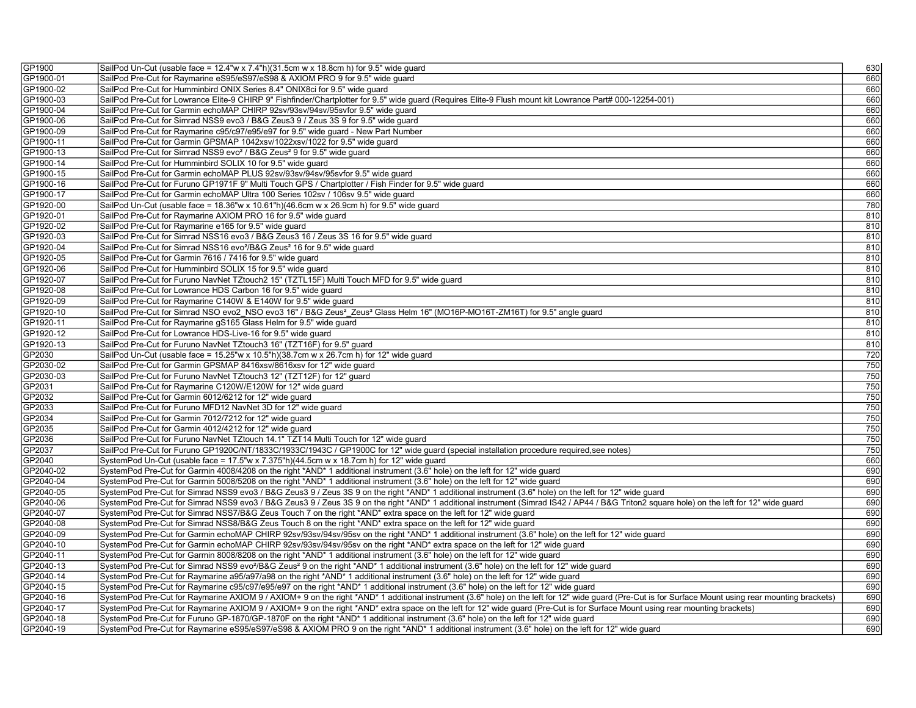| | | |
|---|---|---|
| GP1900 | SailPod Un-Cut (usable face = 12.4"w x 7.4"h)(31.5cm w x 18.8cm h) for 9.5" wide guard | 630 |
| GP1900-01 | SailPod Pre-Cut for Raymarine eS95/eS97/eS98 & AXIOM PRO 9 for 9.5" wide guard | 660 |
| GP1900-02 | SailPod Pre-Cut for Humminbird ONIX Series 8.4" ONIX8ci for 9.5" wide guard | 660 |
| GP1900-03 | SailPod Pre-Cut for Lowrance Elite-9 CHIRP 9" Fishfinder/Chartplotter for 9.5" wide guard (Requires Elite-9 Flush mount kit Lowrance Part# 000-12254-001) | 660 |
| GP1900-04 | SailPod Pre-Cut for Garmin echoMAP CHIRP 92sv/93sv/94sv/95svfor 9.5" wide guard | 660 |
| GP1900-06 | SailPod Pre-Cut for Simrad NSS9 evo3 / B&G Zeus3 9 / Zeus 3S 9 for 9.5" wide guard | 660 |
| GP1900-09 | SailPod Pre-Cut for Raymarine c95/c97/e95/e97 for 9.5" wide guard - New Part Number | 660 |
| GP1900-11 | SailPod Pre-Cut for Garmin GPSMAP 1042xsv/1022xsv/1022 for 9.5" wide guard | 660 |
| GP1900-13 | SailPod Pre-Cut for Simrad NSS9 evo² / B&G Zeus² 9 for 9.5" wide guard | 660 |
| GP1900-14 | SailPod Pre-Cut for Humminbird SOLIX 10 for 9.5" wide guard | 660 |
| GP1900-15 | SailPod Pre-Cut for Garmin echoMAP PLUS 92sv/93sv/94sv/95svfor 9.5" wide guard | 660 |
| GP1900-16 | SailPod Pre-Cut for Furuno GP1971F 9" Multi Touch GPS / Chartplotter / Fish Finder for 9.5" wide guard | 660 |
| GP1900-17 | SailPod Pre-Cut for Garmin echoMAP Ultra 100 Series 102sv / 106sv 9.5" wide guard | 660 |
| GP1920-00 | SailPod Un-Cut (usable face = 18.36"w x 10.61"h)(46.6cm w x 26.9cm h) for 9.5" wide guard | 780 |
| GP1920-01 | SailPod Pre-Cut for Raymarine AXIOM PRO 16 for 9.5" wide guard | 810 |
| GP1920-02 | SailPod Pre-Cut for Raymarine e165 for 9.5" wide guard | 810 |
| GP1920-03 | SailPod Pre-Cut for Simrad NSS16 evo3 / B&G Zeus3 16 / Zeus 3S 16 for 9.5" wide guard | 810 |
| GP1920-04 | SailPod Pre-Cut for Simrad NSS16 evo²/B&G Zeus² 16 for 9.5" wide guard | 810 |
| GP1920-05 | SailPod Pre-Cut for Garmin 7616 / 7416 for 9.5" wide guard | 810 |
| GP1920-06 | SailPod Pre-Cut for Humminbird SOLIX 15 for 9.5" wide guard | 810 |
| GP1920-07 | SailPod Pre-Cut for Furuno NavNet TZtouch2 15" (TZTL15F) Multi Touch MFD for 9.5" wide guard | 810 |
| GP1920-08 | SailPod Pre-Cut for Lowrance HDS Carbon 16 for 9.5" wide guard | 810 |
| GP1920-09 | SailPod Pre-Cut for Raymarine C140W & E140W for 9.5" wide guard | 810 |
| GP1920-10 | SailPod Pre-Cut for Simrad NSO evo2_NSO evo3 16" / B&G Zeus²_Zeus³ Glass Helm 16" (MO16P-MO16T-ZM16T) for 9.5" angle guard | 810 |
| GP1920-11 | SailPod Pre-Cut for Raymarine gS165 Glass Helm for 9.5" wide guard | 810 |
| GP1920-12 | SailPod Pre-Cut for Lowrance HDS-Live-16 for 9.5" wide guard | 810 |
| GP1920-13 | SailPod Pre-Cut for Furuno NavNet TZtouch3 16" (TZT16F) for 9.5" guard | 810 |
| GP2030 | SailPod Un-Cut (usable face = 15.25"w x 10.5"h)(38.7cm w x 26.7cm h) for 12" wide guard | 720 |
| GP2030-02 | SailPod Pre-Cut for Garmin GPSMAP 8416xsv/8616xsv for 12" wide guard | 750 |
| GP2030-03 | SailPod Pre-Cut for Furuno NavNet TZtouch3 12" (TZT12F) for 12" guard | 750 |
| GP2031 | SailPod Pre-Cut for Raymarine C120W/E120W for 12" wide guard | 750 |
| GP2032 | SailPod Pre-Cut for Garmin 6012/6212 for 12" wide guard | 750 |
| GP2033 | SailPod Pre-Cut for Furuno MFD12 NavNet 3D for 12" wide guard | 750 |
| GP2034 | SailPod Pre-Cut for Garmin 7012/7212 for 12" wide guard | 750 |
| GP2035 | SailPod Pre-Cut for Garmin 4012/4212 for 12" wide guard | 750 |
| GP2036 | SailPod Pre-Cut for Furuno NavNet TZtouch 14.1" TZT14 Multi Touch for 12" wide guard | 750 |
| GP2037 | SailPod Pre-Cut for Furuno GP1920C/NT/1833C/1933C/1943C / GP1900C for 12" wide guard (special installation procedure required,see notes) | 750 |
| GP2040 | SystemPod Un-Cut (usable face = 17.5"w x 7.375"h)(44.5cm w x 18.7cm h) for 12" wide guard | 660 |
| GP2040-02 | SystemPod Pre-Cut for Garmin 4008/4208 on the right *AND* 1 additional instrument (3.6" hole) on the left for 12" wide guard | 690 |
| GP2040-04 | SystemPod Pre-Cut for Garmin 5008/5208 on the right *AND* 1 additional instrument (3.6" hole) on the left for 12" wide guard | 690 |
| GP2040-05 | SystemPod Pre-Cut for Simrad NSS9 evo3 / B&G Zeus3 9 / Zeus 3S 9 on the right *AND* 1 additional instrument (3.6" hole) on the left for 12" wide guard | 690 |
| GP2040-06 | SystemPod Pre-Cut for Simrad NSS9 evo3 / B&G Zeus3 9 / Zeus 3S 9 on the right *AND* 1 additional instrument (Simrad IS42 / AP44 / B&G Triton2 square hole) on the left for 12" wide guard | 690 |
| GP2040-07 | SystemPod Pre-Cut for Simrad NSS7/B&G Zeus Touch 7 on the right *AND* extra space on the left for 12" wide guard | 690 |
| GP2040-08 | SystemPod Pre-Cut for Simrad NSS8/B&G Zeus Touch 8 on the right *AND* extra space on the left for 12" wide guard | 690 |
| GP2040-09 | SystemPod Pre-Cut for Garmin echoMAP CHIRP 92sv/93sv/94sv/95sv on the right *AND* 1 additional instrument (3.6" hole) on the left for 12" wide guard | 690 |
| GP2040-10 | SystemPod Pre-Cut for Garmin echoMAP CHIRP 92sv/93sv/94sv/95sv on the right *AND* extra space on the left for 12" wide guard | 690 |
| GP2040-11 | SystemPod Pre-Cut for Garmin 8008/8208 on the right *AND* 1 additional instrument (3.6" hole) on the left for 12" wide guard | 690 |
| GP2040-13 | SystemPod Pre-Cut for Simrad NSS9 evo²/B&G Zeus² 9 on the right *AND* 1 additional instrument (3.6" hole) on the left for 12" wide guard | 690 |
| GP2040-14 | SystemPod Pre-Cut for Raymarine a95/a97/a98 on the right *AND* 1 additional instrument (3.6" hole) on the left for 12" wide guard | 690 |
| GP2040-15 | SystemPod Pre-Cut for Raymarine c95/c97/e95/e97 on the right *AND* 1 additional instrument (3.6" hole) on the left for 12" wide guard | 690 |
| GP2040-16 | SystemPod Pre-Cut for Raymarine AXIOM 9 / AXIOM+ 9 on the right *AND* 1 additional instrument (3.6" hole) on the left for 12" wide guard (Pre-Cut is for Surface Mount using rear mounting brackets) | 690 |
| GP2040-17 | SystemPod Pre-Cut for Raymarine AXIOM 9 / AXIOM+ 9 on the right *AND* extra space on the left for 12" wide guard (Pre-Cut is for Surface Mount using rear mounting brackets) | 690 |
| GP2040-18 | SystemPod Pre-Cut for Furuno GP-1870/GP-1870F on the right *AND* 1 additional instrument (3.6" hole) on the left for 12" wide guard | 690 |
| GP2040-19 | SystemPod Pre-Cut for Raymarine eS95/eS97/eS98 & AXIOM PRO 9 on the right *AND* 1 additional instrument (3.6" hole) on the left for 12" wide guard | 690 |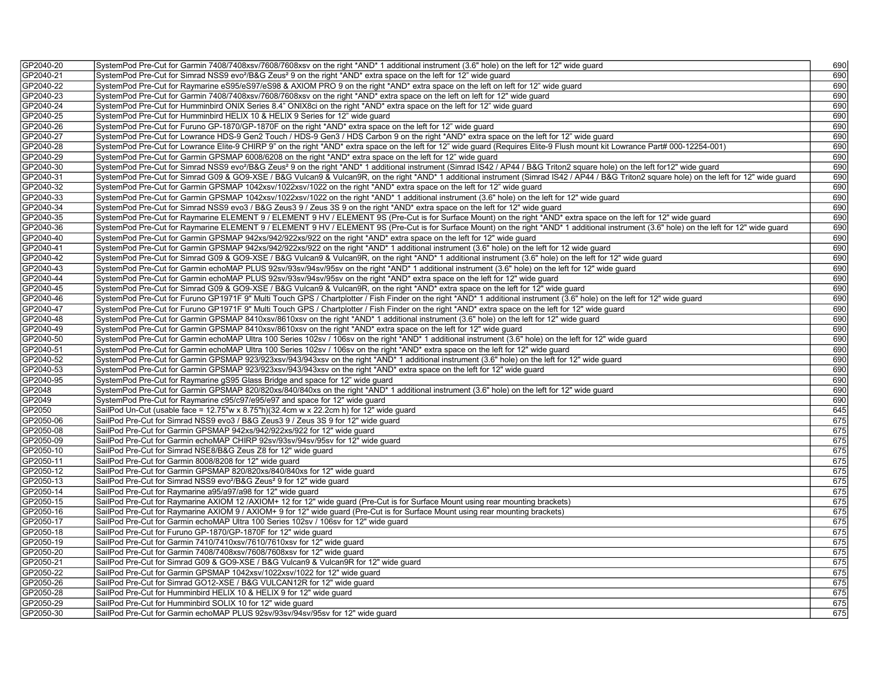| | | |
|---|---|---|
| GP2040-20 | SystemPod Pre-Cut for Garmin 7408/7408xsv/7608/7608xsv on the right *AND* 1 additional instrument (3.6" hole) on the left for 12" wide guard | 690 |
| GP2040-21 | SystemPod Pre-Cut for Simrad NSS9 evo²/B&G Zeus² 9 on the right *AND* extra space on the left for 12" wide guard | 690 |
| GP2040-22 | SystemPod Pre-Cut for Raymarine eS95/eS97/eS98 & AXIOM PRO 9 on the right *AND* extra space on the left on left for 12" wide guard | 690 |
| GP2040-23 | SystemPod Pre-Cut for Garmin 7408/7408xsv/7608/7608xsv on the right *AND* extra space on the left on left for 12" wide guard | 690 |
| GP2040-24 | SystemPod Pre-Cut for Humminbird ONIX Series 8.4" ONIX8ci on the right *AND* extra space on the left for 12" wide guard | 690 |
| GP2040-25 | SystemPod Pre-Cut for Humminbird HELIX 10 & HELIX 9 Series for 12" wide guard | 690 |
| GP2040-26 | SystemPod Pre-Cut for Furuno GP-1870/GP-1870F on the right *AND* extra space on the left for 12" wide guard | 690 |
| GP2040-27 | SystemPod Pre-Cut for Lowrance HDS-9 Gen2 Touch / HDS-9 Gen3 / HDS Carbon 9 on the right *AND* extra space on the left for 12" wide guard | 690 |
| GP2040-28 | SystemPod Pre-Cut for Lowrance Elite-9 CHIRP 9" on the right *AND* extra space on the left for 12" wide guard (Requires Elite-9 Flush mount kit Lowrance Part# 000-12254-001) | 690 |
| GP2040-29 | SystemPod Pre-Cut for Garmin GPSMAP 6008/6208 on the right *AND* extra space on the left for 12" wide guard | 690 |
| GP2040-30 | SystemPod Pre-Cut for Simrad NSS9 evo²/B&G Zeus² 9 on the right *AND* 1 additional instrument (Simrad IS42 / AP44 / B&G Triton2 square hole) on the left for12" wide guard | 690 |
| GP2040-31 | SystemPod Pre-Cut for Simrad G09 & GO9-XSE / B&G Vulcan9 & Vulcan9R, on the right *AND* 1 additional instrument (Simrad IS42 / AP44 / B&G Triton2 square hole) on the left for 12" wide guard | 690 |
| GP2040-32 | SystemPod Pre-Cut for Garmin GPSMAP 1042xsv/1022xsv/1022 on the right *AND* extra space on the left for 12" wide guard | 690 |
| GP2040-33 | SystemPod Pre-Cut for Garmin GPSMAP 1042xsv/1022xsv/1022 on the right *AND* 1 additional instrument (3.6" hole) on the left for 12" wide guard | 690 |
| GP2040-34 | SystemPod Pre-Cut for Simrad NSS9 evo3 / B&G Zeus3 9 / Zeus 3S 9 on the right *AND* extra space on the left for 12" wide guard | 690 |
| GP2040-35 | SystemPod Pre-Cut for Raymarine ELEMENT 9 / ELEMENT 9 HV / ELEMENT 9S (Pre-Cut is for Surface Mount) on the right *AND* extra space on the left for 12" wide guard | 690 |
| GP2040-36 | SystemPod Pre-Cut for Raymarine ELEMENT 9 / ELEMENT 9 HV / ELEMENT 9S (Pre-Cut is for Surface Mount) on the right *AND* 1 additional instrument (3.6" hole) on the left for 12" wide guard | 690 |
| GP2040-40 | SystemPod Pre-Cut for Garmin GPSMAP 942xs/942/922xs/922 on the right *AND* extra space on the left for 12" wide guard | 690 |
| GP2040-41 | SystemPod Pre-Cut for Garmin GPSMAP 942xs/942/922xs/922 on the right *AND* 1 additional instrument (3.6" hole) on the left for 12 wide guard | 690 |
| GP2040-42 | SystemPod Pre-Cut for Simrad G09 & GO9-XSE / B&G Vulcan9 & Vulcan9R, on the right *AND* 1 additional instrument (3.6" hole) on the left for 12" wide guard | 690 |
| GP2040-43 | SystemPod Pre-Cut for Garmin echoMAP PLUS 92sv/93sv/94sv/95sv on the right *AND* 1 additional instrument (3.6" hole) on the left for 12" wide guard | 690 |
| GP2040-44 | SystemPod Pre-Cut for Garmin echoMAP PLUS 92sv/93sv/94sv/95sv on the right *AND* extra space on the left for 12" wide guard | 690 |
| GP2040-45 | SystemPod Pre-Cut for Simrad G09 & GO9-XSE / B&G Vulcan9 & Vulcan9R, on the right *AND* extra space on the left for 12" wide guard | 690 |
| GP2040-46 | SystemPod Pre-Cut for Furuno GP1971F 9" Multi Touch GPS / Chartplotter / Fish Finder on the right *AND* 1 additional instrument (3.6" hole) on the left for 12" wide guard | 690 |
| GP2040-47 | SystemPod Pre-Cut for Furuno GP1971F 9" Multi Touch GPS / Chartplotter / Fish Finder on the right *AND* extra space on the left for 12" wide guard | 690 |
| GP2040-48 | SystemPod Pre-Cut for Garmin GPSMAP 8410xsv/8610xsv on the right *AND* 1 additional instrument (3.6" hole) on the left for 12" wide guard | 690 |
| GP2040-49 | SystemPod Pre-Cut for Garmin GPSMAP 8410xsv/8610xsv on the right *AND* extra space on the left for 12" wide guard | 690 |
| GP2040-50 | SystemPod Pre-Cut for Garmin echoMAP Ultra 100 Series 102sv / 106sv on the right *AND* 1 additional instrument (3.6" hole) on the left for 12" wide guard | 690 |
| GP2040-51 | SystemPod Pre-Cut for Garmin echoMAP Ultra 100 Series 102sv / 106sv on the right *AND* extra space on the left for 12" wide guard | 690 |
| GP2040-52 | SystemPod Pre-Cut for Garmin GPSMAP 923/923xsv/943/943xsv on the right *AND* 1 additional instrument (3.6" hole) on the left for 12" wide guard | 690 |
| GP2040-53 | SystemPod Pre-Cut for Garmin GPSMAP 923/923xsv/943/943xsv on the right *AND* extra space on the left for 12" wide guard | 690 |
| GP2040-95 | SystemPod Pre-Cut for Raymarine gS95 Glass Bridge and space for 12" wide guard | 690 |
| GP2048 | SystemPod Pre-Cut for Garmin GPSMAP 820/820xs/840/840xs on the right *AND* 1 additional instrument (3.6" hole) on the left for 12" wide guard | 690 |
| GP2049 | SystemPod Pre-Cut for Raymarine c95/c97/e95/e97 and space for 12" wide guard | 690 |
| GP2050 | SailPod Un-Cut (usable face = 12.75"w x 8.75"h)(32.4cm w x 22.2cm h) for 12" wide guard | 645 |
| GP2050-06 | SailPod Pre-Cut for Simrad NSS9 evo3 / B&G Zeus3 9 / Zeus 3S 9 for 12" wide guard | 675 |
| GP2050-08 | SailPod Pre-Cut for Garmin GPSMAP 942xs/942/922xs/922 for 12" wide guard | 675 |
| GP2050-09 | SailPod Pre-Cut for Garmin echoMAP CHIRP 92sv/93sv/94sv/95sv for 12" wide guard | 675 |
| GP2050-10 | SailPod Pre-Cut for Simrad NSE8/B&G Zeus Z8 for 12" wide guard | 675 |
| GP2050-11 | SailPod Pre-Cut for Garmin 8008/8208 for 12" wide guard | 675 |
| GP2050-12 | SailPod Pre-Cut for Garmin GPSMAP 820/820xs/840/840xs for 12" wide guard | 675 |
| GP2050-13 | SailPod Pre-Cut for Simrad NSS9 evo²/B&G Zeus² 9 for 12" wide guard | 675 |
| GP2050-14 | SailPod Pre-Cut for Raymarine a95/a97/a98 for 12" wide guard | 675 |
| GP2050-15 | SailPod Pre-Cut for Raymarine AXIOM 12 /AXIOM+ 12 for 12" wide guard (Pre-Cut is for Surface Mount using rear mounting brackets) | 675 |
| GP2050-16 | SailPod Pre-Cut for Raymarine AXIOM 9 / AXIOM+ 9 for 12" wide guard (Pre-Cut is for Surface Mount using rear mounting brackets) | 675 |
| GP2050-17 | SailPod Pre-Cut for Garmin echoMAP Ultra 100 Series 102sv / 106sv for 12" wide guard | 675 |
| GP2050-18 | SailPod Pre-Cut for Furuno GP-1870/GP-1870F for 12" wide guard | 675 |
| GP2050-19 | SailPod Pre-Cut for Garmin 7410/7410xsv/7610/7610xsv for 12" wide guard | 675 |
| GP2050-20 | SailPod Pre-Cut for Garmin 7408/7408xsv/7608/7608xsv for 12" wide guard | 675 |
| GP2050-21 | SailPod Pre-Cut for Simrad G09 & GO9-XSE / B&G Vulcan9 & Vulcan9R for 12" wide guard | 675 |
| GP2050-22 | SailPod Pre-Cut for Garmin GPSMAP 1042xsv/1022xsv/1022 for 12" wide guard | 675 |
| GP2050-26 | SailPod Pre-Cut for Simrad GO12-XSE / B&G VULCAN12R for 12" wide guard | 675 |
| GP2050-28 | SailPod Pre-Cut for Humminbird HELIX 10 & HELIX 9 for 12" wide guard | 675 |
| GP2050-29 | SailPod Pre-Cut for Humminbird SOLIX 10 for 12" wide guard | 675 |
| GP2050-30 | SailPod Pre-Cut for Garmin echoMAP PLUS 92sv/93sv/94sv/95sv for 12" wide guard | 675 |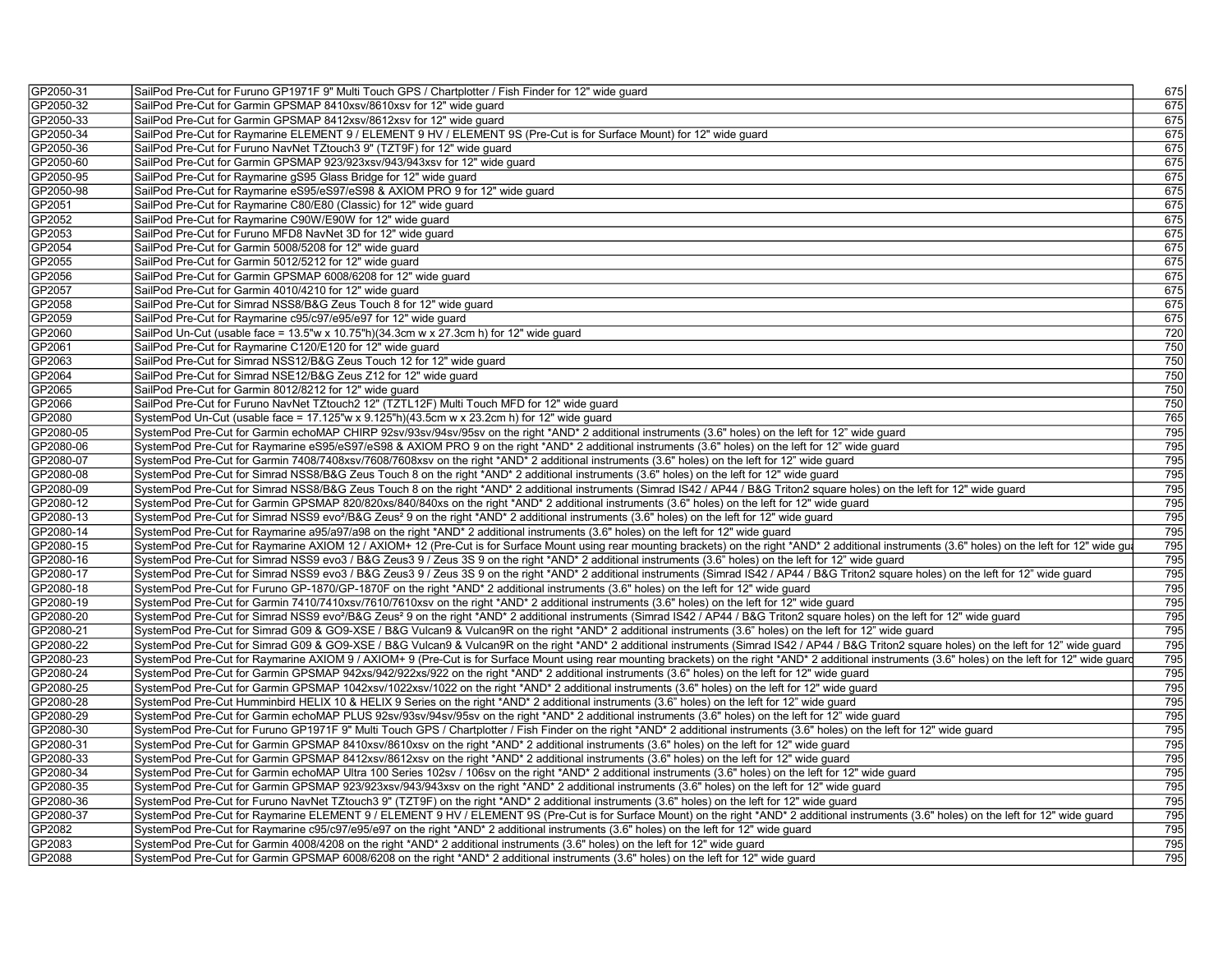| | | |
|---|---|---|
| GP2050-31 | SailPod Pre-Cut for Furuno GP1971F 9" Multi Touch GPS / Chartplotter / Fish Finder for 12" wide guard | 675 |
| GP2050-32 | SailPod Pre-Cut for Garmin GPSMAP 8410xsv/8610xsv for 12" wide guard | 675 |
| GP2050-33 | SailPod Pre-Cut for Garmin GPSMAP 8412xsv/8612xsv for 12" wide guard | 675 |
| GP2050-34 | SailPod Pre-Cut for Raymarine ELEMENT 9 / ELEMENT 9 HV / ELEMENT 9S (Pre-Cut is for Surface Mount) for 12" wide guard | 675 |
| GP2050-36 | SailPod Pre-Cut for Furuno NavNet TZtouch3 9" (TZT9F) for 12" wide guard | 675 |
| GP2050-60 | SailPod Pre-Cut for Garmin GPSMAP 923/923xsv/943/943xsv for 12" wide guard | 675 |
| GP2050-95 | SailPod Pre-Cut for Raymarine gS95 Glass Bridge for 12" wide guard | 675 |
| GP2050-98 | SailPod Pre-Cut for Raymarine eS95/eS97/eS98 & AXIOM PRO 9 for 12" wide guard | 675 |
| GP2051 | SailPod Pre-Cut for Raymarine C80/E80 (Classic) for 12" wide guard | 675 |
| GP2052 | SailPod Pre-Cut for Raymarine C90W/E90W for 12" wide guard | 675 |
| GP2053 | SailPod Pre-Cut for Furuno MFD8 NavNet 3D for 12" wide guard | 675 |
| GP2054 | SailPod Pre-Cut for Garmin 5008/5208 for 12" wide guard | 675 |
| GP2055 | SailPod Pre-Cut for Garmin 5012/5212 for 12" wide guard | 675 |
| GP2056 | SailPod Pre-Cut for Garmin GPSMAP 6008/6208 for 12" wide guard | 675 |
| GP2057 | SailPod Pre-Cut for Garmin 4010/4210 for 12" wide guard | 675 |
| GP2058 | SailPod Pre-Cut for Simrad NSS8/B&G Zeus Touch 8 for 12" wide guard | 675 |
| GP2059 | SailPod Pre-Cut for Raymarine c95/c97/e95/e97 for 12" wide guard | 675 |
| GP2060 | SailPod Un-Cut (usable face = 13.5"w x 10.75"h)(34.3cm w x 27.3cm h) for 12" wide guard | 720 |
| GP2061 | SailPod Pre-Cut for Raymarine C120/E120 for 12" wide guard | 750 |
| GP2063 | SailPod Pre-Cut for Simrad NSS12/B&G Zeus Touch 12 for 12" wide guard | 750 |
| GP2064 | SailPod Pre-Cut for Simrad NSE12/B&G Zeus Z12 for 12" wide guard | 750 |
| GP2065 | SailPod Pre-Cut for Garmin 8012/8212 for 12" wide guard | 750 |
| GP2066 | SailPod Pre-Cut for Furuno NavNet TZtouch2 12" (TZTL12F) Multi Touch MFD for 12" wide guard | 750 |
| GP2080 | SystemPod Un-Cut (usable face = 17.125"w x 9.125"h)(43.5cm w x 23.2cm h) for 12" wide guard | 765 |
| GP2080-05 | SystemPod Pre-Cut for Garmin echoMAP CHIRP 92sv/93sv/94sv/95sv on the right *AND* 2 additional instruments (3.6" holes) on the left for 12" wide guard | 795 |
| GP2080-06 | SystemPod Pre-Cut for Raymarine eS95/eS97/eS98 & AXIOM PRO 9 on the right *AND* 2 additional instruments (3.6" holes) on the left for 12" wide guard | 795 |
| GP2080-07 | SystemPod Pre-Cut for Garmin 7408/7408xsv/7608/7608xsv on the right *AND* 2 additional instruments (3.6" holes) on the left for 12" wide guard | 795 |
| GP2080-08 | SystemPod Pre-Cut for Simrad NSS8/B&G Zeus Touch 8 on the right *AND* 2 additional instruments (3.6" holes) on the left for 12" wide guard | 795 |
| GP2080-09 | SystemPod Pre-Cut for Simrad NSS8/B&G Zeus Touch 8 on the right *AND* 2 additional instruments (Simrad IS42 / AP44 / B&G Triton2 square holes) on the left for 12" wide guard | 795 |
| GP2080-12 | SystemPod Pre-Cut for Garmin GPSMAP 820/820xs/840/840xs on the right *AND* 2 additional instruments (3.6" holes) on the left for 12" wide guard | 795 |
| GP2080-13 | SystemPod Pre-Cut for Simrad NSS9 evo²/B&G Zeus² 9 on the right *AND* 2 additional instruments (3.6" holes) on the left for 12" wide guard | 795 |
| GP2080-14 | SystemPod Pre-Cut for Raymarine a95/a97/a98 on the right *AND* 2 additional instruments (3.6" holes) on the left for 12" wide guard | 795 |
| GP2080-15 | SystemPod Pre-Cut for Raymarine AXIOM 12 / AXIOM+ 12 (Pre-Cut is for Surface Mount using rear mounting brackets) on the right *AND* 2 additional instruments (3.6" holes) on the left for 12" wide gua | 795 |
| GP2080-16 | SystemPod Pre-Cut for Simrad NSS9 evo3 / B&G Zeus3 9 / Zeus 3S 9 on the right *AND* 2 additional instruments (3.6" holes) on the left for 12" wide guard | 795 |
| GP2080-17 | SystemPod Pre-Cut for Simrad NSS9 evo3 / B&G Zeus3 9 / Zeus 3S 9 on the right *AND* 2 additional instruments (Simrad IS42 / AP44 / B&G Triton2 square holes) on the left for 12" wide guard | 795 |
| GP2080-18 | SystemPod Pre-Cut for Furuno GP-1870/GP-1870F on the right *AND* 2 additional instruments (3.6" holes) on the left for 12" wide guard | 795 |
| GP2080-19 | SystemPod Pre-Cut for Garmin 7410/7410xsv/7610/7610xsv on the right *AND* 2 additional instruments (3.6" holes) on the left for 12" wide guard | 795 |
| GP2080-20 | SystemPod Pre-Cut for Simrad NSS9 evo²/B&G Zeus² 9 on the right *AND* 2 additional instruments (Simrad IS42 / AP44 / B&G Triton2 square holes) on the left for 12" wide guard | 795 |
| GP2080-21 | SystemPod Pre-Cut for Simrad G09 & GO9-XSE / B&G Vulcan9 & Vulcan9R on the right *AND* 2 additional instruments (3.6" holes) on the left for 12" wide guard | 795 |
| GP2080-22 | SystemPod Pre-Cut for Simrad G09 & GO9-XSE / B&G Vulcan9 & Vulcan9R on the right *AND* 2 additional instruments (Simrad IS42 / AP44 / B&G Triton2 square holes) on the left for 12" wide guard | 795 |
| GP2080-23 | SystemPod Pre-Cut for Raymarine AXIOM 9 / AXIOM+ 9 (Pre-Cut is for Surface Mount using rear mounting brackets) on the right *AND* 2 additional instruments (3.6" holes) on the left for 12" wide guard | 795 |
| GP2080-24 | SystemPod Pre-Cut for Garmin GPSMAP 942xs/942/922xs/922 on the right *AND* 2 additional instruments (3.6" holes) on the left for 12" wide guard | 795 |
| GP2080-25 | SystemPod Pre-Cut for Garmin GPSMAP 1042xsv/1022xsv/1022 on the right *AND* 2 additional instruments (3.6" holes) on the left for 12" wide guard | 795 |
| GP2080-28 | SystemPod Pre-Cut Humminbird HELIX 10 & HELIX 9 Series on the right *AND* 2 additional instruments (3.6" holes) on the left for 12" wide guard | 795 |
| GP2080-29 | SystemPod Pre-Cut for Garmin echoMAP PLUS 92sv/93sv/94sv/95sv on the right *AND* 2 additional instruments (3.6" holes) on the left for 12" wide guard | 795 |
| GP2080-30 | SystemPod Pre-Cut for Furuno GP1971F 9" Multi Touch GPS / Chartplotter / Fish Finder on the right *AND* 2 additional instruments (3.6" holes) on the left for 12" wide guard | 795 |
| GP2080-31 | SystemPod Pre-Cut for Garmin GPSMAP 8410xsv/8610xsv on the right *AND* 2 additional instruments (3.6" holes) on the left for 12" wide guard | 795 |
| GP2080-33 | SystemPod Pre-Cut for Garmin GPSMAP 8412xsv/8612xsv on the right *AND* 2 additional instruments (3.6" holes) on the left for 12" wide guard | 795 |
| GP2080-34 | SystemPod Pre-Cut for Garmin echoMAP Ultra 100 Series 102sv / 106sv on the right *AND* 2 additional instruments (3.6" holes) on the left for 12" wide guard | 795 |
| GP2080-35 | SystemPod Pre-Cut for Garmin GPSMAP 923/923xsv/943/943xsv on the right *AND* 2 additional instruments (3.6" holes) on the left for 12" wide guard | 795 |
| GP2080-36 | SystemPod Pre-Cut for Furuno NavNet TZtouch3 9" (TZT9F) on the right *AND* 2 additional instruments (3.6" holes) on the left for 12" wide guard | 795 |
| GP2080-37 | SystemPod Pre-Cut for Raymarine ELEMENT 9 / ELEMENT 9 HV / ELEMENT 9S (Pre-Cut is for Surface Mount) on the right *AND* 2 additional instruments (3.6" holes) on the left for 12" wide guard | 795 |
| GP2082 | SystemPod Pre-Cut for Raymarine c95/c97/e95/e97 on the right *AND* 2 additional instruments (3.6" holes) on the left for 12" wide guard | 795 |
| GP2083 | SystemPod Pre-Cut for Garmin 4008/4208 on the right *AND* 2 additional instruments (3.6" holes) on the left for 12" wide guard | 795 |
| GP2088 | SystemPod Pre-Cut for Garmin GPSMAP 6008/6208 on the right *AND* 2 additional instruments (3.6" holes) on the left for 12" wide guard | 795 |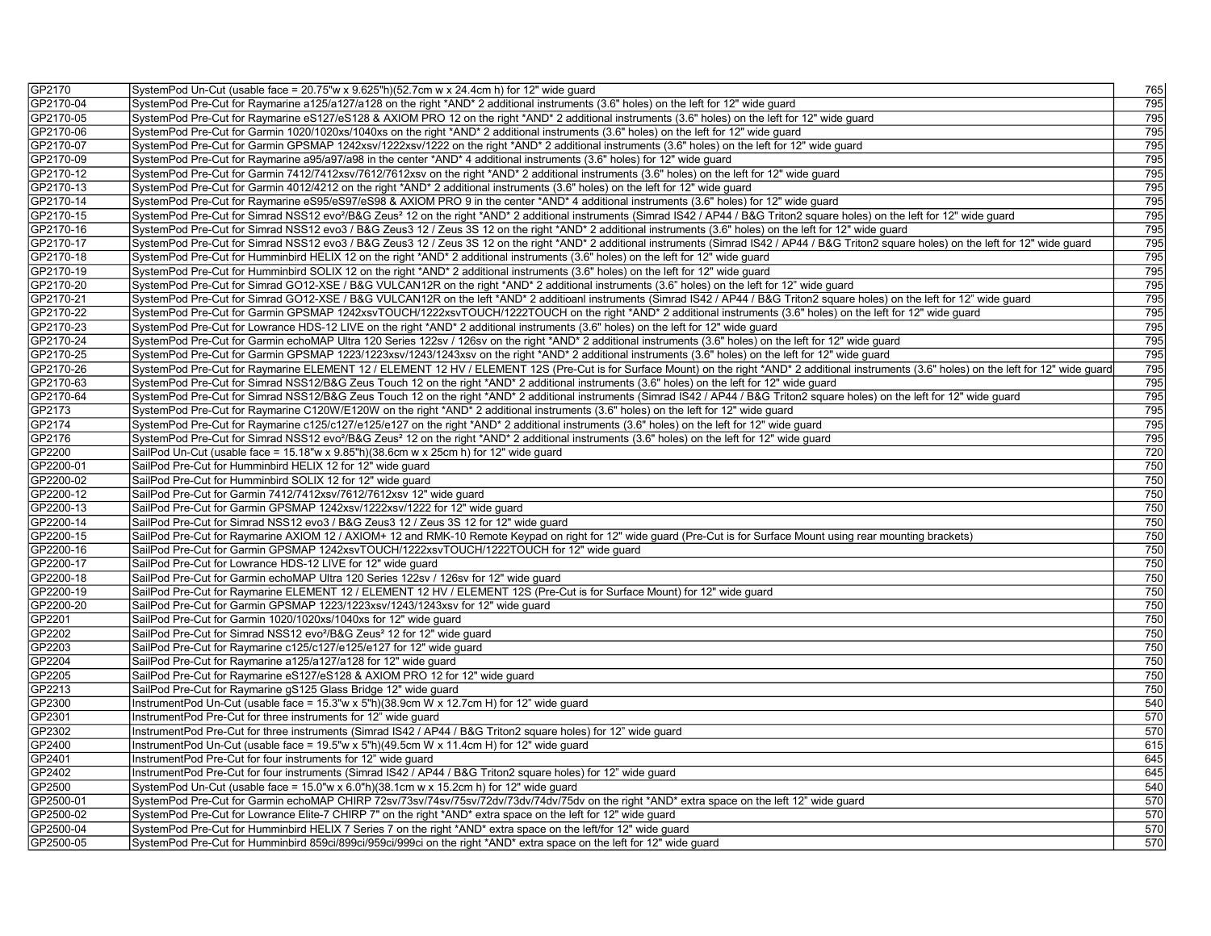| | | |
|---|---|---|
| GP2170 | SystemPod Un-Cut (usable face = 20.75"w x 9.625"h)(52.7cm w x 24.4cm h) for 12" wide guard | 765 |
| GP2170-04 | SystemPod Pre-Cut for Raymarine a125/a127/a128 on the right *AND* 2 additional instruments (3.6" holes) on the left for 12" wide guard | 795 |
| GP2170-05 | SystemPod Pre-Cut for Raymarine eS127/eS128 & AXIOM PRO 12 on the right *AND* 2 additional instruments (3.6" holes) on the left for 12" wide guard | 795 |
| GP2170-06 | SystemPod Pre-Cut for Garmin 1020/1020xs/1040xs on the right *AND* 2 additional instruments (3.6" holes) on the left for 12" wide guard | 795 |
| GP2170-07 | SystemPod Pre-Cut for Garmin GPSMAP 1242xsv/1222xsv/1222 on the right *AND* 2 additional instruments (3.6" holes) on the left for 12" wide guard | 795 |
| GP2170-09 | SystemPod Pre-Cut for Raymarine a95/a97/a98 in the center *AND* 4 additional instruments (3.6" holes) for 12" wide guard | 795 |
| GP2170-12 | SystemPod Pre-Cut for Garmin 7412/7412xsv/7612/7612xsv on the right *AND* 2 additional instruments (3.6" holes) on the left for 12" wide guard | 795 |
| GP2170-13 | SystemPod Pre-Cut for Garmin 4012/4212 on the right *AND* 2 additional instruments (3.6" holes) on the left for 12" wide guard | 795 |
| GP2170-14 | SystemPod Pre-Cut for Raymarine eS95/eS97/eS98 & AXIOM PRO 9 in the center *AND* 4 additional instruments (3.6" holes) for 12" wide guard | 795 |
| GP2170-15 | SystemPod Pre-Cut for Simrad NSS12 evo²/B&G Zeus² 12 on the right *AND* 2 additional instruments (Simrad IS42 / AP44 / B&G Triton2 square holes) on the left for 12" wide guard | 795 |
| GP2170-16 | SystemPod Pre-Cut for Simrad NSS12 evo3 / B&G Zeus3 12 / Zeus 3S 12 on the right *AND* 2 additional instruments (3.6" holes) on the left for 12" wide guard | 795 |
| GP2170-17 | SystemPod Pre-Cut for Simrad NSS12 evo3 / B&G Zeus3 12 / Zeus 3S 12 on the right *AND* 2 additional instruments (Simrad IS42 / AP44 / B&G Triton2 square holes) on the left for 12" wide guard | 795 |
| GP2170-18 | SystemPod Pre-Cut for Humminbird HELIX 12 on the right *AND* 2 additional instruments (3.6" holes) on the left for 12" wide guard | 795 |
| GP2170-19 | SystemPod Pre-Cut for Humminbird SOLIX 12 on the right *AND* 2 additional instruments (3.6" holes) on the left for 12" wide guard | 795 |
| GP2170-20 | SystemPod Pre-Cut for Simrad GO12-XSE / B&G VULCAN12R on the right *AND* 2 additional instruments (3.6" holes) on the left for 12" wide guard | 795 |
| GP2170-21 | SystemPod Pre-Cut for Simrad GO12-XSE / B&G VULCAN12R on the left *AND* 2 additioanl instruments (Simrad IS42 / AP44 / B&G Triton2 square holes) on the left for 12" wide guard | 795 |
| GP2170-22 | SystemPod Pre-Cut for Garmin GPSMAP 1242xsvTOUCH/1222xsvTOUCH/1222TOUCH on the right *AND* 2 additional instruments (3.6" holes) on the left for 12" wide guard | 795 |
| GP2170-23 | SystemPod Pre-Cut for Lowrance HDS-12 LIVE on the right *AND* 2 additional instruments (3.6" holes) on the left for 12" wide guard | 795 |
| GP2170-24 | SystemPod Pre-Cut for Garmin echoMAP Ultra 120 Series 122sv / 126sv on the right *AND* 2 additional instruments (3.6" holes) on the left for 12" wide guard | 795 |
| GP2170-25 | SystemPod Pre-Cut for Garmin GPSMAP 1223/1223xsv/1243/1243xsv on the right *AND* 2 additional instruments (3.6" holes) on the left for 12" wide guard | 795 |
| GP2170-26 | SystemPod Pre-Cut for Raymarine ELEMENT 12 / ELEMENT 12 HV / ELEMENT 12S (Pre-Cut is for Surface Mount) on the right *AND* 2 additional instruments (3.6" holes) on the left for 12" wide guard | 795 |
| GP2170-63 | SystemPod Pre-Cut for Simrad NSS12/B&G Zeus Touch 12 on the right *AND* 2 additional instruments (3.6" holes) on the left for 12" wide guard | 795 |
| GP2170-64 | SystemPod Pre-Cut for Simrad NSS12/B&G Zeus Touch 12 on the right *AND* 2 additional instruments (Simrad IS42 / AP44 / B&G Triton2 square holes) on the left for 12" wide guard | 795 |
| GP2173 | SystemPod Pre-Cut for Raymarine C120W/E120W on the right *AND* 2 additional instruments (3.6" holes) on the left for 12" wide guard | 795 |
| GP2174 | SystemPod Pre-Cut for Raymarine c125/c127/e125/e127 on the right *AND* 2 additional instruments (3.6" holes) on the left for 12" wide guard | 795 |
| GP2176 | SystemPod Pre-Cut for Simrad NSS12 evo²/B&G Zeus² 12 on the right *AND* 2 additional instruments (3.6" holes) on the left for 12" wide guard | 795 |
| GP2200 | SailPod Un-Cut (usable face = 15.18"w x 9.85"h)(38.6cm w x 25cm h) for 12" wide guard | 720 |
| GP2200-01 | SailPod Pre-Cut for Humminbird HELIX 12 for 12" wide guard | 750 |
| GP2200-02 | SailPod Pre-Cut for Humminbird SOLIX 12 for 12" wide guard | 750 |
| GP2200-12 | SailPod Pre-Cut for Garmin 7412/7412xsv/7612/7612xsv 12" wide guard | 750 |
| GP2200-13 | SailPod Pre-Cut for Garmin GPSMAP 1242xsv/1222xsv/1222 for 12" wide guard | 750 |
| GP2200-14 | SailPod Pre-Cut for Simrad NSS12 evo3 / B&G Zeus3 12 / Zeus 3S 12 for 12" wide guard | 750 |
| GP2200-15 | SailPod Pre-Cut for Raymarine AXIOM 12 / AXIOM+ 12 and RMK-10 Remote Keypad on right for 12" wide guard (Pre-Cut is for Surface Mount using rear mounting brackets) | 750 |
| GP2200-16 | SailPod Pre-Cut for Garmin GPSMAP 1242xsvTOUCH/1222xsvTOUCH/1222TOUCH for 12" wide guard | 750 |
| GP2200-17 | SailPod Pre-Cut for Lowrance HDS-12 LIVE for 12" wide guard | 750 |
| GP2200-18 | SailPod Pre-Cut for Garmin echoMAP Ultra 120 Series 122sv / 126sv for 12" wide guard | 750 |
| GP2200-19 | SailPod Pre-Cut for Raymarine ELEMENT 12 / ELEMENT 12 HV / ELEMENT 12S (Pre-Cut is for Surface Mount) for 12" wide guard | 750 |
| GP2200-20 | SailPod Pre-Cut for Garmin GPSMAP 1223/1223xsv/1243/1243xsv for 12" wide guard | 750 |
| GP2201 | SailPod Pre-Cut for Garmin 1020/1020xs/1040xs for 12" wide guard | 750 |
| GP2202 | SailPod Pre-Cut for Simrad NSS12 evo²/B&G Zeus² 12 for 12" wide guard | 750 |
| GP2203 | SailPod Pre-Cut for Raymarine c125/c127/e125/e127 for 12" wide guard | 750 |
| GP2204 | SailPod Pre-Cut for Raymarine a125/a127/a128 for 12" wide guard | 750 |
| GP2205 | SailPod Pre-Cut for Raymarine eS127/eS128 & AXIOM PRO 12 for 12" wide guard | 750 |
| GP2213 | SailPod Pre-Cut for Raymarine gS125 Glass Bridge 12" wide guard | 750 |
| GP2300 | InstrumentPod Un-Cut (usable face = 15.3"w x 5"h)(38.9cm W x 12.7cm H) for 12" wide guard | 540 |
| GP2301 | InstrumentPod Pre-Cut for three instruments for 12" wide guard | 570 |
| GP2302 | InstrumentPod Pre-Cut for three instruments (Simrad IS42 / AP44 / B&G Triton2 square holes) for 12" wide guard | 570 |
| GP2400 | InstrumentPod Un-Cut (usable face = 19.5"w x 5"h)(49.5cm W x 11.4cm H) for 12" wide guard | 615 |
| GP2401 | InstrumentPod Pre-Cut for four instruments for 12" wide guard | 645 |
| GP2402 | InstrumentPod Pre-Cut for four instruments (Simrad IS42 / AP44 / B&G Triton2 square holes) for 12" wide guard | 645 |
| GP2500 | SystemPod Un-Cut (usable face = 15.0"w x 6.0"h)(38.1cm w x 15.2cm h) for 12" wide guard | 540 |
| GP2500-01 | SystemPod Pre-Cut for Garmin echoMAP CHIRP 72sv/73sv/74sv/75sv/72dv/73dv/74dv/75dv on the right *AND* extra space on the left 12" wide guard | 570 |
| GP2500-02 | SystemPod Pre-Cut for Lowrance Elite-7 CHIRP 7" on the right *AND* extra space on the left for 12" wide guard | 570 |
| GP2500-04 | SystemPod Pre-Cut for Humminbird HELIX 7 Series 7 on the right *AND* extra space on the left/for 12" wide guard | 570 |
| GP2500-05 | SystemPod Pre-Cut for Humminbird 859ci/899ci/959ci/999ci on the right *AND* extra space on the left for 12" wide guard | 570 |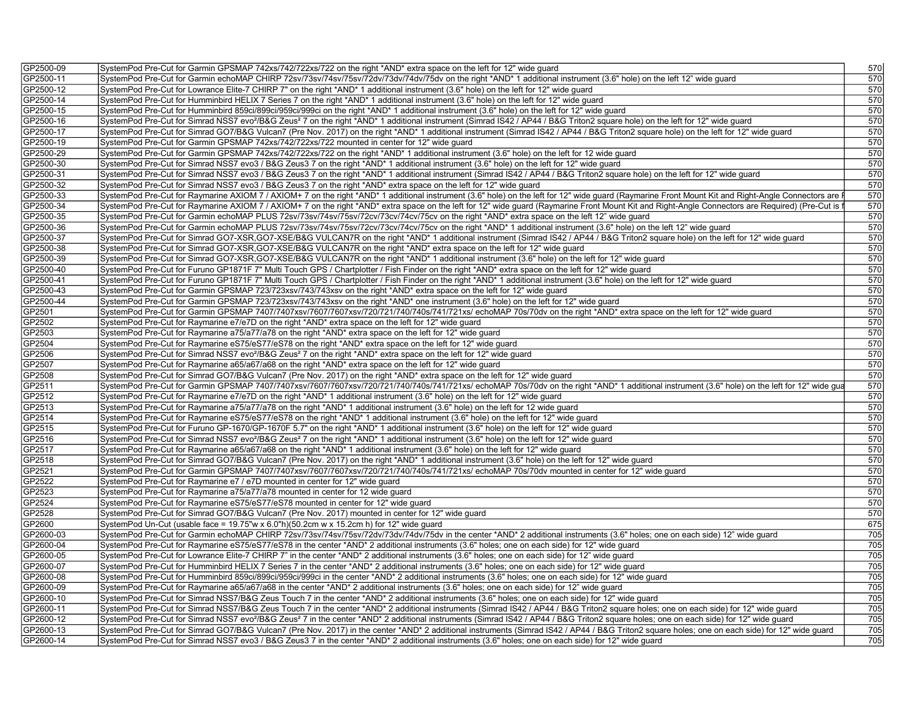| | | |
|---|---|---|
| GP2500-09 | SystemPod Pre-Cut for Garmin GPSMAP 742xs/742/722xs/722 on the right *AND* extra space on the left for 12" wide guard | 570 |
| GP2500-11 | SystemPod Pre-Cut for Garmin echoMAP CHIRP 72sv/73sv/74sv/75sv/72dv/73dv/74dv/75dv on the right *AND* 1 additional instrument (3.6" hole) on the left 12" wide guard | 570 |
| GP2500-12 | SystemPod Pre-Cut for Lowrance Elite-7 CHIRP 7" on the right *AND* 1 additional instrument (3.6" hole) on the left for 12" wide guard | 570 |
| GP2500-14 | SystemPod Pre-Cut for Humminbird HELIX 7 Series 7 on the right *AND* 1 additional instrument (3.6" hole) on the left for 12" wide guard | 570 |
| GP2500-15 | SystemPod Pre-Cut for Humminbird 859ci/899ci/959ci/999ci on the right *AND* 1 additional instrument (3.6" hole) on the left for 12" wide guard | 570 |
| GP2500-16 | SystemPod Pre-Cut for Simrad NSS7 evo²/B&G Zeus² 7 on the right *AND* 1 additional instrument (Simrad IS42 / AP44 / B&G Triton2 square hole) on the left for 12" wide guard | 570 |
| GP2500-17 | SystemPod Pre-Cut for Simrad GO7/B&G Vulcan7 (Pre Nov. 2017) on the right *AND* 1 additional instrument (Simrad IS42 / AP44 / B&G Triton2 square hole) on the left for 12" wide guard | 570 |
| GP2500-19 | SystemPod Pre-Cut for Garmin GPSMAP 742xs/742/722xs/722 mounted in center for 12" wide guard | 570 |
| GP2500-29 | SystemPod Pre-Cut for Garmin GPSMAP 742xs/742/722xs/722 on the right *AND* 1 additional instrument (3.6" hole) on the left for 12 wide guard | 570 |
| GP2500-30 | SystemPod Pre-Cut for Simrad NSS7 evo3 / B&G Zeus3 7 on the right *AND* 1 additional instrument (3.6" hole) on the left for 12" wide guard | 570 |
| GP2500-31 | SystemPod Pre-Cut for Simrad NSS7 evo3 / B&G Zeus3 7 on the right *AND* 1 additional instrument (Simrad IS42 / AP44 / B&G Triton2 square hole) on the left for 12" wide guard | 570 |
| GP2500-32 | SystemPod Pre-Cut for Simrad NSS7 evo3 / B&G Zeus3 7 on the right *AND* extra space on the left for 12" wide guard | 570 |
| GP2500-33 | SystemPod Pre-Cut for Raymarine AXIOM 7 / AXIOM+ 7 on the right *AND* 1 additional instrument (3.6" hole) on the left for 12" wide guard (Raymarine Front Mount Kit and Right-Angle Connectors are | 570 |
| GP2500-34 | SystemPod Pre-Cut for Raymarine AXIOM 7 / AXIOM+ 7 on the right *AND* extra space on the left for 12" wide guard (Raymarine Front Mount Kit and Right-Angle Connectors are Required) (Pre-Cut is f | 570 |
| GP2500-35 | SystemPod Pre-Cut for Garmin echoMAP PLUS 72sv/73sv/74sv/75sv/72cv/73cv/74cv/75cv on the right *AND* extra space on the left 12" wide guard | 570 |
| GP2500-36 | SystemPod Pre-Cut for Garmin echoMAP PLUS 72sv/73sv/74sv/75sv/72cv/73cv/74cv/75cv on the right *AND* 1 additional instrument (3.6" hole) on the left 12" wide guard | 570 |
| GP2500-37 | SystemPod Pre-Cut for Simrad GO7-XSR,GO7-XSE/B&G VULCAN7R on the right *AND* 1 additional instrument (Simrad IS42 / AP44 / B&G Triton2 square hole) on the left for 12" wide guard | 570 |
| GP2500-38 | SystemPod Pre-Cut for Simrad GO7-XSR,GO7-XSE/B&G VULCAN7R on the right *AND* extra space on the left for 12" wide guard | 570 |
| GP2500-39 | SystemPod Pre-Cut for Simrad GO7-XSR,GO7-XSE/B&G VULCAN7R on the right *AND* 1 additional instrument (3.6" hole) on the left for 12" wide guard | 570 |
| GP2500-40 | SystemPod Pre-Cut for Furuno GP1871F 7" Multi Touch GPS / Chartplotter / Fish Finder on the right *AND* extra space on the left for 12" wide guard | 570 |
| GP2500-41 | SystemPod Pre-Cut for Furuno GP1871F 7" Multi Touch GPS / Chartplotter / Fish Finder on the right *AND* 1 additional instrument (3.6" hole) on the left for 12" wide guard | 570 |
| GP2500-43 | SystemPod Pre-Cut for Garmin GPSMAP 723/723xsv/743/743xsv on the right *AND* extra space on the left for 12" wide guard | 570 |
| GP2500-44 | SystemPod Pre-Cut for Garmin GPSMAP 723/723xsv/743/743xsv on the right *AND* one instrument (3.6" hole) on the left for 12" wide guard | 570 |
| GP2501 | SystemPod Pre-Cut for Garmin GPSMAP 7407/7407xsv/7607/7607xsv/720/721/740/740s/741/721xs/ echoMAP 70s/70dv on the right *AND* extra space on the left for 12" wide guard | 570 |
| GP2502 | SystemPod Pre-Cut for Raymarine e7/e7D on the right *AND* extra space on the left for 12" wide guard | 570 |
| GP2503 | SystemPod Pre-Cut for Raymarine a75/a77/a78 on the right *AND* extra space on the left for 12" wide guard | 570 |
| GP2504 | SystemPod Pre-Cut for Raymarine eS75/eS77/eS78 on the right *AND* extra space on the left for 12" wide guard | 570 |
| GP2506 | SystemPod Pre-Cut for Simrad NSS7 evo²/B&G Zeus² 7 on the right *AND* extra space on the left for 12" wide guard | 570 |
| GP2507 | SystemPod Pre-Cut for Raymarine a65/a67/a68 on the right *AND* extra space on the left for 12" wide guard | 570 |
| GP2508 | SystemPod Pre-Cut for Simrad GO7/B&G Vulcan7 (Pre Nov. 2017) on the right *AND* extra space on the left for 12" wide guard | 570 |
| GP2511 | SystemPod Pre-Cut for Garmin GPSMAP 7407/7407xsv/7607/7607xsv/720/721/740/740s/741/721xs/ echoMAP 70s/70dv on the right *AND* 1 additional instrument (3.6" hole) on the left for 12" wide gua | 570 |
| GP2512 | SystemPod Pre-Cut for Raymarine e7/e7D on the right *AND* 1 additional instrument (3.6" hole) on the left for 12" wide guard | 570 |
| GP2513 | SystemPod Pre-Cut for Raymarine a75/a77/a78 on the right *AND* 1 additional instrument (3.6" hole) on the left for 12 wide guard | 570 |
| GP2514 | SystemPod Pre-Cut for Raymarine eS75/eS77/eS78 on the right *AND* 1 additional instrument (3.6" hole) on the left for 12" wide guard | 570 |
| GP2515 | SystemPod Pre-Cut for Furuno GP-1670/GP-1670F 5.7" on the right *AND* 1 additional instrument (3.6" hole) on the left for 12" wide guard | 570 |
| GP2516 | SystemPod Pre-Cut for Simrad NSS7 evo²/B&G Zeus² 7 on the right *AND* 1 additional instrument (3.6" hole) on the left for 12" wide guard | 570 |
| GP2517 | SystemPod Pre-Cut for Raymarine a65/a67/a68 on the right *AND* 1 additional instrument (3.6" hole) on the left for 12" wide guard | 570 |
| GP2518 | SystemPod Pre-Cut for Simrad GO7/B&G Vulcan7 (Pre Nov. 2017) on the right *AND* 1 additional instrument (3.6" hole) on the left for 12" wide guard | 570 |
| GP2521 | SystemPod Pre-Cut for Garmin GPSMAP 7407/7407xsv/7607/7607xsv/720/721/740/740s/741/721xs/ echoMAP 70s/70dv mounted in center for 12" wide guard | 570 |
| GP2522 | SystemPod Pre-Cut for Raymarine e7 / e7D mounted in center for 12" wide guard | 570 |
| GP2523 | SystemPod Pre-Cut for Raymarine a75/a77/a78 mounted in center for 12 wide guard | 570 |
| GP2524 | SystemPod Pre-Cut for Raymarine eS75/eS77/eS78 mounted in center for 12" wide guard | 570 |
| GP2528 | SystemPod Pre-Cut for Simrad GO7/B&G Vulcan7 (Pre Nov. 2017) mounted in center for 12" wide guard | 570 |
| GP2600 | SystemPod Un-Cut (usable face = 19.75"w x 6.0"h)(50.2cm w x 15.2cm h) for 12" wide guard | 675 |
| GP2600-03 | SystemPod Pre-Cut for Garmin echoMAP CHIRP 72sv/73sv/74sv/75sv/72dv/73dv/74dv/75dv in the center *AND* 2 additional instruments (3.6" holes; one on each side) 12" wide guard | 705 |
| GP2600-04 | SystemPod Pre-Cut for Raymarine eS75/eS77/eS78 in the center *AND* 2 additional instruments (3.6" holes; one on each side) for 12" wide guard | 705 |
| GP2600-05 | SystemPod Pre-Cut for Lowrance Elite-7 CHIRP 7" in the center *AND* 2 additional instruments (3.6" holes; one on each side) for 12" wide guard | 705 |
| GP2600-07 | SystemPod Pre-Cut for Humminbird HELIX 7 Series 7 in the center *AND* 2 additional instruments (3.6" holes; one on each side) for 12" wide guard | 705 |
| GP2600-08 | SystemPod Pre-Cut for Humminbird 859ci/899ci/959ci/999ci in the center *AND* 2 additional instruments (3.6" holes; one on each side) for 12" wide guard | 705 |
| GP2600-09 | SystemPod Pre-Cut for Raymarine a65/a67/a68 in the center *AND* 2 additional instruments (3.6" holes; one on each side) for 12" wide guard | 705 |
| GP2600-10 | SystemPod Pre-Cut for Simrad NSS7/B&G Zeus Touch 7 in the center *AND* 2 additional instruments (3.6" holes; one on each side) for 12" wide guard | 705 |
| GP2600-11 | SystemPod Pre-Cut for Simrad NSS7/B&G Zeus Touch 7 in the center *AND* 2 additional instruments (Simrad IS42 / AP44 / B&G Triton2 square holes; one on each side) for 12" wide guard | 705 |
| GP2600-12 | SystemPod Pre-Cut for Simrad NSS7 evo²/B&G Zeus² 7 in the center *AND* 2 additional instruments (Simrad IS42 / AP44 / B&G Triton2 square holes; one on each side) for 12" wide guard | 705 |
| GP2600-13 | SystemPod Pre-Cut for Simrad GO7/B&G Vulcan7 (Pre Nov. 2017) in the center *AND* 2 additional instruments (Simrad IS42 / AP44 / B&G Triton2 square holes; one on each side) for 12" wide guard | 705 |
| GP2600-14 | SystemPod Pre-Cut for Simrad NSS7 evo3 / B&G Zeus3 7 in the center *AND* 2 additional instruments (3.6" holes; one on each side) for 12" wide guard | 705 |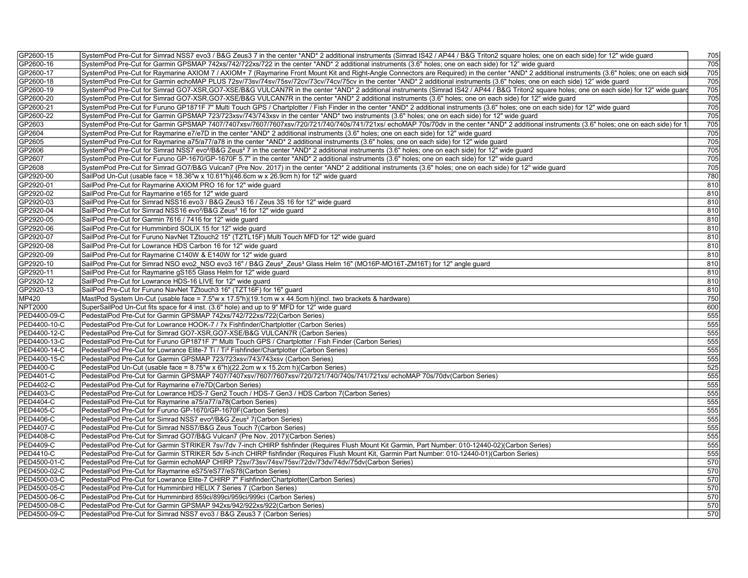| | | |
|---|---|---|
| GP2600-15 | SystemPod Pre-Cut for Simrad NSS7 evo3 / B&G Zeus3 7 in the center *AND* 2 additional instruments (Simrad IS42 / AP44 / B&G Triton2 square holes; one on each side) for 12" wide guard | 705 |
| GP2600-16 | SystemPod Pre-Cut for Garmin GPSMAP 742xs/742/722xs/722 in the center *AND* 2 additional instruments (3.6" holes; one on each side) for 12" wide guard | 705 |
| GP2600-17 | SystemPod Pre-Cut for Raymarine AXIOM 7 / AXIOM+ 7 (Raymarine Front Mount Kit and Right-Angle Connectors are Required) in the center *AND* 2 additional instruments (3.6" holes; one on each side | 705 |
| GP2600-18 | SystemPod Pre-Cut for Garmin echoMAP PLUS 72sv/73sv/74sv/75sv/72cv/73cv/74cv/75cv in the center *AND* 2 additional instruments (3.6" holes; one on each side) 12" wide guard | 705 |
| GP2600-19 | SystemPod Pre-Cut for Simrad GO7-XSR,GO7-XSE/B&G VULCAN7R in the center *AND* 2 additional instruments (Simrad IS42 / AP44 / B&G Triton2 square holes; one on each side) for 12" wide guard | 705 |
| GP2600-20 | SystemPod Pre-Cut for Simrad GO7-XSR,GO7-XSE/B&G VULCAN7R in the center *AND* 2 additional instruments (3.6" holes; one on each side) for 12" wide guard | 705 |
| GP2600-21 | SystemPod Pre-Cut for Furuno GP1871F 7" Multi Touch GPS / Chartplotter / Fish Finder in the center *AND* 2 additional instruments (3.6" holes; one on each side) for 12" wide guard | 705 |
| GP2600-22 | SystemPod Pre-Cut for Garmin GPSMAP 723/723xsv/743/743xsv in the center *AND* two instruments (3.6" holes; one on each side) for 12" wide guard | 705 |
| GP2603 | SystemPod Pre-Cut for Garmin GPSMAP 7407/7407xsv/7607/7607xsv/720/721/740/740s/741/721xs/ echoMAP 70s/70dv in the center *AND* 2 additional instruments (3.6" holes; one on each side) for 1 | 705 |
| GP2604 | SystemPod Pre-Cut for Raymarine e7/e7D in the center *AND* 2 additional instruments (3.6" holes; one on each side) for 12" wide guard | 705 |
| GP2605 | SystemPod Pre-Cut for Raymarine a75/a77/a78 in the center *AND* 2 additional instruments (3.6" holes; one on each side) for 12" wide guard | 705 |
| GP2606 | SystemPod Pre-Cut for Simrad NSS7 evo²/B&G Zeus² 7 in the center *AND* 2 additional instruments (3.6" holes; one on each side) for 12" wide guard | 705 |
| GP2607 | SystemPod Pre-Cut for Furuno GP-1670/GP-1670F 5.7" in the center *AND* 2 additional instruments (3.6" holes; one on each side) for 12" wide guard | 705 |
| GP2608 | SystemPod Pre-Cut for Simrad GO7/B&G Vulcan7 (Pre Nov. 2017) in the center *AND* 2 additional instruments (3.6" holes; one on each side) for 12" wide guard | 705 |
| GP2920-00 | SailPod Un-Cut (usable face = 18.36"w x 10.61"h)(46.6cm w x 26.9cm h) for 12" wide guard | 780 |
| GP2920-01 | SailPod Pre-Cut for Raymarine AXIOM PRO 16 for 12" wide guard | 810 |
| GP2920-02 | SailPod Pre-Cut for Raymarine e165 for 12" wide guard | 810 |
| GP2920-03 | SailPod Pre-Cut for Simrad NSS16 evo3 / B&G Zeus3 16 / Zeus 3S 16 for 12" wide guard | 810 |
| GP2920-04 | SailPod Pre-Cut for Simrad NSS16 evo²/B&G Zeus² 16 for 12" wide guard | 810 |
| GP2920-05 | SailPod Pre-Cut for Garmin 7616 / 7416 for 12" wide guard | 810 |
| GP2920-06 | SailPod Pre-Cut for Humminbird SOLIX 15 for 12" wide guard | 810 |
| GP2920-07 | SailPod Pre-Cut for Furuno NavNet TZtouch2 15" (TZTL15F) Multi Touch MFD for 12" wide guard | 810 |
| GP2920-08 | SailPod Pre-Cut for Lowrance HDS Carbon 16 for 12" wide guard | 810 |
| GP2920-09 | SailPod Pre-Cut for Raymarine C140W & E140W for 12" wide guard | 810 |
| GP2920-10 | SailPod Pre-Cut for Simrad NSO evo2_NSO evo3 16" / B&G Zeus²_Zeus³ Glass Helm 16" (MO16P-MO16T-ZM16T) for 12" angle guard | 810 |
| GP2920-11 | SailPod Pre-Cut for Raymarine gS165 Glass Helm for 12" wide guard | 810 |
| GP2920-12 | SailPod Pre-Cut for Lowrance HDS-16 LIVE for 12" wide guard | 810 |
| GP2920-13 | SailPod Pre-Cut for Furuno NavNet TZtouch3 16" (TZT16F) for 16" guard | 810 |
| MP420 | MastPod System Un-Cut (usable face = 7.5"w x 17.5"h)(19.1cm w x 44.5cm h)(incl. two brackets & hardware) | 750 |
| NPT2000 | SuperSailPod Un-Cut fits space for 4 inst. (3.6" hole) and up to 9" MFD for 12" wide guard | 600 |
| PED4400-09-C | PedestalPod Pre-Cut for Garmin GPSMAP 742xs/742/722xs/722(Carbon Series) | 555 |
| PED4400-10-C | PedestalPod Pre-Cut for Lowrance HOOK-7 / 7x Fishfinder/Chartplotter (Carbon Series) | 555 |
| PED4400-12-C | PedestalPod Pre-Cut for Simrad GO7-XSR,GO7-XSE/B&G VULCAN7R (Carbon Series) | 555 |
| PED4400-13-C | PedestalPod Pre-Cut for Furuno GP1871F 7" Multi Touch GPS / Chartplotter / Fish Finder (Carbon Series) | 555 |
| PED4400-14-C | PedestalPod Pre-Cut for Lowrance Elite-7 Ti / Ti² Fishfinder/Chartplotter (Carbon Series) | 555 |
| PED4400-15-C | PedestalPod Pre-Cut for Garmin GPSMAP 723/723xsv/743/743xsv (Carbon Series) | 555 |
| PED4400-C | PedestalPod Un-Cut (usable face = 8.75"w x 6"h)(22.2cm w x 15.2cm h)(Carbon Series) | 525 |
| PED4401-C | PedestalPod Pre-Cut for Garmin GPSMAP 7407/7407xsv/7607/7607xsv/720/721/740/740s/741/721xs/ echoMAP 70s/70dv(Carbon Series) | 555 |
| PED4402-C | PedestalPod Pre-Cut for Raymarine e7/e7D(Carbon Series) | 555 |
| PED4403-C | PedestalPod Pre-Cut for Lowrance HDS-7 Gen2 Touch / HDS-7 Gen3 / HDS Carbon 7(Carbon Series) | 555 |
| PED4404-C | PedestalPod Pre-Cut for Raymarine a75/a77/a78(Carbon Series) | 555 |
| PED4405-C | PedestalPod Pre-Cut for Furuno GP-1670/GP-1670F(Carbon Series) | 555 |
| PED4406-C | PedestalPod Pre-Cut for Simrad NSS7 evo²/B&G Zeus² 7(Carbon Series) | 555 |
| PED4407-C | PedestalPod Pre-Cut for Simrad NSS7/B&G Zeus Touch 7(Carbon Series) | 555 |
| PED4408-C | PedestalPod Pre-Cut for Simrad GO7/B&G Vulcan7 (Pre Nov. 2017)(Carbon Series) | 555 |
| PED4409-C | PedestalPod Pre-Cut for Garmin STRIKER 7sv/7dv 7-inch CHIRP fishfinder (Requires Flush Mount Kit Garmin, Part Number: 010-12440-02)(Carbon Series) | 555 |
| PED4410-C | PedestalPod Pre-Cut for Garmin STRIKER 5dv 5-inch CHIRP fishfinder (Requires Flush Mount Kit, Garmin Part Number: 010-12440-01)(Carbon Series) | 555 |
| PED4500-01-C | PedestalPod Pre-Cut for Garmin echoMAP CHIRP 72sv/73sv/74sv/75sv/72dv/73dv/74dv/75dv(Carbon Series) | 570 |
| PED4500-02-C | PedestalPod Pre-Cut for Raymarine eS75/eS77/eS78(Carbon Series) | 570 |
| PED4500-03-C | PedestalPod Pre-Cut for Lowrance Elite-7 CHIRP 7" Fishfinder/Chartplotter(Carbon Series) | 570 |
| PED4500-05-C | PedestalPod Pre-Cut for Humminbird HELIX 7 Series 7 (Carbon Series) | 570 |
| PED4500-06-C | PedestalPod Pre-Cut for Humminbird 859ci/899ci/959ci/999ci (Carbon Series) | 570 |
| PED4500-08-C | PedestalPod Pre-Cut for Garmin GPSMAP 942xs/942/922xs/922(Carbon Series) | 570 |
| PED4500-09-C | PedestalPod Pre-Cut for Simrad NSS7 evo3 / B&G Zeus3 7 (Carbon Series) | 570 |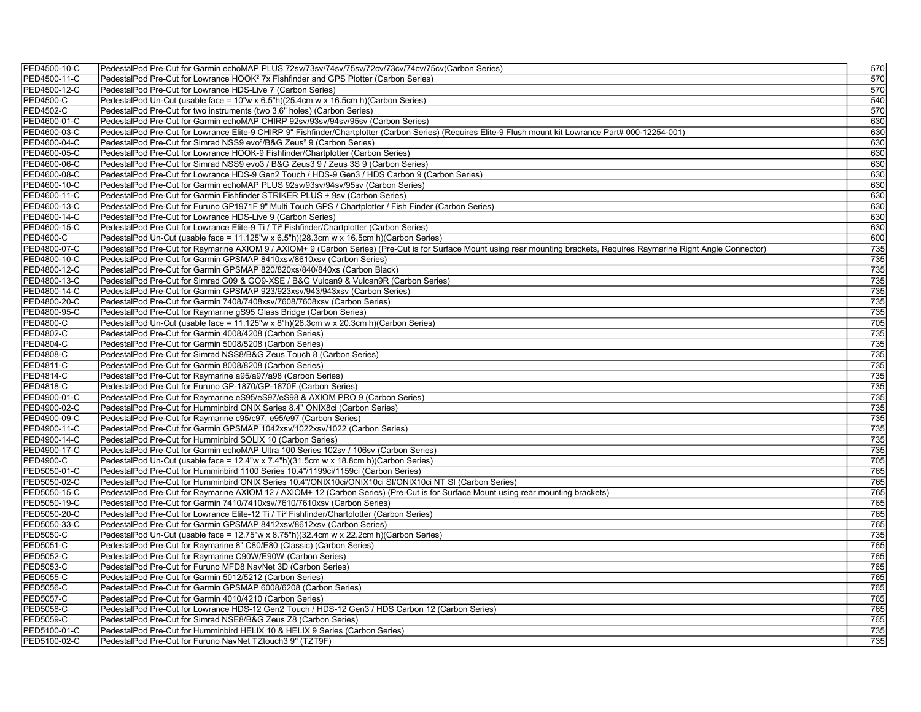| | | |
|---|---|---|
| PED4500-10-C | PedestalPod Pre-Cut for Garmin echoMAP PLUS 72sv/73sv/74sv/75sv/72cv/73cv/74cv/75cv(Carbon Series) | 570 |
| PED4500-11-C | PedestalPod Pre-Cut for Lowrance HOOK² 7x Fishfinder and GPS Plotter (Carbon Series) | 570 |
| PED4500-12-C | PedestalPod Pre-Cut for Lowrance HDS-Live 7 (Carbon Series) | 570 |
| PED4500-C | PedestalPod Un-Cut (usable face = 10"w x 6.5"h)(25.4cm w x 16.5cm h)(Carbon Series) | 540 |
| PED4502-C | PedestalPod Pre-Cut for two instruments (two 3.6" holes) (Carbon Series) | 570 |
| PED4600-01-C | PedestalPod Pre-Cut for Garmin echoMAP CHIRP 92sv/93sv/94sv/95sv (Carbon Series) | 630 |
| PED4600-03-C | PedestalPod Pre-Cut for Lowrance Elite-9 CHIRP 9" Fishfinder/Chartplotter (Carbon Series) (Requires Elite-9 Flush mount kit Lowrance Part# 000-12254-001) | 630 |
| PED4600-04-C | PedestalPod Pre-Cut for Simrad NSS9 evo²/B&G Zeus² 9 (Carbon Series) | 630 |
| PED4600-05-C | PedestalPod Pre-Cut for Lowrance HOOK-9 Fishfinder/Chartplotter (Carbon Series) | 630 |
| PED4600-06-C | PedestalPod Pre-Cut for Simrad NSS9 evo3 / B&G Zeus3 9 / Zeus 3S 9 (Carbon Series) | 630 |
| PED4600-08-C | PedestalPod Pre-Cut for Lowrance HDS-9 Gen2 Touch / HDS-9 Gen3 / HDS Carbon 9 (Carbon Series) | 630 |
| PED4600-10-C | PedestalPod Pre-Cut for Garmin echoMAP PLUS 92sv/93sv/94sv/95sv (Carbon Series) | 630 |
| PED4600-11-C | PedestalPod Pre-Cut for Garmin Fishfinder STRIKER PLUS + 9sv (Carbon Series) | 630 |
| PED4600-13-C | PedestalPod Pre-Cut for Furuno GP1971F 9" Multi Touch GPS / Chartplotter / Fish Finder (Carbon Series) | 630 |
| PED4600-14-C | PedestalPod Pre-Cut for Lowrance HDS-Live 9 (Carbon Series) | 630 |
| PED4600-15-C | PedestalPod Pre-Cut for Lowrance Elite-9 Ti / Ti² Fishfinder/Chartplotter (Carbon Series) | 630 |
| PED4600-C | PedestalPod Un-Cut (usable face = 11.125"w x 6.5"h)(28.3cm w x 16.5cm h)(Carbon Series) | 600 |
| PED4800-07-C | PedestalPod Pre-Cut for Raymarine AXIOM 9 / AXIOM+ 9 (Carbon Series) (Pre-Cut is for Surface Mount using rear mounting brackets, Requires Raymarine Right Angle Connector) | 735 |
| PED4800-10-C | PedestalPod Pre-Cut for Garmin GPSMAP 8410xsv/8610xsv (Carbon Series) | 735 |
| PED4800-12-C | PedestalPod Pre-Cut for Garmin GPSMAP 820/820xs/840/840xs (Carbon Black) | 735 |
| PED4800-13-C | PedestalPod Pre-Cut for Simrad G09 & GO9-XSE / B&G Vulcan9 & Vulcan9R (Carbon Series) | 735 |
| PED4800-14-C | PedestalPod Pre-Cut for Garmin GPSMAP 923/923xsv/943/943xsv (Carbon Series) | 735 |
| PED4800-20-C | PedestalPod Pre-Cut for Garmin 7408/7408xsv/7608/7608xsv (Carbon Series) | 735 |
| PED4800-95-C | PedestalPod Pre-Cut for Raymarine gS95 Glass Bridge (Carbon Series) | 735 |
| PED4800-C | PedestalPod Un-Cut (usable face = 11.125"w x 8"h)(28.3cm w x 20.3cm h)(Carbon Series) | 705 |
| PED4802-C | PedestalPod Pre-Cut for Garmin 4008/4208 (Carbon Series) | 735 |
| PED4804-C | PedestalPod Pre-Cut for Garmin 5008/5208 (Carbon Series) | 735 |
| PED4808-C | PedestalPod Pre-Cut for Simrad NSS8/B&G Zeus Touch 8 (Carbon Series) | 735 |
| PED4811-C | PedestalPod Pre-Cut for Garmin 8008/8208 (Carbon Series) | 735 |
| PED4814-C | PedestalPod Pre-Cut for Raymarine a95/a97/a98 (Carbon Series) | 735 |
| PED4818-C | PedestalPod Pre-Cut for Furuno GP-1870/GP-1870F (Carbon Series) | 735 |
| PED4900-01-C | PedestalPod Pre-Cut for Raymarine eS95/eS97/eS98 & AXIOM PRO 9 (Carbon Series) | 735 |
| PED4900-02-C | PedestalPod Pre-Cut for Humminbird ONIX Series 8.4" ONIX8ci (Carbon Series) | 735 |
| PED4900-09-C | PedestalPod Pre-Cut for Raymarine c95/c97, e95/e97 (Carbon Series) | 735 |
| PED4900-11-C | PedestalPod Pre-Cut for Garmin GPSMAP 1042xsv/1022xsv/1022 (Carbon Series) | 735 |
| PED4900-14-C | PedestalPod Pre-Cut for Humminbird SOLIX 10 (Carbon Series) | 735 |
| PED4900-17-C | PedestalPod Pre-Cut for Garmin echoMAP Ultra 100 Series 102sv / 106sv (Carbon Series) | 735 |
| PED4900-C | PedestalPod Un-Cut (usable face = 12.4"w x 7.4"h)(31.5cm w x 18.8cm h)(Carbon Series) | 705 |
| PED5050-01-C | PedestalPod Pre-Cut for Humminbird 1100 Series 10.4"/1199ci/1159ci (Carbon Series) | 765 |
| PED5050-02-C | PedestalPod Pre-Cut for Humminbird ONIX Series 10.4"/ONIX10ci/ONIX10ci SI/ONIX10ci NT SI (Carbon Series) | 765 |
| PED5050-15-C | PedestalPod Pre-Cut for Raymarine AXIOM 12 / AXIOM+ 12 (Carbon Series) (Pre-Cut is for Surface Mount using rear mounting brackets) | 765 |
| PED5050-19-C | PedestalPod Pre-Cut for Garmin 7410/7410xsv/7610/7610xsv (Carbon Series) | 765 |
| PED5050-20-C | PedestalPod Pre-Cut for Lowrance Elite-12 Ti / Ti² Fishfinder/Chartplotter (Carbon Series) | 765 |
| PED5050-33-C | PedestalPod Pre-Cut for Garmin GPSMAP 8412xsv/8612xsv (Carbon Series) | 765 |
| PED5050-C | PedestalPod Un-Cut (usable face = 12.75"w x 8.75"h)(32.4cm w x 22.2cm h)(Carbon Series) | 735 |
| PED5051-C | PedestalPod Pre-Cut for Raymarine 8" C80/E80 (Classic) (Carbon Series) | 765 |
| PED5052-C | PedestalPod Pre-Cut for Raymarine C90W/E90W (Carbon Series) | 765 |
| PED5053-C | PedestalPod Pre-Cut for Furuno MFD8 NavNet 3D (Carbon Series) | 765 |
| PED5055-C | PedestalPod Pre-Cut for Garmin 5012/5212 (Carbon Series) | 765 |
| PED5056-C | PedestalPod Pre-Cut for Garmin GPSMAP 6008/6208 (Carbon Series) | 765 |
| PED5057-C | PedestalPod Pre-Cut for Garmin 4010/4210 (Carbon Series) | 765 |
| PED5058-C | PedestalPod Pre-Cut for Lowrance HDS-12 Gen2 Touch / HDS-12 Gen3 / HDS Carbon 12 (Carbon Series) | 765 |
| PED5059-C | PedestalPod Pre-Cut for Simrad NSE8/B&G Zeus Z8 (Carbon Series) | 765 |
| PED5100-01-C | PedestalPod Pre-Cut for Humminbird HELIX 10 & HELIX 9 Series (Carbon Series) | 735 |
| PED5100-02-C | PedestalPod Pre-Cut for Furuno NavNet TZtouch3 9" (TZT9F) | 735 |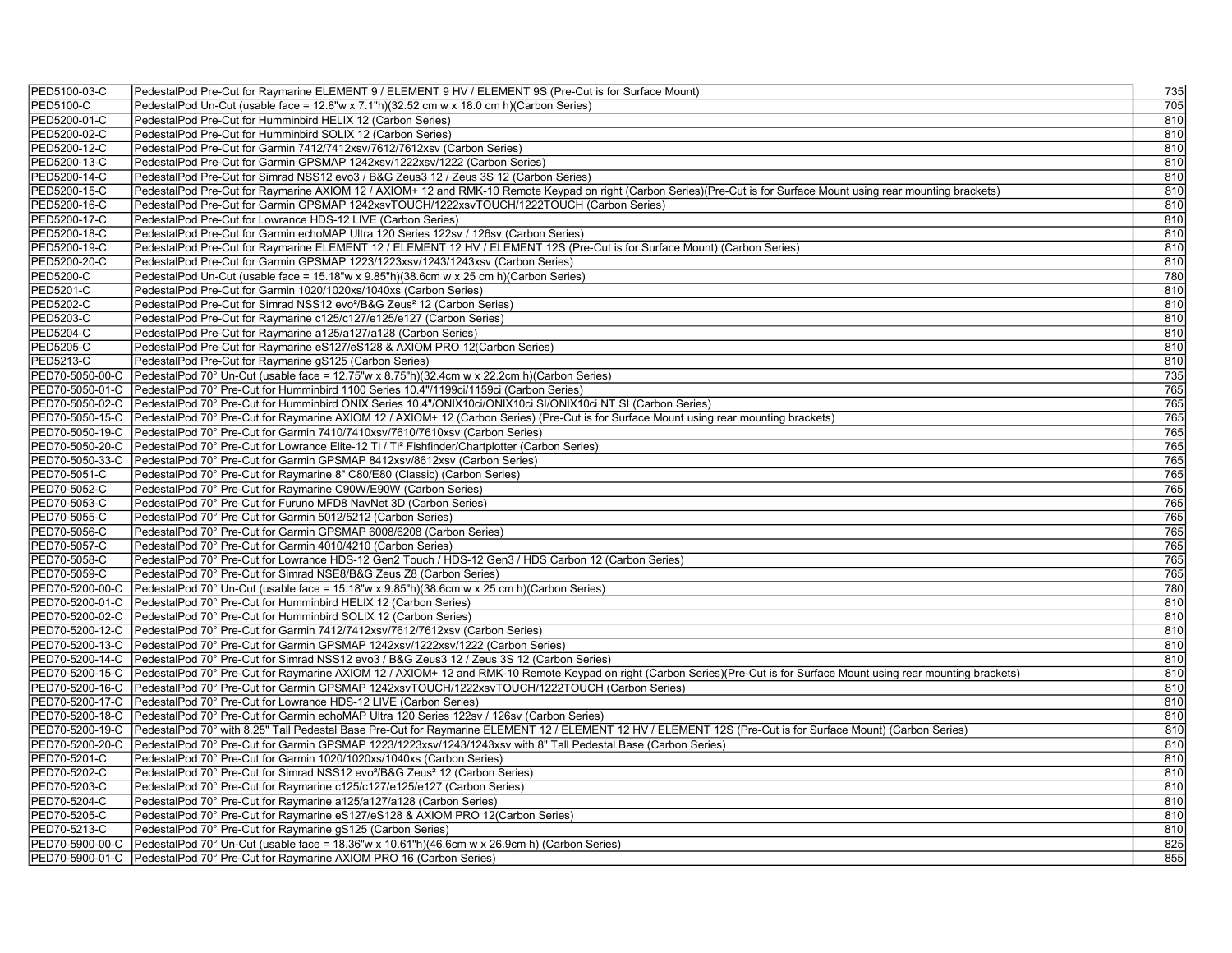| | | |
|---|---|---|
| PED5100-03-C | PedestalPod Pre-Cut for Raymarine ELEMENT 9 / ELEMENT 9 HV / ELEMENT 9S (Pre-Cut is for Surface Mount) | 735 |
| PED5100-C | PedestalPod Un-Cut (usable face = 12.8"w x 7.1"h)(32.52 cm w x 18.0 cm h)(Carbon Series) | 705 |
| PED5200-01-C | PedestalPod Pre-Cut for Humminbird HELIX 12 (Carbon Series) | 810 |
| PED5200-02-C | PedestalPod Pre-Cut for Humminbird SOLIX 12 (Carbon Series) | 810 |
| PED5200-12-C | PedestalPod Pre-Cut for Garmin 7412/7412xsv/7612/7612xsv (Carbon Series) | 810 |
| PED5200-13-C | PedestalPod Pre-Cut for Garmin GPSMAP 1242xsv/1222xsv/1222 (Carbon Series) | 810 |
| PED5200-14-C | PedestalPod Pre-Cut for Simrad NSS12 evo3 / B&G Zeus3 12 / Zeus 3S 12 (Carbon Series) | 810 |
| PED5200-15-C | PedestalPod Pre-Cut for Raymarine AXIOM 12 / AXIOM+ 12 and RMK-10 Remote Keypad on right (Carbon Series)(Pre-Cut is for Surface Mount using rear mounting brackets) | 810 |
| PED5200-16-C | PedestalPod Pre-Cut for Garmin GPSMAP 1242xsvTOUCH/1222xsvTOUCH/1222TOUCH (Carbon Series) | 810 |
| PED5200-17-C | PedestalPod Pre-Cut for Lowrance HDS-12 LIVE (Carbon Series) | 810 |
| PED5200-18-C | PedestalPod Pre-Cut for Garmin echoMAP Ultra 120 Series 122sv / 126sv (Carbon Series) | 810 |
| PED5200-19-C | PedestalPod Pre-Cut for Raymarine ELEMENT 12 / ELEMENT 12 HV / ELEMENT 12S (Pre-Cut is for Surface Mount) (Carbon Series) | 810 |
| PED5200-20-C | PedestalPod Pre-Cut for Garmin GPSMAP 1223/1223xsv/1243/1243xsv (Carbon Series) | 810 |
| PED5200-C | PedestalPod Un-Cut (usable face = 15.18"w x 9.85"h)(38.6cm w x 25 cm h)(Carbon Series) | 780 |
| PED5201-C | PedestalPod Pre-Cut for Garmin 1020/1020xs/1040xs (Carbon Series) | 810 |
| PED5202-C | PedestalPod Pre-Cut for Simrad NSS12 evo²/B&G Zeus² 12 (Carbon Series) | 810 |
| PED5203-C | PedestalPod Pre-Cut for Raymarine c125/c127/e125/e127 (Carbon Series) | 810 |
| PED5204-C | PedestalPod Pre-Cut for Raymarine a125/a127/a128 (Carbon Series) | 810 |
| PED5205-C | PedestalPod Pre-Cut for Raymarine eS127/eS128 & AXIOM PRO 12(Carbon Series) | 810 |
| PED5213-C | PedestalPod Pre-Cut for Raymarine gS125 (Carbon Series) | 810 |
| PED70-5050-00-C | PedestalPod 70° Un-Cut (usable face = 12.75"w x 8.75"h)(32.4cm w x 22.2cm h)(Carbon Series) | 735 |
| PED70-5050-01-C | PedestalPod 70° Pre-Cut for Humminbird 1100 Series 10.4"/1199ci/1159ci (Carbon Series) | 765 |
| PED70-5050-02-C | PedestalPod 70° Pre-Cut for Humminbird ONIX Series 10.4"/ONIX10ci/ONIX10ci SI/ONIX10ci NT SI (Carbon Series) | 765 |
| PED70-5050-15-C | PedestalPod 70° Pre-Cut for Raymarine AXIOM 12 / AXIOM+ 12 (Carbon Series) (Pre-Cut is for Surface Mount using rear mounting brackets) | 765 |
| PED70-5050-19-C | PedestalPod 70° Pre-Cut for Garmin 7410/7410xsv/7610/7610xsv (Carbon Series) | 765 |
| PED70-5050-20-C | PedestalPod 70° Pre-Cut for Lowrance Elite-12 Ti / Ti² Fishfinder/Chartplotter (Carbon Series) | 765 |
| PED70-5050-33-C | PedestalPod 70° Pre-Cut for Garmin GPSMAP 8412xsv/8612xsv (Carbon Series) | 765 |
| PED70-5051-C | PedestalPod 70° Pre-Cut for Raymarine 8" C80/E80 (Classic) (Carbon Series) | 765 |
| PED70-5052-C | PedestalPod 70° Pre-Cut for Raymarine C90W/E90W (Carbon Series) | 765 |
| PED70-5053-C | PedestalPod 70° Pre-Cut for Furuno MFD8 NavNet 3D (Carbon Series) | 765 |
| PED70-5055-C | PedestalPod 70° Pre-Cut for Garmin 5012/5212 (Carbon Series) | 765 |
| PED70-5056-C | PedestalPod 70° Pre-Cut for Garmin GPSMAP 6008/6208 (Carbon Series) | 765 |
| PED70-5057-C | PedestalPod 70° Pre-Cut for Garmin 4010/4210 (Carbon Series) | 765 |
| PED70-5058-C | PedestalPod 70° Pre-Cut for Lowrance HDS-12 Gen2 Touch / HDS-12 Gen3 / HDS Carbon 12 (Carbon Series) | 765 |
| PED70-5059-C | PedestalPod 70° Pre-Cut for Simrad NSE8/B&G Zeus Z8 (Carbon Series) | 765 |
| PED70-5200-00-C | PedestalPod 70° Un-Cut (usable face = 15.18"w x 9.85"h)(38.6cm w x 25 cm h)(Carbon Series) | 780 |
| PED70-5200-01-C | PedestalPod 70° Pre-Cut for Humminbird HELIX 12 (Carbon Series) | 810 |
| PED70-5200-02-C | PedestalPod 70° Pre-Cut for Humminbird SOLIX 12 (Carbon Series) | 810 |
| PED70-5200-12-C | PedestalPod 70° Pre-Cut for Garmin 7412/7412xsv/7612/7612xsv (Carbon Series) | 810 |
| PED70-5200-13-C | PedestalPod 70° Pre-Cut for Garmin GPSMAP 1242xsv/1222xsv/1222 (Carbon Series) | 810 |
| PED70-5200-14-C | PedestalPod 70° Pre-Cut for Simrad NSS12 evo3 / B&G Zeus3 12 / Zeus 3S 12 (Carbon Series) | 810 |
| PED70-5200-15-C | PedestalPod 70° Pre-Cut for Raymarine AXIOM 12 / AXIOM+ 12 and RMK-10 Remote Keypad on right (Carbon Series)(Pre-Cut is for Surface Mount using rear mounting brackets) | 810 |
| PED70-5200-16-C | PedestalPod 70° Pre-Cut for Garmin GPSMAP 1242xsvTOUCH/1222xsvTOUCH/1222TOUCH (Carbon Series) | 810 |
| PED70-5200-17-C | PedestalPod 70° Pre-Cut for Lowrance HDS-12 LIVE (Carbon Series) | 810 |
| PED70-5200-18-C | PedestalPod 70° Pre-Cut for Garmin echoMAP Ultra 120 Series 122sv / 126sv (Carbon Series) | 810 |
| PED70-5200-19-C | PedestalPod 70° with 8.25" Tall Pedestal Base Pre-Cut for Raymarine ELEMENT 12 / ELEMENT 12 HV / ELEMENT 12S (Pre-Cut is for Surface Mount) (Carbon Series) | 810 |
| PED70-5200-20-C | PedestalPod 70° Pre-Cut for Garmin GPSMAP 1223/1223xsv/1243/1243xsv with 8" Tall Pedestal Base (Carbon Series) | 810 |
| PED70-5201-C | PedestalPod 70° Pre-Cut for Garmin 1020/1020xs/1040xs (Carbon Series) | 810 |
| PED70-5202-C | PedestalPod 70° Pre-Cut for Simrad NSS12 evo²/B&G Zeus² 12 (Carbon Series) | 810 |
| PED70-5203-C | PedestalPod 70° Pre-Cut for Raymarine c125/c127/e125/e127 (Carbon Series) | 810 |
| PED70-5204-C | PedestalPod 70° Pre-Cut for Raymarine a125/a127/a128 (Carbon Series) | 810 |
| PED70-5205-C | PedestalPod 70° Pre-Cut for Raymarine eS127/eS128 & AXIOM PRO 12(Carbon Series) | 810 |
| PED70-5213-C | PedestalPod 70° Pre-Cut for Raymarine gS125 (Carbon Series) | 810 |
| PED70-5900-00-C | PedestalPod 70° Un-Cut (usable face = 18.36"w x 10.61"h)(46.6cm w x 26.9cm h) (Carbon Series) | 825 |
| PED70-5900-01-C | PedestalPod 70° Pre-Cut for Raymarine AXIOM PRO 16 (Carbon Series) | 855 |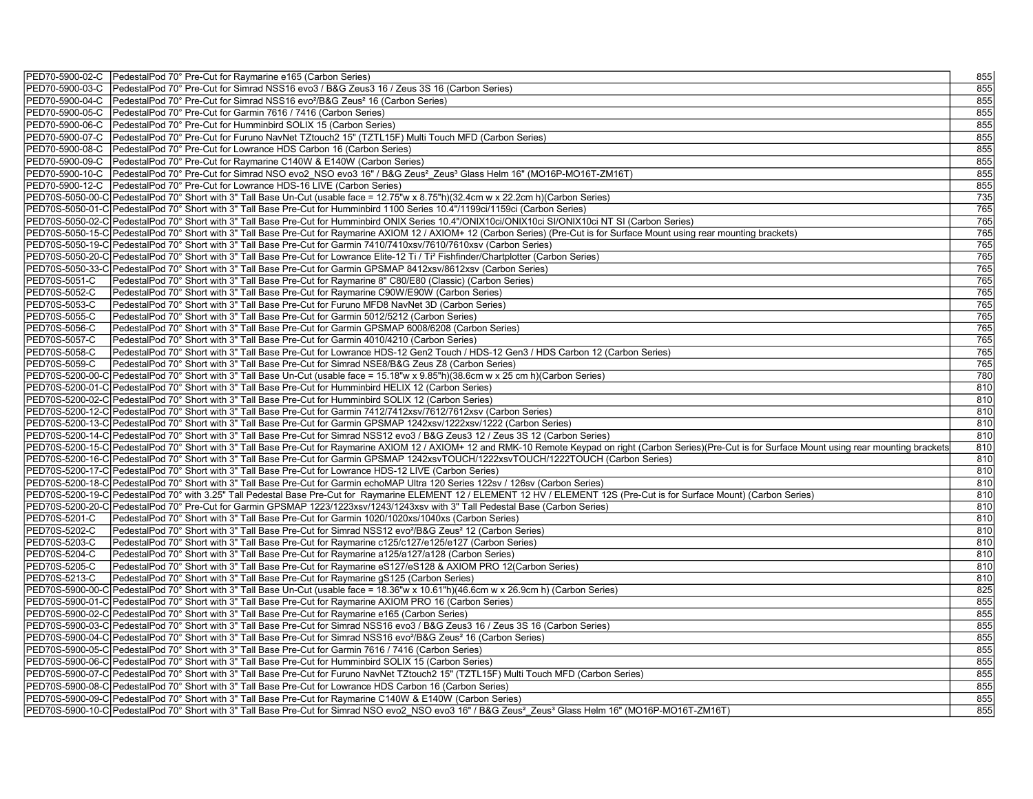| | | |
|---|---|---|
| PED70-5900-02-C | PedestalPod 70° Pre-Cut for Raymarine e165 (Carbon Series) | 855 |
| PED70-5900-03-C | PedestalPod 70° Pre-Cut for Simrad NSS16 evo3 / B&G Zeus3 16 / Zeus 3S 16 (Carbon Series) | 855 |
| PED70-5900-04-C | PedestalPod 70° Pre-Cut for Simrad NSS16 evo²/B&G Zeus² 16 (Carbon Series) | 855 |
| PED70-5900-05-C | PedestalPod 70° Pre-Cut for Garmin 7616 / 7416 (Carbon Series) | 855 |
| PED70-5900-06-C | PedestalPod 70° Pre-Cut for Humminbird SOLIX 15 (Carbon Series) | 855 |
| PED70-5900-07-C | PedestalPod 70° Pre-Cut for Furuno NavNet TZtouch2 15" (TZTL15F) Multi Touch MFD (Carbon Series) | 855 |
| PED70-5900-08-C | PedestalPod 70° Pre-Cut for Lowrance HDS Carbon 16 (Carbon Series) | 855 |
| PED70-5900-09-C | PedestalPod 70° Pre-Cut for Raymarine C140W & E140W (Carbon Series) | 855 |
| PED70-5900-10-C | PedestalPod 70° Pre-Cut for Simrad NSO evo2_NSO evo3 16" / B&G Zeus²_Zeus³ Glass Helm 16" (MO16P-MO16T-ZM16T) | 855 |
| PED70-5900-12-C | PedestalPod 70° Pre-Cut for Lowrance HDS-16 LIVE (Carbon Series) | 855 |
| PED70S-5050-00-C | PedestalPod 70° Short with 3" Tall Base Un-Cut (usable face = 12.75"w x 8.75"h)(32.4cm w x 22.2cm h)(Carbon Series) | 735 |
| PED70S-5050-01-C | PedestalPod 70° Short with 3" Tall Base Pre-Cut for Humminbird 1100 Series 10.4"/1199ci/1159ci (Carbon Series) | 765 |
| PED70S-5050-02-C | PedestalPod 70° Short with 3" Tall Base Pre-Cut for Humminbird ONIX Series 10.4"/ONIX10ci/ONIX10ci SI/ONIX10ci NT SI (Carbon Series) | 765 |
| PED70S-5050-15-C | PedestalPod 70° Short with 3" Tall Base Pre-Cut for Raymarine AXIOM 12 / AXIOM+ 12 (Carbon Series) (Pre-Cut is for Surface Mount using rear mounting brackets) | 765 |
| PED70S-5050-19-C | PedestalPod 70° Short with 3" Tall Base Pre-Cut for Garmin 7410/7410xsv/7610/7610xsv (Carbon Series) | 765 |
| PED70S-5050-20-C | PedestalPod 70° Short with 3" Tall Base Pre-Cut for Lowrance Elite-12 Ti / Ti² Fishfinder/Chartplotter (Carbon Series) | 765 |
| PED70S-5050-33-C | PedestalPod 70° Short with 3" Tall Base Pre-Cut for Garmin GPSMAP 8412xsv/8612xsv (Carbon Series) | 765 |
| PED70S-5051-C | PedestalPod 70° Short with 3" Tall Base Pre-Cut for Raymarine 8" C80/E80 (Classic) (Carbon Series) | 765 |
| PED70S-5052-C | PedestalPod 70° Short with 3" Tall Base Pre-Cut for Raymarine C90W/E90W (Carbon Series) | 765 |
| PED70S-5053-C | PedestalPod 70° Short with 3" Tall Base Pre-Cut for Furuno MFD8 NavNet 3D (Carbon Series) | 765 |
| PED70S-5055-C | PedestalPod 70° Short with 3" Tall Base Pre-Cut for Garmin 5012/5212 (Carbon Series) | 765 |
| PED70S-5056-C | PedestalPod 70° Short with 3" Tall Base Pre-Cut for Garmin GPSMAP 6008/6208 (Carbon Series) | 765 |
| PED70S-5057-C | PedestalPod 70° Short with 3" Tall Base Pre-Cut for Garmin 4010/4210 (Carbon Series) | 765 |
| PED70S-5058-C | PedestalPod 70° Short with 3" Tall Base Pre-Cut for Lowrance HDS-12 Gen2 Touch / HDS-12 Gen3 / HDS Carbon 12 (Carbon Series) | 765 |
| PED70S-5059-C | PedestalPod 70° Short with 3" Tall Base Pre-Cut for Simrad NSE8/B&G Zeus Z8 (Carbon Series) | 765 |
| PED70S-5200-00-C | PedestalPod 70° Short with 3" Tall Base Un-Cut (usable face = 15.18"w x 9.85"h)(38.6cm w x 25 cm h)(Carbon Series) | 780 |
| PED70S-5200-01-C | PedestalPod 70° Short with 3" Tall Base Pre-Cut for Humminbird HELIX 12 (Carbon Series) | 810 |
| PED70S-5200-02-C | PedestalPod 70° Short with 3" Tall Base Pre-Cut for Humminbird SOLIX 12 (Carbon Series) | 810 |
| PED70S-5200-12-C | PedestalPod 70° Short with 3" Tall Base Pre-Cut for Garmin 7412/7412xsv/7612/7612xsv (Carbon Series) | 810 |
| PED70S-5200-13-C | PedestalPod 70° Short with 3" Tall Base Pre-Cut for Garmin GPSMAP 1242xsv/1222xsv/1222 (Carbon Series) | 810 |
| PED70S-5200-14-C | PedestalPod 70° Short with 3" Tall Base Pre-Cut for Simrad NSS12 evo3 / B&G Zeus3 12 / Zeus 3S 12 (Carbon Series) | 810 |
| PED70S-5200-15-C | PedestalPod 70° Short with 3" Tall Base Pre-Cut for Raymarine AXIOM 12 / AXIOM+ 12 and RMK-10 Remote Keypad on right (Carbon Series)(Pre-Cut is for Surface Mount using rear mounting brackets | 810 |
| PED70S-5200-16-C | PedestalPod 70° Short with 3" Tall Base Pre-Cut for Garmin GPSMAP 1242xsvTOUCH/1222xsvTOUCH/1222TOUCH (Carbon Series) | 810 |
| PED70S-5200-17-C | PedestalPod 70° Short with 3" Tall Base Pre-Cut for Lowrance HDS-12 LIVE (Carbon Series) | 810 |
| PED70S-5200-18-C | PedestalPod 70° Short with 3" Tall Base Pre-Cut for Garmin echoMAP Ultra 120 Series 122sv / 126sv (Carbon Series) | 810 |
| PED70S-5200-19-C | PedestalPod 70° with 3.25" Tall Pedestal Base Pre-Cut for Raymarine ELEMENT 12 / ELEMENT 12 HV / ELEMENT 12S (Pre-Cut is for Surface Mount) (Carbon Series) | 810 |
| PED70S-5200-20-C | PedestalPod 70° Pre-Cut for Garmin GPSMAP 1223/1223xsv/1243/1243xsv with 3" Tall Pedestal Base (Carbon Series) | 810 |
| PED70S-5201-C | PedestalPod 70° Short with 3" Tall Base Pre-Cut for Garmin 1020/1020xs/1040xs (Carbon Series) | 810 |
| PED70S-5202-C | PedestalPod 70° Short with 3" Tall Base Pre-Cut for Simrad NSS12 evo²/B&G Zeus² 12 (Carbon Series) | 810 |
| PED70S-5203-C | PedestalPod 70° Short with 3" Tall Base Pre-Cut for Raymarine c125/c127/e125/e127 (Carbon Series) | 810 |
| PED70S-5204-C | PedestalPod 70° Short with 3" Tall Base Pre-Cut for Raymarine a125/a127/a128 (Carbon Series) | 810 |
| PED70S-5205-C | PedestalPod 70° Short with 3" Tall Base Pre-Cut for Raymarine eS127/eS128 & AXIOM PRO 12(Carbon Series) | 810 |
| PED70S-5213-C | PedestalPod 70° Short with 3" Tall Base Pre-Cut for Raymarine gS125 (Carbon Series) | 810 |
| PED70S-5900-00-C | PedestalPod 70° Short with 3" Tall Base Un-Cut (usable face = 18.36"w x 10.61"h)(46.6cm w x 26.9cm h) (Carbon Series) | 825 |
| PED70S-5900-01-C | PedestalPod 70° Short with 3" Tall Base Pre-Cut for Raymarine AXIOM PRO 16 (Carbon Series) | 855 |
| PED70S-5900-02-C | PedestalPod 70° Short with 3" Tall Base Pre-Cut for Raymarine e165 (Carbon Series) | 855 |
| PED70S-5900-03-C | PedestalPod 70° Short with 3" Tall Base Pre-Cut for Simrad NSS16 evo3 / B&G Zeus3 16 / Zeus 3S 16 (Carbon Series) | 855 |
| PED70S-5900-04-C | PedestalPod 70° Short with 3" Tall Base Pre-Cut for Simrad NSS16 evo²/B&G Zeus² 16 (Carbon Series) | 855 |
| PED70S-5900-05-C | PedestalPod 70° Short with 3" Tall Base Pre-Cut for Garmin 7616 / 7416 (Carbon Series) | 855 |
| PED70S-5900-06-C | PedestalPod 70° Short with 3" Tall Base Pre-Cut for Humminbird SOLIX 15 (Carbon Series) | 855 |
| PED70S-5900-07-C | PedestalPod 70° Short with 3" Tall Base Pre-Cut for Furuno NavNet TZtouch2 15" (TZTL15F) Multi Touch MFD (Carbon Series) | 855 |
| PED70S-5900-08-C | PedestalPod 70° Short with 3" Tall Base Pre-Cut for Lowrance HDS Carbon 16 (Carbon Series) | 855 |
| PED70S-5900-09-C | PedestalPod 70° Short with 3" Tall Base Pre-Cut for Raymarine C140W & E140W (Carbon Series) | 855 |
| PED70S-5900-10-C | PedestalPod 70° Short with 3" Tall Base Pre-Cut for Simrad NSO evo2_NSO evo3 16" / B&G Zeus²_Zeus³ Glass Helm 16" (MO16P-MO16T-ZM16T) | 855 |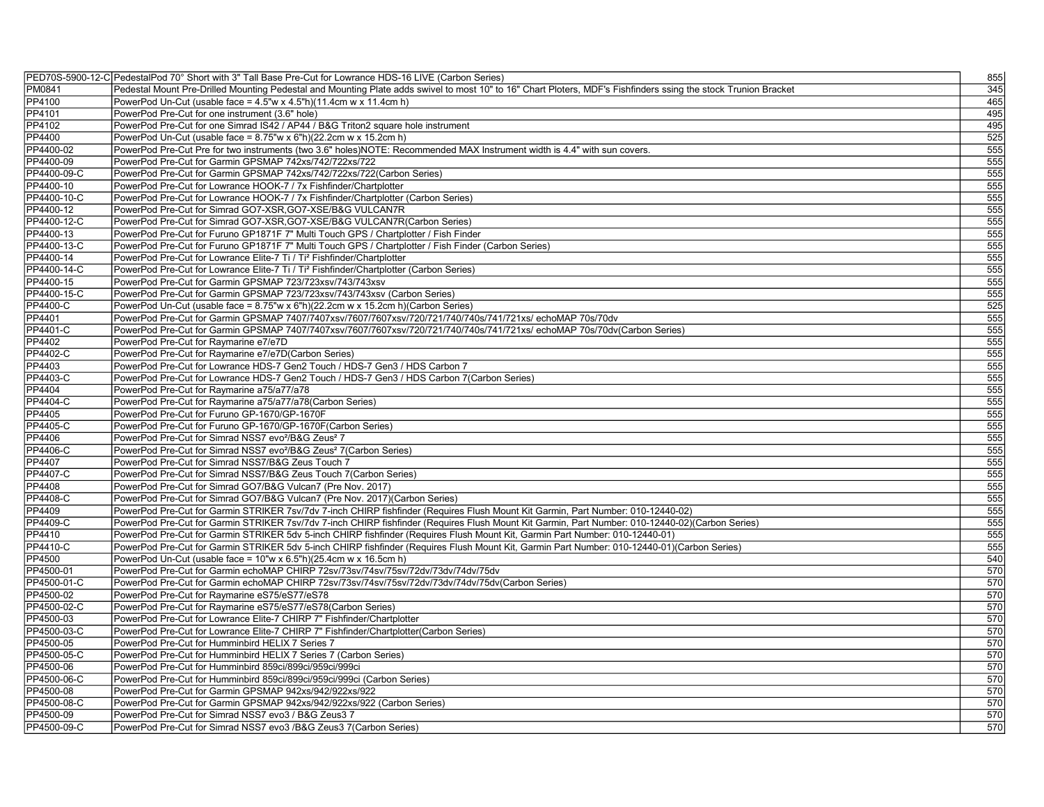| | | |
|---|---|---|
| PED70S-5900-12-C | PedestalPod 70° Short with 3" Tall Base Pre-Cut for Lowrance HDS-16 LIVE (Carbon Series) | 855 |
| PM0841 | Pedestal Mount Pre-Drilled Mounting Pedestal and Mounting Plate adds swivel to most 10" to 16" Chart Plotters, MDF's Fishfinders ssing the stock Trunion Bracket | 345 |
| PP4100 | PowerPod Un-Cut (usable face = 4.5"w x 4.5"h)(11.4cm w x 11.4cm h) | 465 |
| PP4101 | PowerPod Pre-Cut for one instrument (3.6" hole) | 495 |
| PP4102 | PowerPod Pre-Cut for one Simrad IS42 / AP44 / B&G Triton2 square hole instrument | 495 |
| PP4400 | PowerPod Un-Cut (usable face = 8.75"w x 6"h)(22.2cm w x 15.2cm h) | 525 |
| PP4400-02 | PowerPod Pre-Cut Pre for two instruments (two 3.6" holes)NOTE: Recommended MAX Instrument width is 4.4" with sun covers. | 555 |
| PP4400-09 | PowerPod Pre-Cut for Garmin GPSMAP 742xs/742/722xs/722 | 555 |
| PP4400-09-C | PowerPod Pre-Cut for Garmin GPSMAP 742xs/742/722xs/722(Carbon Series) | 555 |
| PP4400-10 | PowerPod Pre-Cut for Lowrance HOOK-7 / 7x Fishfinder/Chartplotter | 555 |
| PP4400-10-C | PowerPod Pre-Cut for Lowrance HOOK-7 / 7x Fishfinder/Chartplotter (Carbon Series) | 555 |
| PP4400-12 | PowerPod Pre-Cut for Simrad GO7-XSR,GO7-XSE/B&G VULCAN7R | 555 |
| PP4400-12-C | PowerPod Pre-Cut for Simrad GO7-XSR,GO7-XSE/B&G VULCAN7R(Carbon Series) | 555 |
| PP4400-13 | PowerPod Pre-Cut for Furuno GP1871F 7" Multi Touch GPS / Chartplotter / Fish Finder | 555 |
| PP4400-13-C | PowerPod Pre-Cut for Furuno GP1871F 7" Multi Touch GPS / Chartplotter / Fish Finder (Carbon Series) | 555 |
| PP4400-14 | PowerPod Pre-Cut for Lowrance Elite-7 Ti / Ti² Fishfinder/Chartplotter | 555 |
| PP4400-14-C | PowerPod Pre-Cut for Lowrance Elite-7 Ti / Ti² Fishfinder/Chartplotter (Carbon Series) | 555 |
| PP4400-15 | PowerPod Pre-Cut for Garmin GPSMAP 723/723xsv/743/743xsv | 555 |
| PP4400-15-C | PowerPod Pre-Cut for Garmin GPSMAP 723/723xsv/743/743xsv (Carbon Series) | 555 |
| PP4400-C | PowerPod Un-Cut (usable face = 8.75"w x 6"h)(22.2cm w x 15.2cm h)(Carbon Series) | 525 |
| PP4401 | PowerPod Pre-Cut for Garmin GPSMAP 7407/7407xsv/7607/7607xsv/720/721/740/740s/741/721xs/ echoMAP 70s/70dv | 555 |
| PP4401-C | PowerPod Pre-Cut for Garmin GPSMAP 7407/7407xsv/7607/7607xsv/720/721/740/740s/741/721xs/ echoMAP 70s/70dv(Carbon Series) | 555 |
| PP4402 | PowerPod Pre-Cut for Raymarine e7/e7D | 555 |
| PP4402-C | PowerPod Pre-Cut for Raymarine e7/e7D(Carbon Series) | 555 |
| PP4403 | PowerPod Pre-Cut for Lowrance HDS-7 Gen2 Touch / HDS-7 Gen3 / HDS Carbon 7 | 555 |
| PP4403-C | PowerPod Pre-Cut for Lowrance HDS-7 Gen2 Touch / HDS-7 Gen3 / HDS Carbon 7(Carbon Series) | 555 |
| PP4404 | PowerPod Pre-Cut for Raymarine a75/a77/a78 | 555 |
| PP4404-C | PowerPod Pre-Cut for Raymarine a75/a77/a78(Carbon Series) | 555 |
| PP4405 | PowerPod Pre-Cut for Furuno GP-1670/GP-1670F | 555 |
| PP4405-C | PowerPod Pre-Cut for Furuno GP-1670/GP-1670F(Carbon Series) | 555 |
| PP4406 | PowerPod Pre-Cut for Simrad NSS7 evo²/B&G Zeus² 7 | 555 |
| PP4406-C | PowerPod Pre-Cut for Simrad NSS7 evo²/B&G Zeus² 7(Carbon Series) | 555 |
| PP4407 | PowerPod Pre-Cut for Simrad NSS7/B&G Zeus Touch 7 | 555 |
| PP4407-C | PowerPod Pre-Cut for Simrad NSS7/B&G Zeus Touch 7(Carbon Series) | 555 |
| PP4408 | PowerPod Pre-Cut for Simrad GO7/B&G Vulcan7 (Pre Nov. 2017) | 555 |
| PP4408-C | PowerPod Pre-Cut for Simrad GO7/B&G Vulcan7 (Pre Nov. 2017)(Carbon Series) | 555 |
| PP4409 | PowerPod Pre-Cut for Garmin STRIKER 7sv/7dv 7-inch CHIRP fishfinder (Requires Flush Mount Kit Garmin, Part Number: 010-12440-02) | 555 |
| PP4409-C | PowerPod Pre-Cut for Garmin STRIKER 7sv/7dv 7-inch CHIRP fishfinder (Requires Flush Mount Kit Garmin, Part Number: 010-12440-02)(Carbon Series) | 555 |
| PP4410 | PowerPod Pre-Cut for Garmin STRIKER 5dv 5-inch CHIRP fishfinder (Requires Flush Mount Kit, Garmin Part Number: 010-12440-01) | 555 |
| PP4410-C | PowerPod Pre-Cut for Garmin STRIKER 5dv 5-inch CHIRP fishfinder (Requires Flush Mount Kit, Garmin Part Number: 010-12440-01)(Carbon Series) | 555 |
| PP4500 | PowerPod Un-Cut (usable face = 10"w x 6.5"h)(25.4cm w x 16.5cm h) | 540 |
| PP4500-01 | PowerPod Pre-Cut for Garmin echoMAP CHIRP 72sv/73sv/74sv/75sv/72dv/73dv/74dv/75dv | 570 |
| PP4500-01-C | PowerPod Pre-Cut for Garmin echoMAP CHIRP 72sv/73sv/74sv/75sv/72dv/73dv/74dv/75dv(Carbon Series) | 570 |
| PP4500-02 | PowerPod Pre-Cut for Raymarine eS75/eS77/eS78 | 570 |
| PP4500-02-C | PowerPod Pre-Cut for Raymarine eS75/eS77/eS78(Carbon Series) | 570 |
| PP4500-03 | PowerPod Pre-Cut for Lowrance Elite-7 CHIRP 7" Fishfinder/Chartplotter | 570 |
| PP4500-03-C | PowerPod Pre-Cut for Lowrance Elite-7 CHIRP 7" Fishfinder/Chartplotter(Carbon Series) | 570 |
| PP4500-05 | PowerPod Pre-Cut for Humminbird HELIX 7 Series 7 | 570 |
| PP4500-05-C | PowerPod Pre-Cut for Humminbird HELIX 7 Series 7 (Carbon Series) | 570 |
| PP4500-06 | PowerPod Pre-Cut for Humminbird 859ci/899ci/959ci/999ci | 570 |
| PP4500-06-C | PowerPod Pre-Cut for Humminbird 859ci/899ci/959ci/999ci (Carbon Series) | 570 |
| PP4500-08 | PowerPod Pre-Cut for Garmin GPSMAP 942xs/942/922xs/922 | 570 |
| PP4500-08-C | PowerPod Pre-Cut for Garmin GPSMAP 942xs/942/922xs/922 (Carbon Series) | 570 |
| PP4500-09 | PowerPod Pre-Cut for Simrad NSS7 evo3 / B&G Zeus3 7 | 570 |
| PP4500-09-C | PowerPod Pre-Cut for Simrad NSS7 evo3 /B&G Zeus3 7(Carbon Series) | 570 |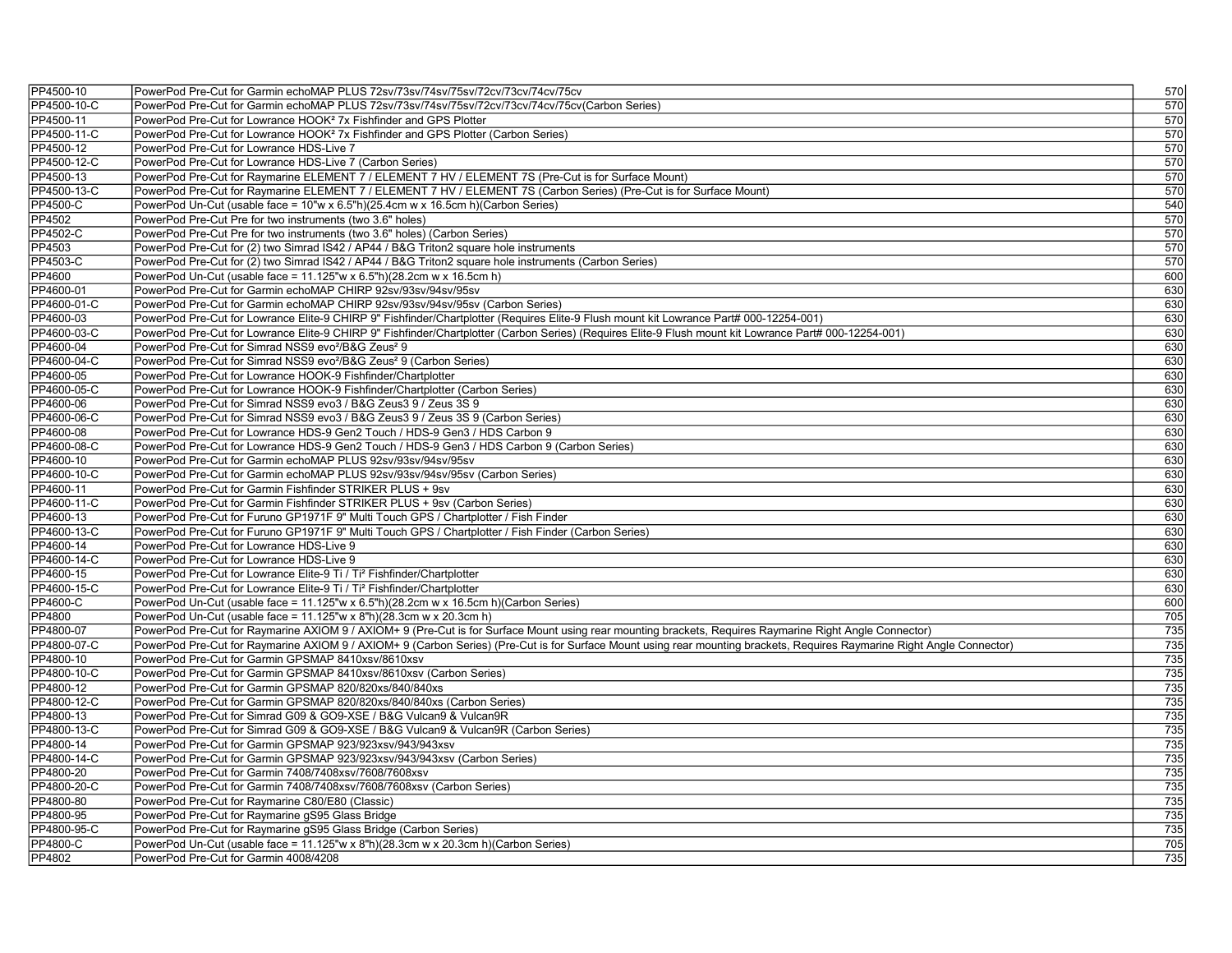| | | |
|---|---|---|
| PP4500-10 | PowerPod Pre-Cut for Garmin echoMAP PLUS 72sv/73sv/74sv/75sv/72cv/73cv/74cv/75cv | 570 |
| PP4500-10-C | PowerPod Pre-Cut for Garmin echoMAP PLUS 72sv/73sv/74sv/75sv/72cv/73cv/74cv/75cv(Carbon Series) | 570 |
| PP4500-11 | PowerPod Pre-Cut for Lowrance HOOK² 7x Fishfinder and GPS Plotter | 570 |
| PP4500-11-C | PowerPod Pre-Cut for Lowrance HOOK² 7x Fishfinder and GPS Plotter (Carbon Series) | 570 |
| PP4500-12 | PowerPod Pre-Cut for Lowrance HDS-Live 7 | 570 |
| PP4500-12-C | PowerPod Pre-Cut for Lowrance HDS-Live 7 (Carbon Series) | 570 |
| PP4500-13 | PowerPod Pre-Cut for Raymarine ELEMENT 7 / ELEMENT 7 HV / ELEMENT 7S (Pre-Cut is for Surface Mount) | 570 |
| PP4500-13-C | PowerPod Pre-Cut for Raymarine ELEMENT 7 / ELEMENT 7 HV / ELEMENT 7S (Carbon Series) (Pre-Cut is for Surface Mount) | 570 |
| PP4500-C | PowerPod Un-Cut (usable face = 10"w x 6.5"h)(25.4cm w x 16.5cm h)(Carbon Series) | 540 |
| PP4502 | PowerPod Pre-Cut Pre for two instruments (two 3.6" holes) | 570 |
| PP4502-C | PowerPod Pre-Cut Pre for two instruments (two 3.6" holes) (Carbon Series) | 570 |
| PP4503 | PowerPod Pre-Cut for (2) two Simrad IS42 / AP44 / B&G Triton2 square hole instruments | 570 |
| PP4503-C | PowerPod Pre-Cut for (2) two Simrad IS42 / AP44 / B&G Triton2 square hole instruments (Carbon Series) | 570 |
| PP4600 | PowerPod Un-Cut (usable face = 11.125"w x 6.5"h)(28.2cm w x 16.5cm h) | 600 |
| PP4600-01 | PowerPod Pre-Cut for Garmin echoMAP CHIRP 92sv/93sv/94sv/95sv | 630 |
| PP4600-01-C | PowerPod Pre-Cut for Garmin echoMAP CHIRP 92sv/93sv/94sv/95sv (Carbon Series) | 630 |
| PP4600-03 | PowerPod Pre-Cut for Lowrance Elite-9 CHIRP 9" Fishfinder/Chartplotter (Requires Elite-9 Flush mount kit Lowrance Part# 000-12254-001) | 630 |
| PP4600-03-C | PowerPod Pre-Cut for Lowrance Elite-9 CHIRP 9" Fishfinder/Chartplotter (Carbon Series) (Requires Elite-9 Flush mount kit Lowrance Part# 000-12254-001) | 630 |
| PP4600-04 | PowerPod Pre-Cut for Simrad NSS9 evo²/B&G Zeus² 9 | 630 |
| PP4600-04-C | PowerPod Pre-Cut for Simrad NSS9 evo²/B&G Zeus² 9 (Carbon Series) | 630 |
| PP4600-05 | PowerPod Pre-Cut for Lowrance HOOK-9 Fishfinder/Chartplotter | 630 |
| PP4600-05-C | PowerPod Pre-Cut for Lowrance HOOK-9 Fishfinder/Chartplotter (Carbon Series) | 630 |
| PP4600-06 | PowerPod Pre-Cut for Simrad NSS9 evo3 / B&G Zeus3 9 / Zeus 3S 9 | 630 |
| PP4600-06-C | PowerPod Pre-Cut for Simrad NSS9 evo3 / B&G Zeus3 9 / Zeus 3S 9 (Carbon Series) | 630 |
| PP4600-08 | PowerPod Pre-Cut for Lowrance HDS-9 Gen2 Touch / HDS-9 Gen3 / HDS Carbon 9 | 630 |
| PP4600-08-C | PowerPod Pre-Cut for Lowrance HDS-9 Gen2 Touch / HDS-9 Gen3 / HDS Carbon 9 (Carbon Series) | 630 |
| PP4600-10 | PowerPod Pre-Cut for Garmin echoMAP PLUS 92sv/93sv/94sv/95sv | 630 |
| PP4600-10-C | PowerPod Pre-Cut for Garmin echoMAP PLUS 92sv/93sv/94sv/95sv (Carbon Series) | 630 |
| PP4600-11 | PowerPod Pre-Cut for Garmin Fishfinder STRIKER PLUS + 9sv | 630 |
| PP4600-11-C | PowerPod Pre-Cut for Garmin Fishfinder STRIKER PLUS + 9sv (Carbon Series) | 630 |
| PP4600-13 | PowerPod Pre-Cut for Furuno GP1971F 9" Multi Touch GPS / Chartplotter / Fish Finder | 630 |
| PP4600-13-C | PowerPod Pre-Cut for Furuno GP1971F 9" Multi Touch GPS / Chartplotter / Fish Finder (Carbon Series) | 630 |
| PP4600-14 | PowerPod Pre-Cut for Lowrance HDS-Live 9 | 630 |
| PP4600-14-C | PowerPod Pre-Cut for Lowrance HDS-Live 9 | 630 |
| PP4600-15 | PowerPod Pre-Cut for Lowrance Elite-9 Ti / Ti² Fishfinder/Chartplotter | 630 |
| PP4600-15-C | PowerPod Pre-Cut for Lowrance Elite-9 Ti / Ti² Fishfinder/Chartplotter | 630 |
| PP4600-C | PowerPod Un-Cut (usable face = 11.125"w x 6.5"h)(28.2cm w x 16.5cm h)(Carbon Series) | 600 |
| PP4800 | PowerPod Un-Cut (usable face = 11.125"w x 8"h)(28.3cm w x 20.3cm h) | 705 |
| PP4800-07 | PowerPod Pre-Cut for Raymarine AXIOM 9 / AXIOM+ 9 (Pre-Cut is for Surface Mount using rear mounting brackets, Requires Raymarine Right Angle Connector) | 735 |
| PP4800-07-C | PowerPod Pre-Cut for Raymarine AXIOM 9 / AXIOM+ 9 (Carbon Series) (Pre-Cut is for Surface Mount using rear mounting brackets, Requires Raymarine Right Angle Connector) | 735 |
| PP4800-10 | PowerPod Pre-Cut for Garmin GPSMAP 8410xsv/8610xsv | 735 |
| PP4800-10-C | PowerPod Pre-Cut for Garmin GPSMAP 8410xsv/8610xsv (Carbon Series) | 735 |
| PP4800-12 | PowerPod Pre-Cut for Garmin GPSMAP 820/820xs/840/840xs | 735 |
| PP4800-12-C | PowerPod Pre-Cut for Garmin GPSMAP 820/820xs/840/840xs (Carbon Series) | 735 |
| PP4800-13 | PowerPod Pre-Cut for Simrad G09 & GO9-XSE / B&G Vulcan9 & Vulcan9R | 735 |
| PP4800-13-C | PowerPod Pre-Cut for Simrad G09 & GO9-XSE / B&G Vulcan9 & Vulcan9R (Carbon Series) | 735 |
| PP4800-14 | PowerPod Pre-Cut for Garmin GPSMAP 923/923xsv/943/943xsv | 735 |
| PP4800-14-C | PowerPod Pre-Cut for Garmin GPSMAP 923/923xsv/943/943xsv (Carbon Series) | 735 |
| PP4800-20 | PowerPod Pre-Cut for Garmin 7408/7408xsv/7608/7608xsv | 735 |
| PP4800-20-C | PowerPod Pre-Cut for Garmin 7408/7408xsv/7608/7608xsv (Carbon Series) | 735 |
| PP4800-80 | PowerPod Pre-Cut for Raymarine C80/E80 (Classic) | 735 |
| PP4800-95 | PowerPod Pre-Cut for Raymarine gS95 Glass Bridge | 735 |
| PP4800-95-C | PowerPod Pre-Cut for Raymarine gS95 Glass Bridge (Carbon Series) | 735 |
| PP4800-C | PowerPod Un-Cut (usable face = 11.125"w x 8"h)(28.3cm w x 20.3cm h)(Carbon Series) | 705 |
| PP4802 | PowerPod Pre-Cut for Garmin 4008/4208 | 735 |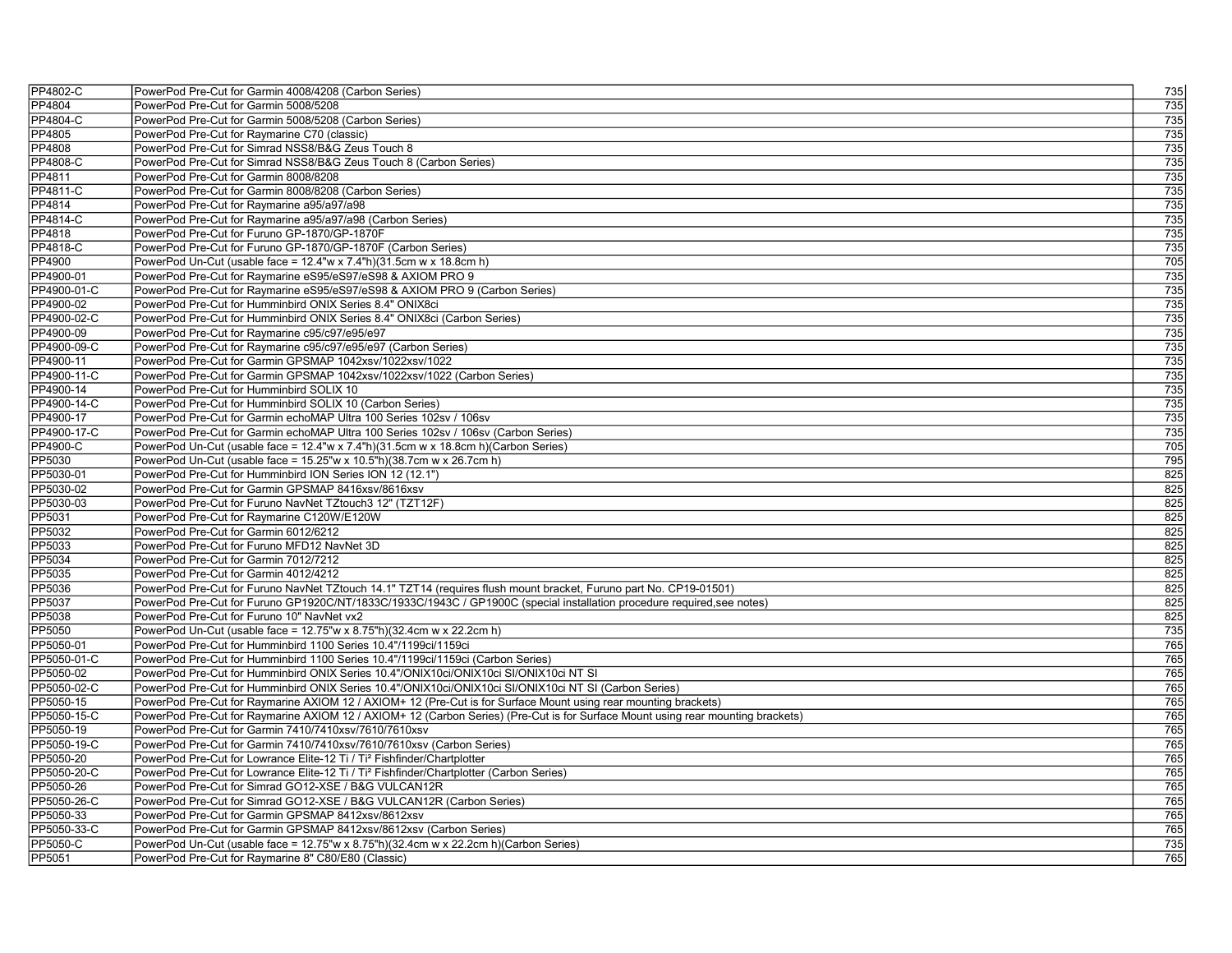| | | |
|---|---|---|
| PP4802-C | PowerPod Pre-Cut for Garmin 4008/4208 (Carbon Series) | 735 |
| PP4804 | PowerPod Pre-Cut for Garmin 5008/5208 | 735 |
| PP4804-C | PowerPod Pre-Cut for Garmin 5008/5208 (Carbon Series) | 735 |
| PP4805 | PowerPod Pre-Cut for Raymarine C70 (classic) | 735 |
| PP4808 | PowerPod Pre-Cut for Simrad NSS8/B&G Zeus Touch 8 | 735 |
| PP4808-C | PowerPod Pre-Cut for Simrad NSS8/B&G Zeus Touch 8 (Carbon Series) | 735 |
| PP4811 | PowerPod Pre-Cut for Garmin 8008/8208 | 735 |
| PP4811-C | PowerPod Pre-Cut for Garmin 8008/8208 (Carbon Series) | 735 |
| PP4814 | PowerPod Pre-Cut for Raymarine a95/a97/a98 | 735 |
| PP4814-C | PowerPod Pre-Cut for Raymarine a95/a97/a98 (Carbon Series) | 735 |
| PP4818 | PowerPod Pre-Cut for Furuno GP-1870/GP-1870F | 735 |
| PP4818-C | PowerPod Pre-Cut for Furuno GP-1870/GP-1870F (Carbon Series) | 735 |
| PP4900 | PowerPod Un-Cut (usable face = 12.4"w x 7.4"h)(31.5cm w x 18.8cm h) | 705 |
| PP4900-01 | PowerPod Pre-Cut for Raymarine eS95/eS97/eS98 & AXIOM PRO 9 | 735 |
| PP4900-01-C | PowerPod Pre-Cut for Raymarine eS95/eS97/eS98 & AXIOM PRO 9 (Carbon Series) | 735 |
| PP4900-02 | PowerPod Pre-Cut for Humminbird ONIX Series 8.4" ONIX8ci | 735 |
| PP4900-02-C | PowerPod Pre-Cut for Humminbird ONIX Series 8.4" ONIX8ci (Carbon Series) | 735 |
| PP4900-09 | PowerPod Pre-Cut for Raymarine c95/c97/e95/e97 | 735 |
| PP4900-09-C | PowerPod Pre-Cut for Raymarine c95/c97/e95/e97 (Carbon Series) | 735 |
| PP4900-11 | PowerPod Pre-Cut for Garmin GPSMAP 1042xsv/1022xsv/1022 | 735 |
| PP4900-11-C | PowerPod Pre-Cut for Garmin GPSMAP 1042xsv/1022xsv/1022 (Carbon Series) | 735 |
| PP4900-14 | PowerPod Pre-Cut for Humminbird SOLIX 10 | 735 |
| PP4900-14-C | PowerPod Pre-Cut for Humminbird SOLIX 10 (Carbon Series) | 735 |
| PP4900-17 | PowerPod Pre-Cut for Garmin echoMAP Ultra 100 Series 102sv / 106sv | 735 |
| PP4900-17-C | PowerPod Pre-Cut for Garmin echoMAP Ultra 100 Series 102sv / 106sv (Carbon Series) | 735 |
| PP4900-C | PowerPod Un-Cut (usable face = 12.4"w x 7.4"h)(31.5cm w x 18.8cm h)(Carbon Series) | 705 |
| PP5030 | PowerPod Un-Cut (usable face = 15.25"w x 10.5"h)(38.7cm w x 26.7cm h) | 795 |
| PP5030-01 | PowerPod Pre-Cut for Humminbird ION Series ION 12 (12.1") | 825 |
| PP5030-02 | PowerPod Pre-Cut for Garmin GPSMAP 8416xsv/8616xsv | 825 |
| PP5030-03 | PowerPod Pre-Cut for Furuno NavNet TZtouch3 12" (TZT12F) | 825 |
| PP5031 | PowerPod Pre-Cut for Raymarine C120W/E120W | 825 |
| PP5032 | PowerPod Pre-Cut for Garmin 6012/6212 | 825 |
| PP5033 | PowerPod Pre-Cut for Furuno MFD12 NavNet 3D | 825 |
| PP5034 | PowerPod Pre-Cut for Garmin 7012/7212 | 825 |
| PP5035 | PowerPod Pre-Cut for Garmin 4012/4212 | 825 |
| PP5036 | PowerPod Pre-Cut for Furuno NavNet TZtouch 14.1" TZT14 (requires flush mount bracket, Furuno part No. CP19-01501) | 825 |
| PP5037 | PowerPod Pre-Cut for Furuno GP1920C/NT/1833C/1933C/1943C / GP1900C (special installation procedure required,see notes) | 825 |
| PP5038 | PowerPod Pre-Cut for Furuno 10" NavNet vx2 | 825 |
| PP5050 | PowerPod Un-Cut (usable face = 12.75"w x 8.75"h)(32.4cm w x 22.2cm h) | 735 |
| PP5050-01 | PowerPod Pre-Cut for Humminbird 1100 Series 10.4"/1199ci/1159ci | 765 |
| PP5050-01-C | PowerPod Pre-Cut for Humminbird 1100 Series 10.4"/1199ci/1159ci (Carbon Series) | 765 |
| PP5050-02 | PowerPod Pre-Cut for Humminbird ONIX Series 10.4"/ONIX10ci/ONIX10ci SI/ONIX10ci NT SI | 765 |
| PP5050-02-C | PowerPod Pre-Cut for Humminbird ONIX Series 10.4"/ONIX10ci/ONIX10ci SI/ONIX10ci NT SI (Carbon Series) | 765 |
| PP5050-15 | PowerPod Pre-Cut for Raymarine AXIOM 12 / AXIOM+ 12 (Pre-Cut is for Surface Mount using rear mounting brackets) | 765 |
| PP5050-15-C | PowerPod Pre-Cut for Raymarine AXIOM 12 / AXIOM+ 12 (Carbon Series) (Pre-Cut is for Surface Mount using rear mounting brackets) | 765 |
| PP5050-19 | PowerPod Pre-Cut for Garmin 7410/7410xsv/7610/7610xsv | 765 |
| PP5050-19-C | PowerPod Pre-Cut for Garmin 7410/7410xsv/7610/7610xsv (Carbon Series) | 765 |
| PP5050-20 | PowerPod Pre-Cut for Lowrance Elite-12 Ti / Ti² Fishfinder/Chartplotter | 765 |
| PP5050-20-C | PowerPod Pre-Cut for Lowrance Elite-12 Ti / Ti² Fishfinder/Chartplotter (Carbon Series) | 765 |
| PP5050-26 | PowerPod Pre-Cut for Simrad GO12-XSE / B&G VULCAN12R | 765 |
| PP5050-26-C | PowerPod Pre-Cut for Simrad GO12-XSE / B&G VULCAN12R (Carbon Series) | 765 |
| PP5050-33 | PowerPod Pre-Cut for Garmin GPSMAP 8412xsv/8612xsv | 765 |
| PP5050-33-C | PowerPod Pre-Cut for Garmin GPSMAP 8412xsv/8612xsv (Carbon Series) | 765 |
| PP5050-C | PowerPod Un-Cut (usable face = 12.75"w x 8.75"h)(32.4cm w x 22.2cm h)(Carbon Series) | 735 |
| PP5051 | PowerPod Pre-Cut for Raymarine 8" C80/E80 (Classic) | 765 |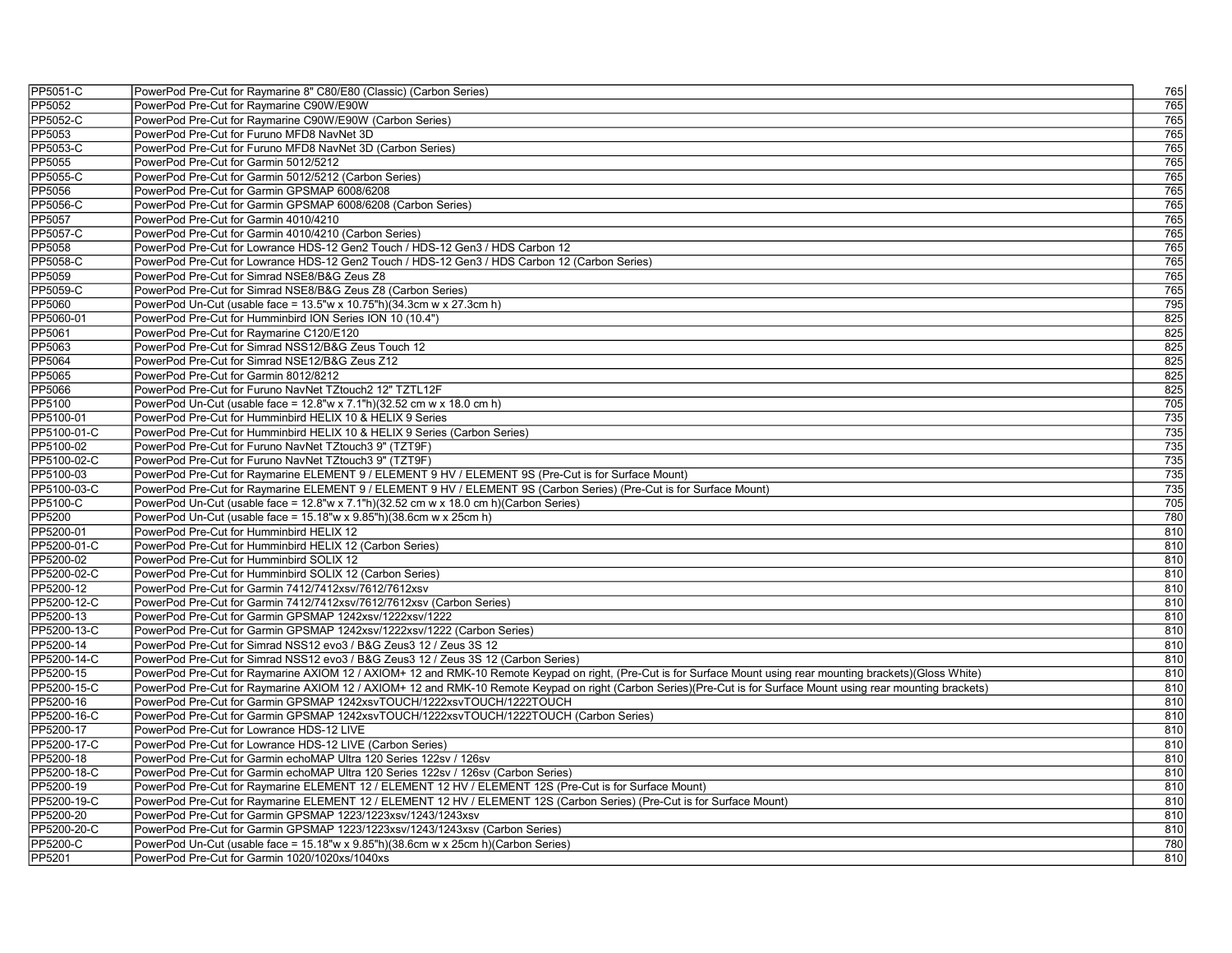| | | |
|---|---|---|
| PP5051-C | PowerPod Pre-Cut for Raymarine 8" C80/E80 (Classic) (Carbon Series) | 765 |
| PP5052 | PowerPod Pre-Cut for Raymarine C90W/E90W | 765 |
| PP5052-C | PowerPod Pre-Cut for Raymarine C90W/E90W (Carbon Series) | 765 |
| PP5053 | PowerPod Pre-Cut for Furuno MFD8 NavNet 3D | 765 |
| PP5053-C | PowerPod Pre-Cut for Furuno MFD8 NavNet 3D (Carbon Series) | 765 |
| PP5055 | PowerPod Pre-Cut for Garmin 5012/5212 | 765 |
| PP5055-C | PowerPod Pre-Cut for Garmin 5012/5212 (Carbon Series) | 765 |
| PP5056 | PowerPod Pre-Cut for Garmin GPSMAP 6008/6208 | 765 |
| PP5056-C | PowerPod Pre-Cut for Garmin GPSMAP 6008/6208 (Carbon Series) | 765 |
| PP5057 | PowerPod Pre-Cut for Garmin 4010/4210 | 765 |
| PP5057-C | PowerPod Pre-Cut for Garmin 4010/4210 (Carbon Series) | 765 |
| PP5058 | PowerPod Pre-Cut for Lowrance HDS-12 Gen2 Touch / HDS-12 Gen3 / HDS Carbon 12 | 765 |
| PP5058-C | PowerPod Pre-Cut for Lowrance HDS-12 Gen2 Touch / HDS-12 Gen3 / HDS Carbon 12 (Carbon Series) | 765 |
| PP5059 | PowerPod Pre-Cut for Simrad NSE8/B&G Zeus Z8 | 765 |
| PP5059-C | PowerPod Pre-Cut for Simrad NSE8/B&G Zeus Z8 (Carbon Series) | 765 |
| PP5060 | PowerPod Un-Cut (usable face = 13.5"w x 10.75"h)(34.3cm w x 27.3cm h) | 795 |
| PP5060-01 | PowerPod Pre-Cut for Humminbird ION Series ION 10 (10.4") | 825 |
| PP5061 | PowerPod Pre-Cut for Raymarine C120/E120 | 825 |
| PP5063 | PowerPod Pre-Cut for Simrad NSS12/B&G Zeus Touch 12 | 825 |
| PP5064 | PowerPod Pre-Cut for Simrad NSE12/B&G Zeus Z12 | 825 |
| PP5065 | PowerPod Pre-Cut for Garmin 8012/8212 | 825 |
| PP5066 | PowerPod Pre-Cut for Furuno NavNet TZtouch2 12" TZTL12F | 825 |
| PP5100 | PowerPod Un-Cut (usable face = 12.8"w x 7.1"h)(32.52 cm w x 18.0 cm h) | 705 |
| PP5100-01 | PowerPod Pre-Cut for Humminbird HELIX 10 & HELIX 9 Series | 735 |
| PP5100-01-C | PowerPod Pre-Cut for Humminbird HELIX 10 & HELIX 9 Series (Carbon Series) | 735 |
| PP5100-02 | PowerPod Pre-Cut for Furuno NavNet TZtouch3 9" (TZT9F) | 735 |
| PP5100-02-C | PowerPod Pre-Cut for Furuno NavNet TZtouch3 9" (TZT9F) | 735 |
| PP5100-03 | PowerPod Pre-Cut for Raymarine ELEMENT 9 / ELEMENT 9 HV / ELEMENT 9S (Pre-Cut is for Surface Mount) | 735 |
| PP5100-03-C | PowerPod Pre-Cut for Raymarine ELEMENT 9 / ELEMENT 9 HV / ELEMENT 9S (Carbon Series) (Pre-Cut is for Surface Mount) | 735 |
| PP5100-C | PowerPod Un-Cut (usable face = 12.8"w x 7.1"h)(32.52 cm w x 18.0 cm h)(Carbon Series) | 705 |
| PP5200 | PowerPod Un-Cut (usable face = 15.18"w x 9.85"h)(38.6cm w x 25cm h) | 780 |
| PP5200-01 | PowerPod Pre-Cut for Humminbird HELIX 12 | 810 |
| PP5200-01-C | PowerPod Pre-Cut for Humminbird HELIX 12 (Carbon Series) | 810 |
| PP5200-02 | PowerPod Pre-Cut for Humminbird SOLIX 12 | 810 |
| PP5200-02-C | PowerPod Pre-Cut for Humminbird SOLIX 12 (Carbon Series) | 810 |
| PP5200-12 | PowerPod Pre-Cut for Garmin 7412/7412xsv/7612/7612xsv | 810 |
| PP5200-12-C | PowerPod Pre-Cut for Garmin 7412/7412xsv/7612/7612xsv (Carbon Series) | 810 |
| PP5200-13 | PowerPod Pre-Cut for Garmin GPSMAP 1242xsv/1222xsv/1222 | 810 |
| PP5200-13-C | PowerPod Pre-Cut for Garmin GPSMAP 1242xsv/1222xsv/1222 (Carbon Series) | 810 |
| PP5200-14 | PowerPod Pre-Cut for Simrad NSS12 evo3 / B&G Zeus3 12 / Zeus 3S 12 | 810 |
| PP5200-14-C | PowerPod Pre-Cut for Simrad NSS12 evo3 / B&G Zeus3 12 / Zeus 3S 12 (Carbon Series) | 810 |
| PP5200-15 | PowerPod Pre-Cut for Raymarine AXIOM 12 / AXIOM+ 12 and RMK-10 Remote Keypad on right, (Pre-Cut is for Surface Mount using rear mounting brackets)(Gloss White) | 810 |
| PP5200-15-C | PowerPod Pre-Cut for Raymarine AXIOM 12 / AXIOM+ 12 and RMK-10 Remote Keypad on right (Carbon Series)(Pre-Cut is for Surface Mount using rear mounting brackets) | 810 |
| PP5200-16 | PowerPod Pre-Cut for Garmin GPSMAP 1242xsvTOUCH/1222xsvTOUCH/1222TOUCH | 810 |
| PP5200-16-C | PowerPod Pre-Cut for Garmin GPSMAP 1242xsvTOUCH/1222xsvTOUCH/1222TOUCH (Carbon Series) | 810 |
| PP5200-17 | PowerPod Pre-Cut for Lowrance HDS-12 LIVE | 810 |
| PP5200-17-C | PowerPod Pre-Cut for Lowrance HDS-12 LIVE (Carbon Series) | 810 |
| PP5200-18 | PowerPod Pre-Cut for Garmin echoMAP Ultra 120 Series 122sv / 126sv | 810 |
| PP5200-18-C | PowerPod Pre-Cut for Garmin echoMAP Ultra 120 Series 122sv / 126sv (Carbon Series) | 810 |
| PP5200-19 | PowerPod Pre-Cut for Raymarine ELEMENT 12 / ELEMENT 12 HV / ELEMENT 12S (Pre-Cut is for Surface Mount) | 810 |
| PP5200-19-C | PowerPod Pre-Cut for Raymarine ELEMENT 12 / ELEMENT 12 HV / ELEMENT 12S (Carbon Series) (Pre-Cut is for Surface Mount) | 810 |
| PP5200-20 | PowerPod Pre-Cut for Garmin GPSMAP 1223/1223xsv/1243/1243xsv | 810 |
| PP5200-20-C | PowerPod Pre-Cut for Garmin GPSMAP 1223/1223xsv/1243/1243xsv (Carbon Series) | 810 |
| PP5200-C | PowerPod Un-Cut (usable face = 15.18"w x 9.85"h)(38.6cm w x 25cm h)(Carbon Series) | 780 |
| PP5201 | PowerPod Pre-Cut for Garmin 1020/1020xs/1040xs | 810 |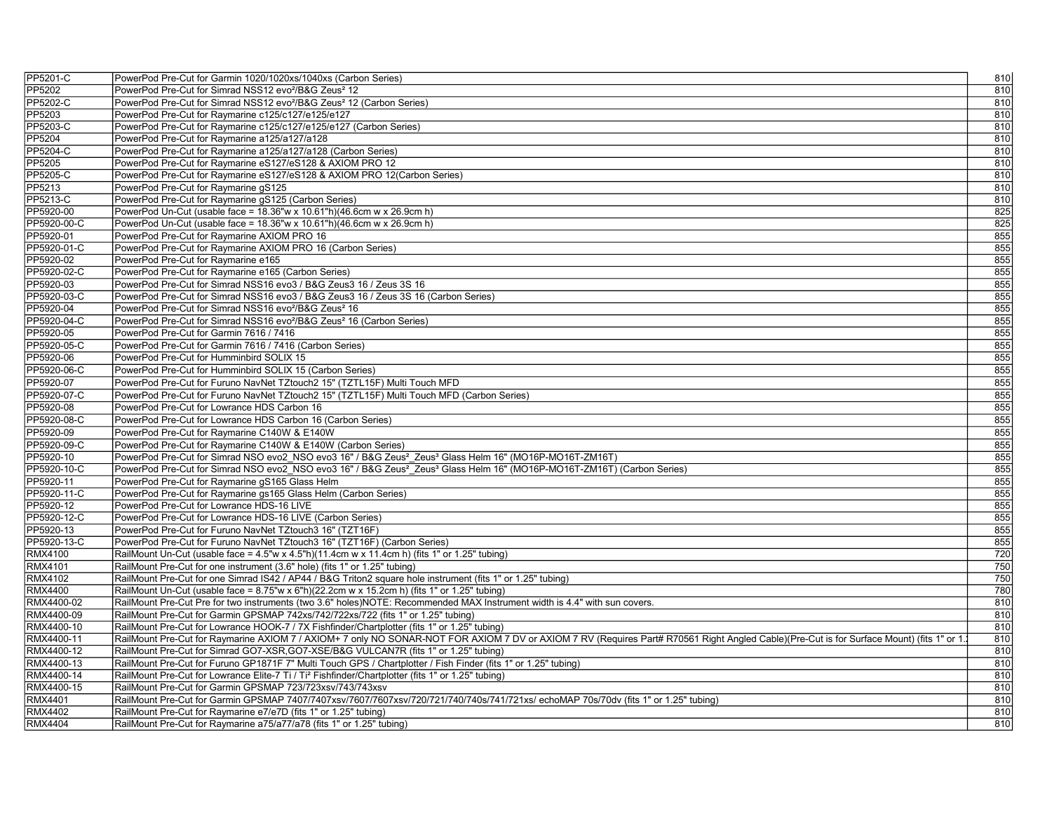| | | |
|---|---|---|
| PP5201-C | PowerPod Pre-Cut for Garmin 1020/1020xs/1040xs (Carbon Series) | 810 |
| PP5202 | PowerPod Pre-Cut for Simrad NSS12 evo²/B&G Zeus² 12 | 810 |
| PP5202-C | PowerPod Pre-Cut for Simrad NSS12 evo²/B&G Zeus² 12 (Carbon Series) | 810 |
| PP5203 | PowerPod Pre-Cut for Raymarine c125/c127/e125/e127 | 810 |
| PP5203-C | PowerPod Pre-Cut for Raymarine c125/c127/e125/e127 (Carbon Series) | 810 |
| PP5204 | PowerPod Pre-Cut for Raymarine a125/a127/a128 | 810 |
| PP5204-C | PowerPod Pre-Cut for Raymarine a125/a127/a128 (Carbon Series) | 810 |
| PP5205 | PowerPod Pre-Cut for Raymarine eS127/eS128 & AXIOM PRO 12 | 810 |
| PP5205-C | PowerPod Pre-Cut for Raymarine eS127/eS128 & AXIOM PRO 12(Carbon Series) | 810 |
| PP5213 | PowerPod Pre-Cut for Raymarine gS125 | 810 |
| PP5213-C | PowerPod Pre-Cut for Raymarine gS125 (Carbon Series) | 810 |
| PP5920-00 | PowerPod Un-Cut (usable face = 18.36"w x 10.61"h)(46.6cm w x 26.9cm h) | 825 |
| PP5920-00-C | PowerPod Un-Cut (usable face = 18.36"w x 10.61"h)(46.6cm w x 26.9cm h) | 825 |
| PP5920-01 | PowerPod Pre-Cut for Raymarine AXIOM PRO 16 | 855 |
| PP5920-01-C | PowerPod Pre-Cut for Raymarine AXIOM PRO 16 (Carbon Series) | 855 |
| PP5920-02 | PowerPod Pre-Cut for Raymarine e165 | 855 |
| PP5920-02-C | PowerPod Pre-Cut for Raymarine e165 (Carbon Series) | 855 |
| PP5920-03 | PowerPod Pre-Cut for Simrad NSS16 evo3 / B&G Zeus3 16 / Zeus 3S 16 | 855 |
| PP5920-03-C | PowerPod Pre-Cut for Simrad NSS16 evo3 / B&G Zeus3 16 / Zeus 3S 16 (Carbon Series) | 855 |
| PP5920-04 | PowerPod Pre-Cut for Simrad NSS16 evo²/B&G Zeus² 16 | 855 |
| PP5920-04-C | PowerPod Pre-Cut for Simrad NSS16 evo²/B&G Zeus² 16 (Carbon Series) | 855 |
| PP5920-05 | PowerPod Pre-Cut for Garmin 7616 / 7416 | 855 |
| PP5920-05-C | PowerPod Pre-Cut for Garmin 7616 / 7416 (Carbon Series) | 855 |
| PP5920-06 | PowerPod Pre-Cut for Humminbird SOLIX 15 | 855 |
| PP5920-06-C | PowerPod Pre-Cut for Humminbird SOLIX 15 (Carbon Series) | 855 |
| PP5920-07 | PowerPod Pre-Cut for Furuno NavNet TZtouch2 15" (TZTL15F) Multi Touch MFD | 855 |
| PP5920-07-C | PowerPod Pre-Cut for Furuno NavNet TZtouch2 15" (TZTL15F) Multi Touch MFD (Carbon Series) | 855 |
| PP5920-08 | PowerPod Pre-Cut for Lowrance HDS Carbon 16 | 855 |
| PP5920-08-C | PowerPod Pre-Cut for Lowrance HDS Carbon 16 (Carbon Series) | 855 |
| PP5920-09 | PowerPod Pre-Cut for Raymarine C140W & E140W | 855 |
| PP5920-09-C | PowerPod Pre-Cut for Raymarine C140W & E140W (Carbon Series) | 855 |
| PP5920-10 | PowerPod Pre-Cut for Simrad NSO evo2_NSO evo3 16" / B&G Zeus²_Zeus³ Glass Helm 16" (MO16P-MO16T-ZM16T) | 855 |
| PP5920-10-C | PowerPod Pre-Cut for Simrad NSO evo2_NSO evo3 16" / B&G Zeus²_Zeus³ Glass Helm 16" (MO16P-MO16T-ZM16T) (Carbon Series) | 855 |
| PP5920-11 | PowerPod Pre-Cut for Raymarine gS165 Glass Helm | 855 |
| PP5920-11-C | PowerPod Pre-Cut for Raymarine gs165 Glass Helm (Carbon Series) | 855 |
| PP5920-12 | PowerPod Pre-Cut for Lowrance HDS-16 LIVE | 855 |
| PP5920-12-C | PowerPod Pre-Cut for Lowrance HDS-16 LIVE (Carbon Series) | 855 |
| PP5920-13 | PowerPod Pre-Cut for Furuno NavNet TZtouch3 16" (TZT16F) | 855 |
| PP5920-13-C | PowerPod Pre-Cut for Furuno NavNet TZtouch3 16" (TZT16F) (Carbon Series) | 855 |
| RMX4100 | RailMount Un-Cut (usable face = 4.5"w x 4.5"h)(11.4cm w x 11.4cm h) (fits 1" or 1.25" tubing) | 720 |
| RMX4101 | RailMount Pre-Cut for one instrument (3.6" hole) (fits 1" or 1.25" tubing) | 750 |
| RMX4102 | RailMount Pre-Cut for one Simrad IS42 / AP44 / B&G Triton2 square hole instrument (fits 1" or 1.25" tubing) | 750 |
| RMX4400 | RailMount Un-Cut (usable face = 8.75"w x 6"h)(22.2cm w x 15.2cm h) (fits 1" or 1.25" tubing) | 780 |
| RMX4400-02 | RailMount Pre-Cut Pre for two instruments (two 3.6" holes)NOTE: Recommended MAX Instrument width is 4.4" with sun covers. | 810 |
| RMX4400-09 | RailMount Pre-Cut for Garmin GPSMAP 742xs/742/722xs/722 (fits 1" or 1.25" tubing) | 810 |
| RMX4400-10 | RailMount Pre-Cut for Lowrance HOOK-7 / 7X Fishfinder/Chartplotter (fits 1" or 1.25" tubing) | 810 |
| RMX4400-11 | RailMount Pre-Cut for Raymarine AXIOM 7 / AXIOM+ 7 only NO SONAR-NOT FOR AXIOM 7 DV or AXIOM 7 RV (Requires Part# R70561 Right Angled Cable)(Pre-Cut is for Surface Mount) (fits 1" or 1. | 810 |
| RMX4400-12 | RailMount Pre-Cut for Simrad GO7-XSR,GO7-XSE/B&G VULCAN7R (fits 1" or 1.25" tubing) | 810 |
| RMX4400-13 | RailMount Pre-Cut for Furuno GP1871F 7" Multi Touch GPS / Chartplotter / Fish Finder (fits 1" or 1.25" tubing) | 810 |
| RMX4400-14 | RailMount Pre-Cut for Lowrance Elite-7 Ti / Ti² Fishfinder/Chartplotter (fits 1" or 1.25" tubing) | 810 |
| RMX4400-15 | RailMount Pre-Cut for Garmin GPSMAP 723/723xsv/743/743xsv | 810 |
| RMX4401 | RailMount Pre-Cut for Garmin GPSMAP 7407/7407xsv/7607/7607xsv/720/721/740/740s/741/721xs/ echoMAP 70s/70dv (fits 1" or 1.25" tubing) | 810 |
| RMX4402 | RailMount Pre-Cut for Raymarine e7/e7D (fits 1" or 1.25" tubing) | 810 |
| RMX4404 | RailMount Pre-Cut for Raymarine a75/a77/a78 (fits 1" or 1.25" tubing) | 810 |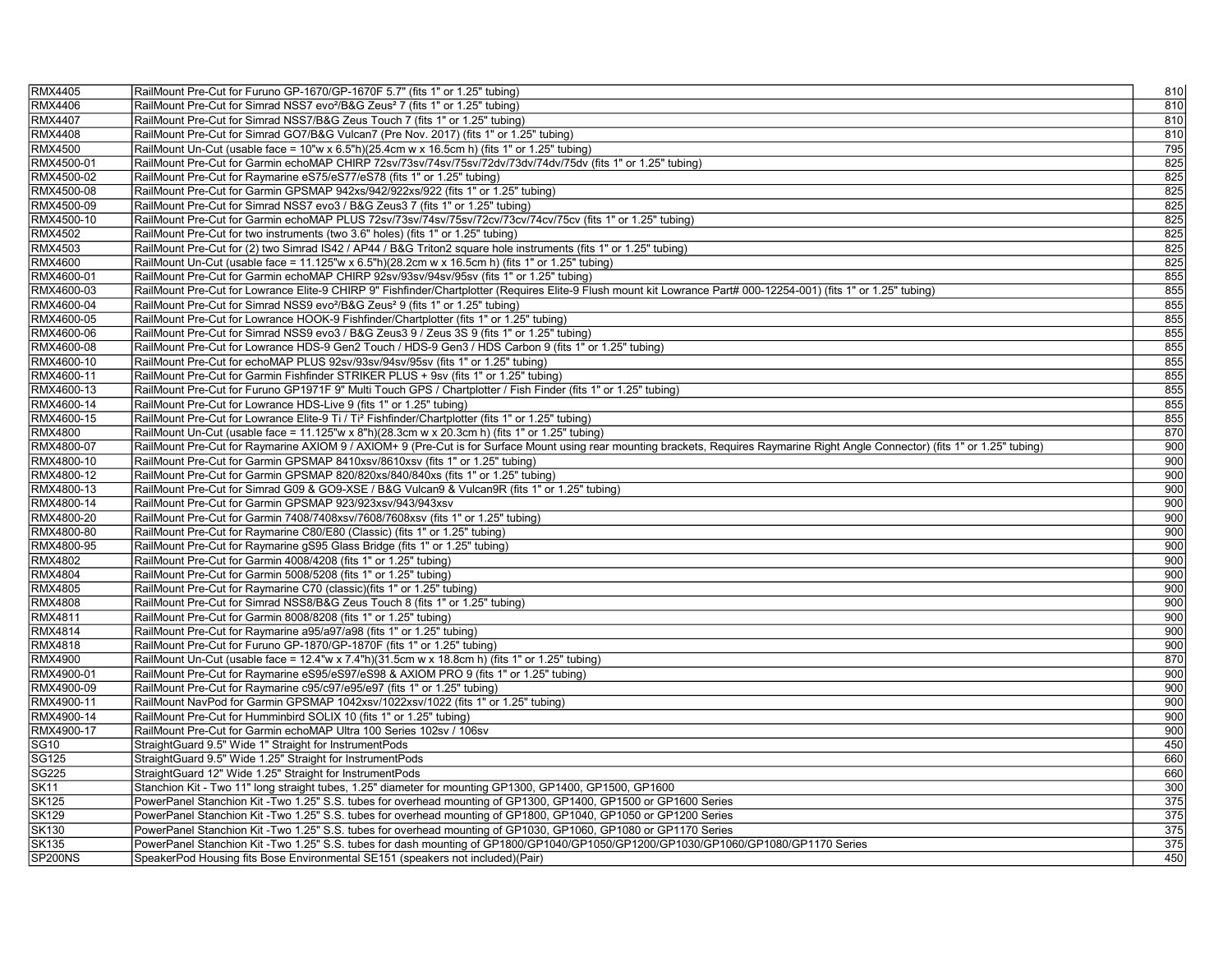| | | |
|---|---|---|
| RMX4405 | RailMount Pre-Cut for Furuno GP-1670/GP-1670F 5.7" (fits 1" or 1.25" tubing) | 810 |
| RMX4406 | RailMount Pre-Cut for Simrad NSS7 evo²/B&G Zeus² 7 (fits 1" or 1.25" tubing) | 810 |
| RMX4407 | RailMount Pre-Cut for Simrad NSS7/B&G Zeus Touch 7 (fits 1" or 1.25" tubing) | 810 |
| RMX4408 | RailMount Pre-Cut for Simrad GO7/B&G Vulcan7 (Pre Nov. 2017) (fits 1" or 1.25" tubing) | 810 |
| RMX4500 | RailMount Un-Cut (usable face = 10"w x 6.5"h)(25.4cm w x 16.5cm h) (fits 1" or 1.25" tubing) | 795 |
| RMX4500-01 | RailMount Pre-Cut for Garmin echoMAP CHIRP 72sv/73sv/74sv/75sv/72dv/73dv/74dv/75dv (fits 1" or 1.25" tubing) | 825 |
| RMX4500-02 | RailMount Pre-Cut for Raymarine eS75/eS77/eS78 (fits 1" or 1.25" tubing) | 825 |
| RMX4500-08 | RailMount Pre-Cut for Garmin GPSMAP 942xs/942/922xs/922 (fits 1" or 1.25" tubing) | 825 |
| RMX4500-09 | RailMount Pre-Cut for Simrad NSS7 evo3 / B&G Zeus3 7 (fits 1" or 1.25" tubing) | 825 |
| RMX4500-10 | RailMount Pre-Cut for Garmin echoMAP PLUS 72sv/73sv/74sv/75sv/72cv/73cv/74cv/75cv (fits 1" or 1.25" tubing) | 825 |
| RMX4502 | RailMount Pre-Cut for two instruments (two 3.6" holes) (fits 1" or 1.25" tubing) | 825 |
| RMX4503 | RailMount Pre-Cut for (2) two Simrad IS42 / AP44 / B&G Triton2 square hole instruments (fits 1" or 1.25" tubing) | 825 |
| RMX4600 | RailMount Un-Cut (usable face = 11.125"w x 6.5"h)(28.2cm w x 16.5cm h) (fits 1" or 1.25" tubing) | 825 |
| RMX4600-01 | RailMount Pre-Cut for Garmin echoMAP CHIRP 92sv/93sv/94sv/95sv (fits 1" or 1.25" tubing) | 855 |
| RMX4600-03 | RailMount Pre-Cut for Lowrance Elite-9 CHIRP 9" Fishfinder/Chartplotter (Requires Elite-9 Flush mount kit Lowrance Part# 000-12254-001) (fits 1" or 1.25" tubing) | 855 |
| RMX4600-04 | RailMount Pre-Cut for Simrad NSS9 evo²/B&G Zeus² 9 (fits 1" or 1.25" tubing) | 855 |
| RMX4600-05 | RailMount Pre-Cut for Lowrance HOOK-9 Fishfinder/Chartplotter (fits 1" or 1.25" tubing) | 855 |
| RMX4600-06 | RailMount Pre-Cut for Simrad NSS9 evo3 / B&G Zeus3 9 / Zeus 3S 9 (fits 1" or 1.25" tubing) | 855 |
| RMX4600-08 | RailMount Pre-Cut for Lowrance HDS-9 Gen2 Touch / HDS-9 Gen3 / HDS Carbon 9 (fits 1" or 1.25" tubing) | 855 |
| RMX4600-10 | RailMount Pre-Cut for echoMAP PLUS 92sv/93sv/94sv/95sv (fits 1" or 1.25" tubing) | 855 |
| RMX4600-11 | RailMount Pre-Cut for Garmin Fishfinder STRIKER PLUS + 9sv (fits 1" or 1.25" tubing) | 855 |
| RMX4600-13 | RailMount Pre-Cut for Furuno GP1971F 9" Multi Touch GPS / Chartplotter / Fish Finder (fits 1" or 1.25" tubing) | 855 |
| RMX4600-14 | RailMount Pre-Cut for Lowrance HDS-Live 9 (fits 1" or 1.25" tubing) | 855 |
| RMX4600-15 | RailMount Pre-Cut for Lowrance Elite-9 Ti / Ti² Fishfinder/Chartplotter (fits 1" or 1.25" tubing) | 855 |
| RMX4800 | RailMount Un-Cut (usable face = 11.125"w x 8"h)(28.3cm w x 20.3cm h) (fits 1" or 1.25" tubing) | 870 |
| RMX4800-07 | RailMount Pre-Cut for Raymarine AXIOM 9 / AXIOM+ 9 (Pre-Cut is for Surface Mount using rear mounting brackets, Requires Raymarine Right Angle Connector) (fits 1" or 1.25" tubing) | 900 |
| RMX4800-10 | RailMount Pre-Cut for Garmin GPSMAP 8410xsv/8610xsv (fits 1" or 1.25" tubing) | 900 |
| RMX4800-12 | RailMount Pre-Cut for Garmin GPSMAP 820/820xs/840/840xs (fits 1" or 1.25" tubing) | 900 |
| RMX4800-13 | RailMount Pre-Cut for Simrad G09 & GO9-XSE / B&G Vulcan9 & Vulcan9R (fits 1" or 1.25" tubing) | 900 |
| RMX4800-14 | RailMount Pre-Cut for Garmin GPSMAP 923/923xsv/943/943xsv | 900 |
| RMX4800-20 | RailMount Pre-Cut for Garmin 7408/7408xsv/7608/7608xsv (fits 1" or 1.25" tubing) | 900 |
| RMX4800-80 | RailMount Pre-Cut for Raymarine C80/E80 (Classic) (fits 1" or 1.25" tubing) | 900 |
| RMX4800-95 | RailMount Pre-Cut for Raymarine gS95 Glass Bridge (fits 1" or 1.25" tubing) | 900 |
| RMX4802 | RailMount Pre-Cut for Garmin 4008/4208 (fits 1" or 1.25" tubing) | 900 |
| RMX4804 | RailMount Pre-Cut for Garmin 5008/5208 (fits 1" or 1.25" tubing) | 900 |
| RMX4805 | RailMount Pre-Cut for Raymarine C70 (classic)(fits 1" or 1.25" tubing) | 900 |
| RMX4808 | RailMount Pre-Cut for Simrad NSS8/B&G Zeus Touch 8 (fits 1" or 1.25" tubing) | 900 |
| RMX4811 | RailMount Pre-Cut for Garmin 8008/8208 (fits 1" or 1.25" tubing) | 900 |
| RMX4814 | RailMount Pre-Cut for Raymarine a95/a97/a98 (fits 1" or 1.25" tubing) | 900 |
| RMX4818 | RailMount Pre-Cut for Furuno GP-1870/GP-1870F (fits 1" or 1.25" tubing) | 900 |
| RMX4900 | RailMount Un-Cut (usable face = 12.4"w x 7.4"h)(31.5cm w x 18.8cm h) (fits 1" or 1.25" tubing) | 870 |
| RMX4900-01 | RailMount Pre-Cut for Raymarine eS95/eS97/eS98 & AXIOM PRO 9 (fits 1" or 1.25" tubing) | 900 |
| RMX4900-09 | RailMount Pre-Cut for Raymarine c95/c97/e95/e97 (fits 1" or 1.25" tubing) | 900 |
| RMX4900-11 | RailMount NavPod for Garmin GPSMAP 1042xsv/1022xsv/1022 (fits 1" or 1.25" tubing) | 900 |
| RMX4900-14 | RailMount Pre-Cut for Humminbird SOLIX 10 (fits 1" or 1.25" tubing) | 900 |
| RMX4900-17 | RailMount Pre-Cut for Garmin echoMAP Ultra 100 Series 102sv / 106sv | 900 |
| SG10 | StraightGuard 9.5" Wide 1" Straight for InstrumentPods | 450 |
| SG125 | StraightGuard 9.5" Wide 1.25" Straight for InstrumentPods | 660 |
| SG225 | StraightGuard 12" Wide 1.25" Straight for InstrumentPods | 660 |
| SK11 | Stanchion Kit - Two 11" long straight tubes, 1.25" diameter for mounting GP1300, GP1400, GP1500, GP1600 | 300 |
| SK125 | PowerPanel Stanchion Kit -Two 1.25" S.S. tubes for overhead mounting of GP1300, GP1400, GP1500 or GP1600 Series | 375 |
| SK129 | PowerPanel Stanchion Kit -Two 1.25" S.S. tubes for overhead mounting of GP1800, GP1040, GP1050 or GP1200 Series | 375 |
| SK130 | PowerPanel Stanchion Kit -Two 1.25" S.S. tubes for overhead mounting of GP1030, GP1060, GP1080 or GP1170 Series | 375 |
| SK135 | PowerPanel Stanchion Kit -Two 1.25" S.S. tubes for dash mounting of GP1800/GP1040/GP1050/GP1200/GP1030/GP1060/GP1080/GP1170 Series | 375 |
| SP200NS | SpeakerPod Housing fits Bose Environmental SE151 (speakers not included)(Pair) | 450 |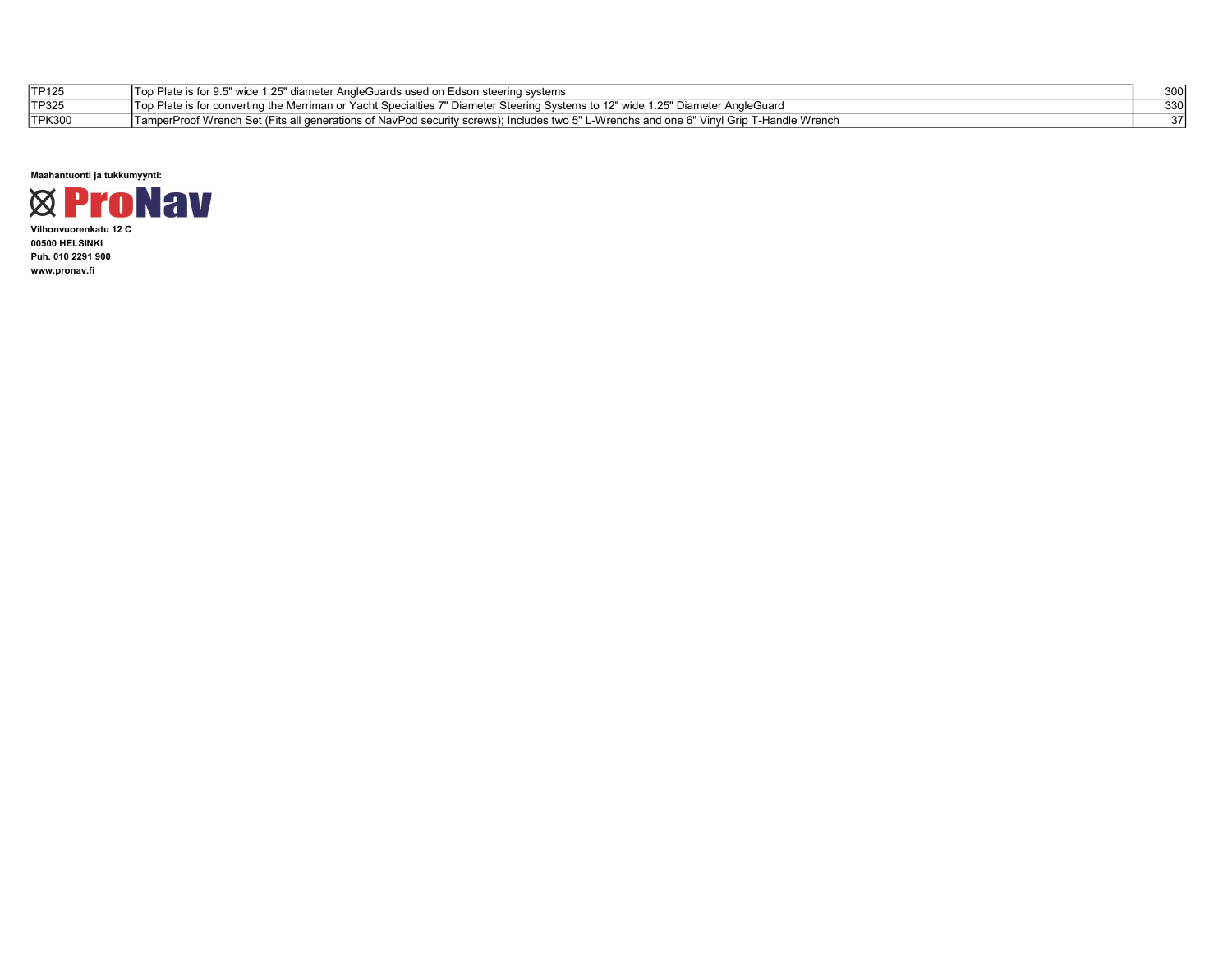| | | |
|---|---|---|
| TP125 | Top Plate is for 9.5" wide 1.25" diameter AngleGuards used on Edson steering systems | 300 |
| TP325 | Top Plate is for converting the Merriman or Yacht Specialties 7" Diameter Steering Systems to 12" wide 1.25" Diameter AngleGuard | 330 |
| TPK300 | TamperProof Wrench Set (Fits all generations of NavPod security screws); Includes two 5" L-Wrenchs and one 6" Vinyl Grip T-Handle Wrench | 37 |

**Maahantuonti ja tukkumyynti:**

**ProNav**

**Vilhonvuorenkatu 12 C**
**00500 HELSINKI**
**Puh. 010 2291 900**
**www.pronav.fi**